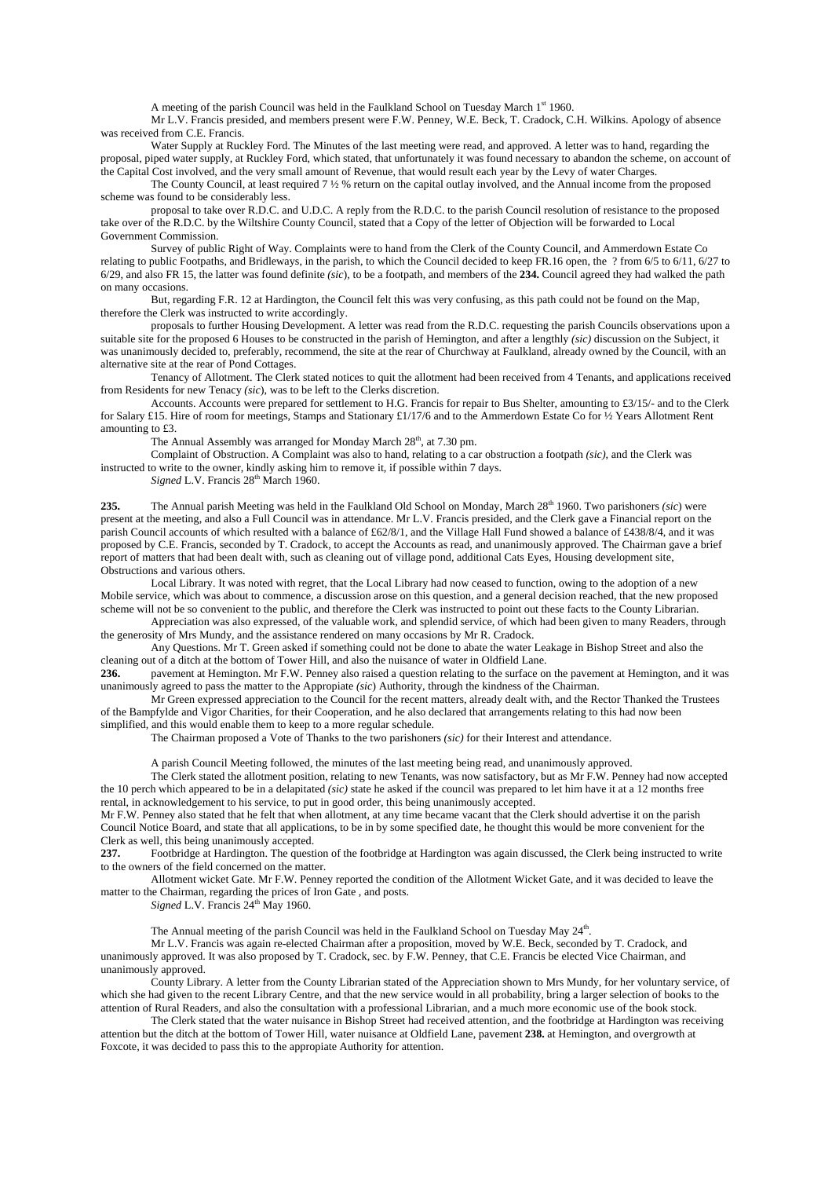A meeting of the parish Council was held in the Faulkland School on Tuesday March 1st 1960.

Mr L.V. Francis presided, and members present were F.W. Penney, W.E. Beck, T. Cradock, C.H. Wilkins. Apology of absence was received from C.E. Francis.

Water Supply at Ruckley Ford. The Minutes of the last meeting were read, and approved. A letter was to hand, regarding the proposal, piped water supply, at Ruckley Ford, which stated, that unfortunately it was found necessary to abandon the scheme, on account of the Capital Cost involved, and the very small amount of Revenue, that would result each year by the Levy of water Charges.

The County Council, at least required 7 ½ % return on the capital outlay involved, and the Annual income from the proposed scheme was found to be considerably less.

proposal to take over R.D.C. and U.D.C. A reply from the R.D.C. to the parish Council resolution of resistance to the proposed take over of the R.D.C. by the Wiltshire County Council, stated that a Copy of the letter of Objection will be forwarded to Local Government Commission.

Survey of public Right of Way. Complaints were to hand from the Clerk of the County Council, and Ammerdown Estate Co relating to public Footpaths, and Bridleways, in the parish, to which the Council decided to keep FR.16 open, the ? from 6/5 to 6/11, 6/27 to 6/29, and also FR 15, the latter was found definite *(sic*), to be a footpath, and members of the **234.** Council agreed they had walked the path on many occasions.

But, regarding F.R. 12 at Hardington, the Council felt this was very confusing, as this path could not be found on the Map, therefore the Clerk was instructed to write accordingly.

proposals to further Housing Development. A letter was read from the R.D.C. requesting the parish Councils observations upon a suitable site for the proposed 6 Houses to be constructed in the parish of Hemington, and after a lengthly *(sic)* discussion on the Subject, it was unanimously decided to, preferably, recommend, the site at the rear of Churchway at Faulkland, already owned by the Council, with an alternative site at the rear of Pond Cottages.

Tenancy of Allotment. The Clerk stated notices to quit the allotment had been received from 4 Tenants, and applications received from Residents for new Tenacy *(sic*), was to be left to the Clerks discretion.

Accounts. Accounts were prepared for settlement to H.G. Francis for repair to Bus Shelter, amounting to £3/15/- and to the Clerk for Salary £15. Hire of room for meetings, Stamps and Stationary £1/17/6 and to the Ammerdown Estate Co for ½ Years Allotment Rent amounting to £3.

The Annual Assembly was arranged for Monday March 28th, at 7.30 pm.

Complaint of Obstruction. A Complaint was also to hand, relating to a car obstruction a footpath *(sic)*, and the Clerk was instructed to write to the owner, kindly asking him to remove it, if possible within 7 days.

*Signed* L.V. Francis 28th March 1960.

**235.** The Annual parish Meeting was held in the Faulkland Old School on Monday, March 28th 1960. Two parishoners *(sic*) were present at the meeting, and also a Full Council was in attendance. Mr L.V. Francis presided, and the Clerk gave a Financial report on the parish Council accounts of which resulted with a balance of £62/8/1, and the Village Hall Fund showed a balance of £438/8/4, and it was proposed by C.E. Francis, seconded by T. Cradock, to accept the Accounts as read, and unanimously approved. The Chairman gave a brief report of matters that had been dealt with, such as cleaning out of village pond, additional Cats Eyes, Housing development site, Obstructions and various others.

Local Library. It was noted with regret, that the Local Library had now ceased to function, owing to the adoption of a new Mobile service, which was about to commence, a discussion arose on this question, and a general decision reached, that the new proposed scheme will not be so convenient to the public, and therefore the Clerk was instructed to point out these facts to the County Librarian.

Appreciation was also expressed, of the valuable work, and splendid service, of which had been given to many Readers, through the generosity of Mrs Mundy, and the assistance rendered on many occasions by Mr R. Cradock.

Any Questions. Mr T. Green asked if something could not be done to abate the water Leakage in Bishop Street and also the cleaning out of a ditch at the bottom of Tower Hill, and also the nuisance of water in Oldfield Lane.

**236.** pavement at Hemington. Mr F.W. Penney also raised a question relating to the surface on the pavement at Hemington, and it was unanimously agreed to pass the matter to the Appropiate *(sic*) Authority, through the kindness of the Chairman.

Mr Green expressed appreciation to the Council for the recent matters, already dealt with, and the Rector Thanked the Trustees of the Bampfylde and Vigor Charities, for their Cooperation, and he also declared that arrangements relating to this had now been simplified, and this would enable them to keep to a more regular schedule.

The Chairman proposed a Vote of Thanks to the two parishoners *(sic)* for their Interest and attendance.

A parish Council Meeting followed, the minutes of the last meeting being read, and unanimously approved.

The Clerk stated the allotment position, relating to new Tenants, was now satisfactory, but as Mr F.W. Penney had now accepted the 10 perch which appeared to be in a delapitated *(sic)* state he asked if the council was prepared to let him have it at a 12 months free rental, in acknowledgement to his service, to put in good order, this being unanimously accepted.

Mr F.W. Penney also stated that he felt that when allotment, at any time became vacant that the Clerk should advertise it on the parish Council Notice Board, and state that all applications, to be in by some specified date, he thought this would be more convenient for the Clerk as well, this being unanimously accepted.

**237.** Footbridge at Hardington. The question of the footbridge at Hardington was again discussed, the Clerk being instructed to write to the owners of the field concerned on the matter.

Allotment wicket Gate. Mr F.W. Penney reported the condition of the Allotment Wicket Gate, and it was decided to leave the matter to the Chairman, regarding the prices of Iron Gate , and posts.

*Signed* L.V. Francis 24th May 1960.

The Annual meeting of the parish Council was held in the Faulkland School on Tuesday May 24th.

Mr L.V. Francis was again re-elected Chairman after a proposition, moved by W.E. Beck, seconded by T. Cradock, and unanimously approved. It was also proposed by T. Cradock, sec. by F.W. Penney, that C.E. Francis be elected Vice Chairman, and unanimously approved.

County Library. A letter from the County Librarian stated of the Appreciation shown to Mrs Mundy, for her voluntary service, of which she had given to the recent Library Centre, and that the new service would in all probability, bring a larger selection of books to the attention of Rural Readers, and also the consultation with a professional Librarian, and a much more economic use of the book stock.

The Clerk stated that the water nuisance in Bishop Street had received attention, and the footbridge at Hardington was receiving attention but the ditch at the bottom of Tower Hill, water nuisance at Oldfield Lane, pavement **238.** at Hemington, and overgrowth at Foxcote, it was decided to pass this to the appropiate Authority for attention.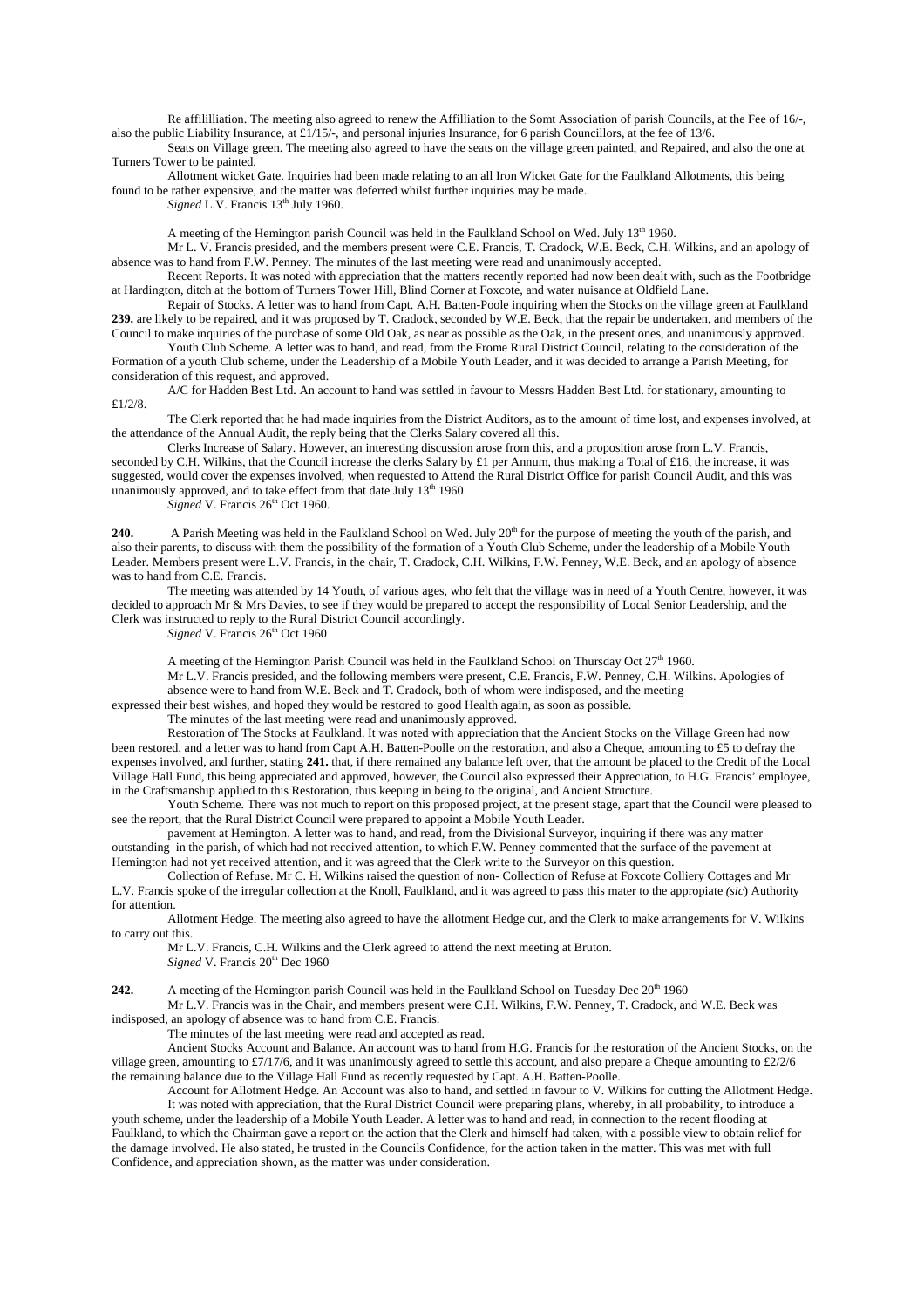Re affililliation. The meeting also agreed to renew the Affilliation to the Somt Association of parish Councils, at the Fee of 16/-, also the public Liability Insurance, at £1/15/-, and personal injuries Insurance, for 6 parish Councillors, at the fee of 13/6.

Seats on Village green. The meeting also agreed to have the seats on the village green painted, and Repaired, and also the one at Turners Tower to be painted.

Allotment wicket Gate. Inquiries had been made relating to an all Iron Wicket Gate for the Faulkland Allotments, this being found to be rather expensive, and the matter was deferred whilst further inquiries may be made.

*Signed* L.V. Francis 13th July 1960.

A meeting of the Hemington parish Council was held in the Faulkland School on Wed. July 13th 1960.

Mr L. V. Francis presided, and the members present were C.E. Francis, T. Cradock, W.E. Beck, C.H. Wilkins, and an apology of absence was to hand from F.W. Penney. The minutes of the last meeting were read and unanimously accepted.

Recent Reports. It was noted with appreciation that the matters recently reported had now been dealt with, such as the Footbridge at Hardington, ditch at the bottom of Turners Tower Hill, Blind Corner at Foxcote, and water nuisance at Oldfield Lane.

Repair of Stocks. A letter was to hand from Capt. A.H. Batten-Poole inquiring when the Stocks on the village green at Faulkland **239.** are likely to be repaired, and it was proposed by T. Cradock, seconded by W.E. Beck, that the repair be undertaken, and members of the Council to make inquiries of the purchase of some Old Oak, as near as possible as the Oak, in the present ones, and unanimously approved.

Youth Club Scheme. A letter was to hand, and read, from the Frome Rural District Council, relating to the consideration of the Formation of a youth Club scheme, under the Leadership of a Mobile Youth Leader, and it was decided to arrange a Parish Meeting, for consideration of this request, and approved.

A/C for Hadden Best Ltd. An account to hand was settled in favour to Messrs Hadden Best Ltd. for stationary, amounting to £1/2/8.

The Clerk reported that he had made inquiries from the District Auditors, as to the amount of time lost, and expenses involved, at the attendance of the Annual Audit, the reply being that the Clerks Salary covered all this.

Clerks Increase of Salary. However, an interesting discussion arose from this, and a proposition arose from L.V. Francis, seconded by C.H. Wilkins, that the Council increase the clerks Salary by £1 per Annum, thus making a Total of £16, the increase, it was suggested, would cover the expenses involved, when requested to Attend the Rural District Office for parish Council Audit, and this was unanimously approved, and to take effect from that date July 13th 1960.

*Signed* V. Francis 26th Oct 1960.

**240.** A Parish Meeting was held in the Faulkland School on Wed. July 20th for the purpose of meeting the youth of the parish, and also their parents, to discuss with them the possibility of the formation of a Youth Club Scheme, under the leadership of a Mobile Youth Leader. Members present were L.V. Francis, in the chair, T. Cradock, C.H. Wilkins, F.W. Penney, W.E. Beck, and an apology of absence was to hand from C.E. Francis.

The meeting was attended by 14 Youth, of various ages, who felt that the village was in need of a Youth Centre, however, it was decided to approach Mr & Mrs Davies, to see if they would be prepared to accept the responsibility of Local Senior Leadership, and the Clerk was instructed to reply to the Rural District Council accordingly.

*Signed* V. Francis 26th Oct 1960

A meeting of the Hemington Parish Council was held in the Faulkland School on Thursday Oct 27th 1960.

Mr L.V. Francis presided, and the following members were present, C.E. Francis, F.W. Penney, C.H. Wilkins. Apologies of absence were to hand from W.E. Beck and T. Cradock, both of whom were indisposed, and the meeting expressed their best wishes, and hoped they would be restored to good Health again, as soon as possible.

The minutes of the last meeting were read and unanimously approved.

Restoration of The Stocks at Faulkland. It was noted with appreciation that the Ancient Stocks on the Village Green had now been restored, and a letter was to hand from Capt A.H. Batten-Poolle on the restoration, and also a Cheque, amounting to £5 to defray the expenses involved, and further, stating **241.** that, if there remained any balance left over, that the amount be placed to the Credit of the Local Village Hall Fund, this being appreciated and approved, however, the Council also expressed their Appreciation, to H.G. Francis' employee, in the Craftsmanship applied to this Restoration, thus keeping in being to the original, and Ancient Structure.

Youth Scheme. There was not much to report on this proposed project, at the present stage, apart that the Council were pleased to see the report, that the Rural District Council were prepared to appoint a Mobile Youth Leader.

pavement at Hemington. A letter was to hand, and read, from the Divisional Surveyor, inquiring if there was any matter outstanding in the parish, of which had not received attention, to which F.W. Penney commented that the surface of the pavement at Hemington had not yet received attention, and it was agreed that the Clerk write to the Surveyor on this question.

Collection of Refuse. Mr C. H. Wilkins raised the question of non- Collection of Refuse at Foxcote Colliery Cottages and Mr L.V. Francis spoke of the irregular collection at the Knoll, Faulkland, and it was agreed to pass this mater to the appropiate *(sic)* Authority for attention.

Allotment Hedge. The meeting also agreed to have the allotment Hedge cut, and the Clerk to make arrangements for V. Wilkins to carry out this.

Mr L.V. Francis, C.H. Wilkins and the Clerk agreed to attend the next meeting at Bruton.

*Signed* V. Francis 20th Dec 1960

**242.** A meeting of the Hemington parish Council was held in the Faulkland School on Tuesday Dec 20th 1960

Mr L.V. Francis was in the Chair, and members present were C.H. Wilkins, F.W. Penney, T. Cradock, and W.E. Beck was indisposed, an apology of absence was to hand from C.E. Francis.

The minutes of the last meeting were read and accepted as read.

Ancient Stocks Account and Balance. An account was to hand from H.G. Francis for the restoration of the Ancient Stocks, on the village green, amounting to £7/17/6, and it was unanimously agreed to settle this account, and also prepare a Cheque amounting to £2/2/6 the remaining balance due to the Village Hall Fund as recently requested by Capt. A.H. Batten-Poolle.

Account for Allotment Hedge. An Account was also to hand, and settled in favour to V. Wilkins for cutting the Allotment Hedge.

It was noted with appreciation, that the Rural District Council were preparing plans, whereby, in all probability, to introduce a youth scheme, under the leadership of a Mobile Youth Leader. A letter was to hand and read, in connection to the recent flooding at Faulkland, to which the Chairman gave a report on the action that the Clerk and himself had taken, with a possible view to obtain relief for the damage involved. He also stated, he trusted in the Councils Confidence, for the action taken in the matter. This was met with full Confidence, and appreciation shown, as the matter was under consideration.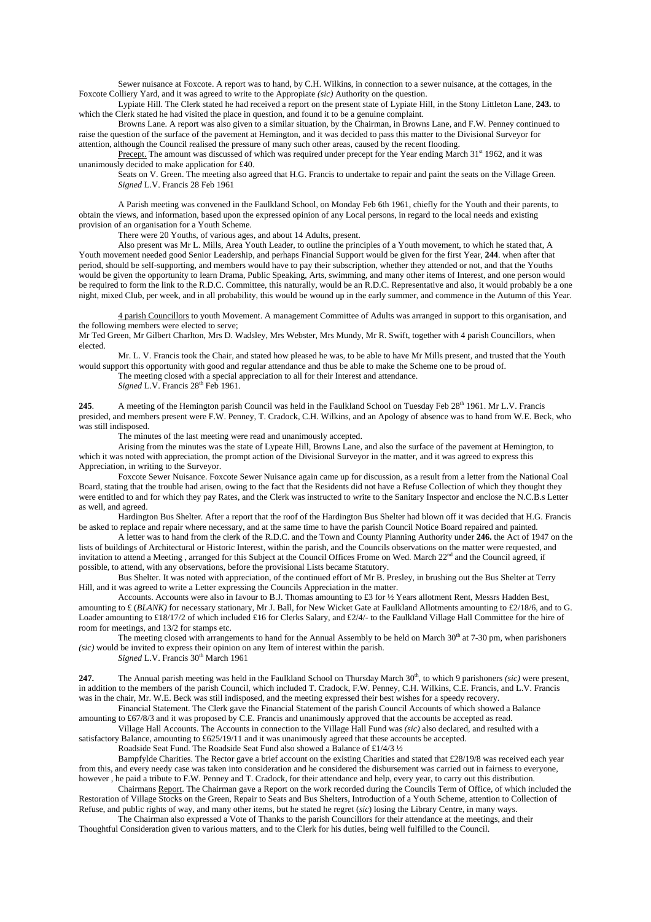Sewer nuisance at Foxcote. A report was to hand, by C.H. Wilkins, in connection to a sewer nuisance, at the cottages, in the Foxcote Colliery Yard, and it was agreed to write to the Appropiate *(sic)* Authority on the question.

Lypiate Hill. The Clerk stated he had received a report on the present state of Lypiate Hill, in the Stony Littleton Lane, **243.** to which the Clerk stated he had visited the place in question, and found it to be a genuine complaint.

Browns Lane. A report was also given to a similar situation, by the Chairman, in Browns Lane, and F.W. Penney continued to raise the question of the surface of the pavement at Hemington, and it was decided to pass this matter to the Divisional Surveyor for attention, although the Council realised the pressure of many such other areas, caused by the recent flooding.

<u>Precept.</u> The amount was discussed of which was required under precept for the Year ending March 31st 1962, and it was unanimously decided to make application for £40.

Seats on V. Green. The meeting also agreed that H.G. Francis to undertake to repair and paint the seats on the Village Green.
*Signed* L.V. Francis 28 Feb 1961

A Parish meeting was convened in the Faulkland School, on Monday Feb 6th 1961, chiefly for the Youth and their parents, to obtain the views, and information, based upon the expressed opinion of any Local persons, in regard to the local needs and existing provision of an organisation for a Youth Scheme.

There were 20 Youths, of various ages, and about 14 Adults, present.

Also present was Mr L. Mills, Area Youth Leader, to outline the principles of a Youth movement, to which he stated that, A Youth movement needed good Senior Leadership, and perhaps Financial Support would be given for the first Year, **244**. when after that period, should be self-supporting, and members would have to pay their subscription, whether they attended or not, and that the Youths would be given the opportunity to learn Drama, Public Speaking, Arts, swimming, and many other items of Interest, and one person would be required to form the link to the R.D.C. Committee, this naturally, would be an R.D.C. Representative and also, it would probably be a one night, mixed Club, per week, and in all probability, this would be wound up in the early summer, and commence in the Autumn of this Year.

<u>4 parish Councillors</u> to youth Movement. A management Committee of Adults was arranged in support to this organisation, and the following members were elected to serve;
Mr Ted Green, Mr Gilbert Charlton, Mrs D. Wadsley, Mrs Webster, Mrs Mundy, Mr R. Swift, together with 4 parish Councillors, when elected.

Mr. L. V. Francis took the Chair, and stated how pleased he was, to be able to have Mr Mills present, and trusted that the Youth would support this opportunity with good and regular attendance and thus be able to make the Scheme one to be proud of.

The meeting closed with a special appreciation to all for their Interest and attendance.
*Signed* L.V. Francis 28th Feb 1961.

**245**. A meeting of the Hemington parish Council was held in the Faulkland School on Tuesday Feb 28th 1961. Mr L.V. Francis presided, and members present were F.W. Penney, T. Cradock, C.H. Wilkins, and an Apology of absence was to hand from W.E. Beck, who was still indisposed.

The minutes of the last meeting were read and unanimously accepted.

Arising from the minutes was the state of Lypeate Hill, Browns Lane, and also the surface of the pavement at Hemington, to which it was noted with appreciation, the prompt action of the Divisional Surveyor in the matter, and it was agreed to express this Appreciation, in writing to the Surveyor.

Foxcote Sewer Nuisance. Foxcote Sewer Nuisance again came up for discussion, as a result from a letter from the National Coal Board, stating that the trouble had arisen, owing to the fact that the Residents did not have a Refuse Collection of which they thought they were entitled to and for which they pay Rates, and the Clerk was instructed to write to the Sanitary Inspector and enclose the N.C.B.s Letter as well, and agreed.

Hardington Bus Shelter. After a report that the roof of the Hardington Bus Shelter had blown off it was decided that H.G. Francis be asked to replace and repair where necessary, and at the same time to have the parish Council Notice Board repaired and painted.

A letter was to hand from the clerk of the R.D.C. and the Town and County Planning Authority under **246.** the Act of 1947 on the lists of buildings of Architectural or Historic Interest, within the parish, and the Councils observations on the matter were requested, and invitation to attend a Meeting , arranged for this Subject at the Council Offices Frome on Wed. March 22nd and the Council agreed, if possible, to attend, with any observations, before the provisional Lists became Statutory.

Bus Shelter. It was noted with appreciation, of the continued effort of Mr B. Presley, in brushing out the Bus Shelter at Terry Hill, and it was agreed to write a Letter expressing the Councils Appreciation in the matter.

Accounts. Accounts were also in favour to B.J. Thomas amounting to £3 for ½ Years allotment Rent, Messrs Hadden Best, amounting to £ (*BLANK)* for necessary stationary, Mr J. Ball, for New Wicket Gate at Faulkland Allotments amounting to £2/18/6, and to G. Loader amounting to £18/17/2 of which included £16 for Clerks Salary, and £2/4/- to the Faulkland Village Hall Committee for the hire of room for meetings, and 13/2 for stamps etc.

The meeting closed with arrangements to hand for the Annual Assembly to be held on March 30th at 7-30 pm, when parishoners *(sic)* would be invited to express their opinion on any Item of interest within the parish.
*Signed* L.V. Francis 30th March 1961

**247.** The Annual parish meeting was held in the Faulkland School on Thursday March 30th, to which 9 parishoners *(sic)* were present, in addition to the members of the parish Council, which included T. Cradock, F.W. Penney, C.H. Wilkins, C.E. Francis, and L.V. Francis was in the chair, Mr. W.E. Beck was still indisposed, and the meeting expressed their best wishes for a speedy recovery.

Financial Statement. The Clerk gave the Financial Statement of the parish Council Accounts of which showed a Balance amounting to £67/8/3 and it was proposed by C.E. Francis and unanimously approved that the accounts be accepted as read.

Village Hall Accounts. The Accounts in connection to the Village Hall Fund was *(sic)* also declared, and resulted with a satisfactory Balance, amounting to £625/19/11 and it was unanimously agreed that these accounts be accepted.

Roadside Seat Fund. The Roadside Seat Fund also showed a Balance of £1/4/3 ½

Bampfylde Charities. The Rector gave a brief account on the existing Charities and stated that £28/19/8 was received each year from this, and every needy case was taken into consideration and he considered the disbursement was carried out in fairness to everyone, however , he paid a tribute to F.W. Penney and T. Cradock, for their attendance and help, every year, to carry out this distribution.

Chairmans <u>Report</u>. The Chairman gave a Report on the work recorded during the Councils Term of Office, of which included the Restoration of Village Stocks on the Green, Repair to Seats and Bus Shelters, Introduction of a Youth Scheme, attention to Collection of Refuse, and public rights of way, and many other items, but he stated he regret (*sic*) losing the Library Centre, in many ways.

The Chairman also expressed a Vote of Thanks to the parish Councillors for their attendance at the meetings, and their Thoughtful Consideration given to various matters, and to the Clerk for his duties, being well fulfilled to the Council.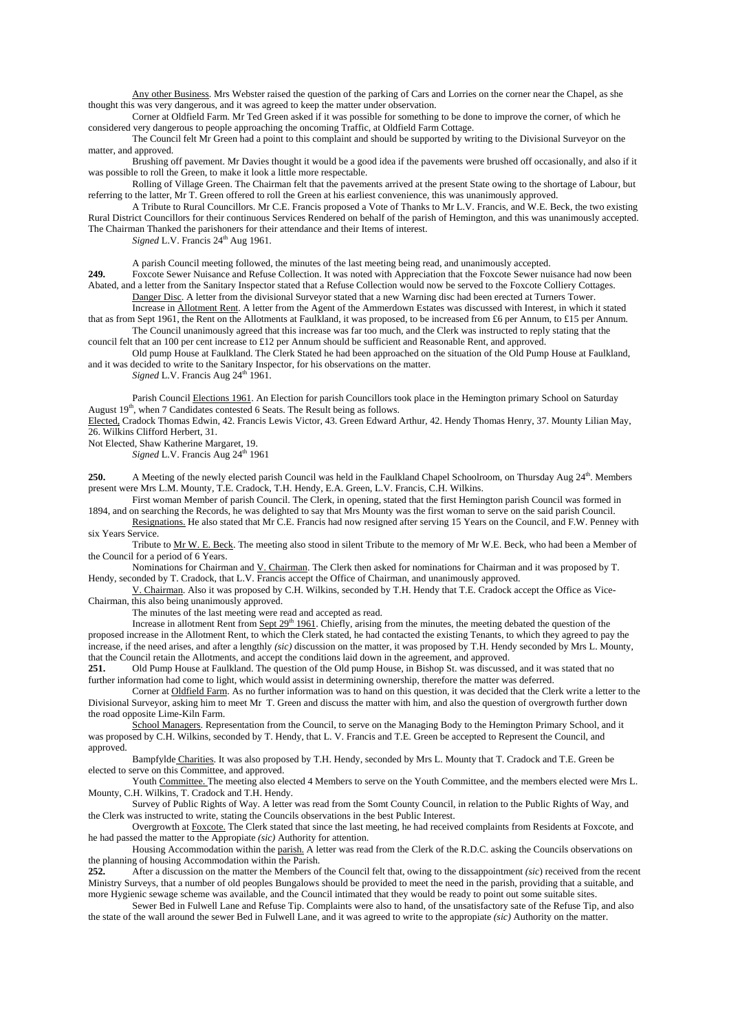Any other Business. Mrs Webster raised the question of the parking of Cars and Lorries on the corner near the Chapel, as she thought this was very dangerous, and it was agreed to keep the matter under observation.

Corner at Oldfield Farm. Mr Ted Green asked if it was possible for something to be done to improve the corner, of which he considered very dangerous to people approaching the oncoming Traffic, at Oldfield Farm Cottage.

The Council felt Mr Green had a point to this complaint and should be supported by writing to the Divisional Surveyor on the matter, and approved.

Brushing off pavement. Mr Davies thought it would be a good idea if the pavements were brushed off occasionally, and also if it was possible to roll the Green, to make it look a little more respectable.

Rolling of Village Green. The Chairman felt that the pavements arrived at the present State owing to the shortage of Labour, but referring to the latter, Mr T. Green offered to roll the Green at his earliest convenience, this was unanimously approved.

A Tribute to Rural Councillors. Mr C.E. Francis proposed a Vote of Thanks to Mr L.V. Francis, and W.E. Beck, the two existing Rural District Councillors for their continuous Services Rendered on behalf of the parish of Hemington, and this was unanimously accepted. The Chairman Thanked the parishoners for their attendance and their Items of interest.

*Signed* L.V. Francis 24th Aug 1961.

A parish Council meeting followed, the minutes of the last meeting being read, and unanimously accepted.

**249.** Foxcote Sewer Nuisance and Refuse Collection. It was noted with Appreciation that the Foxcote Sewer nuisance had now been Abated, and a letter from the Sanitary Inspector stated that a Refuse Collection would now be served to the Foxcote Colliery Cottages.

Danger Disc. A letter from the divisional Surveyor stated that a new Warning disc had been erected at Turners Tower.

Increase in Allotment Rent. A letter from the Agent of the Ammerdown Estates was discussed with Interest, in which it stated that as from Sept 1961, the Rent on the Allotments at Faulkland, it was proposed, to be increased from £6 per Annum, to £15 per Annum.

The Council unanimously agreed that this increase was far too much, and the Clerk was instructed to reply stating that the council felt that an 100 per cent increase to £12 per Annum should be sufficient and Reasonable Rent, and approved.

Old pump House at Faulkland. The Clerk Stated he had been approached on the situation of the Old Pump House at Faulkland, and it was decided to write to the Sanitary Inspector, for his observations on the matter.

*Signed* L.V. Francis Aug 24th 1961.

Parish Council Elections 1961. An Election for parish Councillors took place in the Hemington primary School on Saturday August 19th, when 7 Candidates contested 6 Seats. The Result being as follows.

Elected, Cradock Thomas Edwin, 42. Francis Lewis Victor, 43. Green Edward Arthur, 42. Hendy Thomas Henry, 37. Mounty Lilian May, 26. Wilkins Clifford Herbert, 31.

Not Elected, Shaw Katherine Margaret, 19.

*Signed* L.V. Francis Aug 24th 1961

**250.** A Meeting of the newly elected parish Council was held in the Faulkland Chapel Schoolroom, on Thursday Aug 24th. Members present were Mrs L.M. Mounty, T.E. Cradock, T.H. Hendy, E.A. Green, L.V. Francis, C.H. Wilkins.

First woman Member of parish Council. The Clerk, in opening, stated that the first Hemington parish Council was formed in 1894, and on searching the Records, he was delighted to say that Mrs Mounty was the first woman to serve on the said parish Council.

Resignations. He also stated that Mr C.E. Francis had now resigned after serving 15 Years on the Council, and F.W. Penney with six Years Service.

Tribute to Mr W. E. Beck. The meeting also stood in silent Tribute to the memory of Mr W.E. Beck, who had been a Member of the Council for a period of 6 Years.

Nominations for Chairman and V. Chairman. The Clerk then asked for nominations for Chairman and it was proposed by T. Hendy, seconded by T. Cradock, that L.V. Francis accept the Office of Chairman, and unanimously approved.

V. Chairman. Also it was proposed by C.H. Wilkins, seconded by T.H. Hendy that T.E. Cradock accept the Office as Vice-Chairman, this also being unanimously approved.

The minutes of the last meeting were read and accepted as read.

Increase in allotment Rent from Sept 29th 1961. Chiefly, arising from the minutes, the meeting debated the question of the proposed increase in the Allotment Rent, to which the Clerk stated, he had contacted the existing Tenants, to which they agreed to pay the increase, if the need arises, and after a lengthly *(sic)* discussion on the matter, it was proposed by T.H. Hendy seconded by Mrs L. Mounty, that the Council retain the Allotments, and accept the conditions laid down in the agreement, and approved.

**251.** Old Pump House at Faulkland. The question of the Old pump House, in Bishop St. was discussed, and it was stated that no further information had come to light, which would assist in determining ownership, therefore the matter was deferred.

Corner at Oldfield Farm. As no further information was to hand on this question, it was decided that the Clerk write a letter to the Divisional Surveyor, asking him to meet Mr T. Green and discuss the matter with him, and also the question of overgrowth further down the road opposite Lime-Kiln Farm.

School Managers. Representation from the Council, to serve on the Managing Body to the Hemington Primary School, and it was proposed by C.H. Wilkins, seconded by T. Hendy, that L. V. Francis and T.E. Green be accepted to Represent the Council, and approved.

Bampfylde Charities. It was also proposed by T.H. Hendy, seconded by Mrs L. Mounty that T. Cradock and T.E. Green be elected to serve on this Committee, and approved.

Youth Committee. The meeting also elected 4 Members to serve on the Youth Committee, and the members elected were Mrs L. Mounty, C.H. Wilkins, T. Cradock and T.H. Hendy.

Survey of Public Rights of Way. A letter was read from the Somt County Council, in relation to the Public Rights of Way, and the Clerk was instructed to write, stating the Councils observations in the best Public Interest.

Overgrowth at Foxcote. The Clerk stated that since the last meeting, he had received complaints from Residents at Foxcote, and he had passed the matter to the Appropiate *(sic)* Authority for attention.

Housing Accommodation within the parish. A letter was read from the Clerk of the R.D.C. asking the Councils observations on the planning of housing Accommodation within the Parish.

**252.** After a discussion on the matter the Members of the Council felt that, owing to the dissappointment *(sic)* received from the recent Ministry Surveys, that a number of old peoples Bungalows should be provided to meet the need in the parish, providing that a suitable, and more Hygienic sewage scheme was available, and the Council intimated that they would be ready to point out some suitable sites.

Sewer Bed in Fulwell Lane and Refuse Tip. Complaints were also to hand, of the unsatisfactory sate of the Refuse Tip, and also the state of the wall around the sewer Bed in Fulwell Lane, and it was agreed to write to the appropiate *(sic)* Authority on the matter.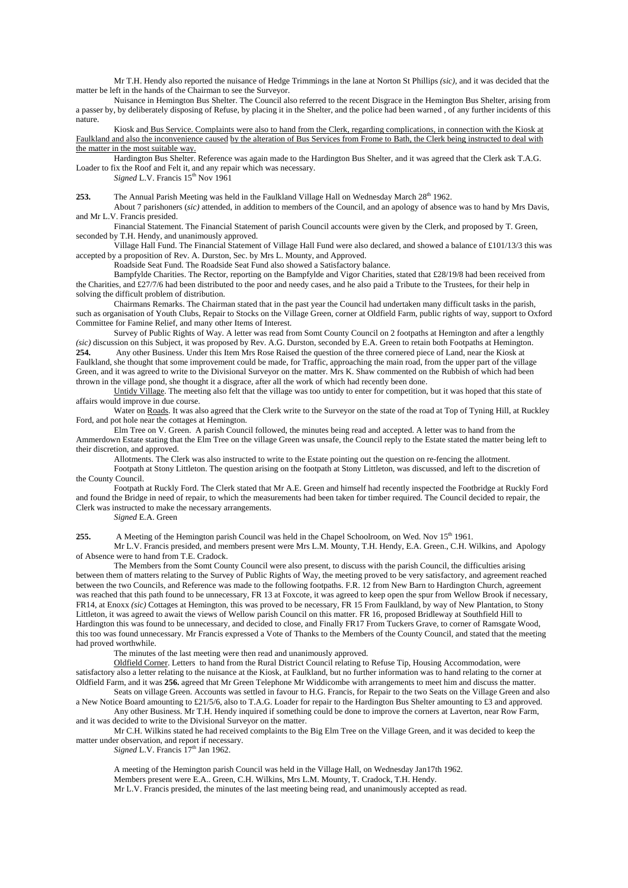Mr T.H. Hendy also reported the nuisance of Hedge Trimmings in the lane at Norton St Phillips *(sic)*, and it was decided that the matter be left in the hands of the Chairman to see the Surveyor.

Nuisance in Hemington Bus Shelter. The Council also referred to the recent Disgrace in the Hemington Bus Shelter, arising from a passer by, by deliberately disposing of Refuse, by placing it in the Shelter, and the police had been warned , of any further incidents of this nature.

Kiosk and Bus Service. Complaints were also to hand from the Clerk, regarding complications, in connection with the Kiosk at Faulkland and also the inconvenience caused by the alteration of Bus Services from Frome to Bath, the Clerk being instructed to deal with the matter in the most suitable way.

Hardington Bus Shelter. Reference was again made to the Hardington Bus Shelter, and it was agreed that the Clerk ask T.A.G. Loader to fix the Roof and Felt it, and any repair which was necessary.

*Signed* L.V. Francis 15th Nov 1961

**253.** The Annual Parish Meeting was held in the Faulkland Village Hall on Wednesday March 28th 1962.

About 7 parishoners (*sic)* attended, in addition to members of the Council, and an apology of absence was to hand by Mrs Davis, and Mr L.V. Francis presided.

Financial Statement. The Financial Statement of parish Council accounts were given by the Clerk, and proposed by T. Green, seconded by T.H. Hendy, and unanimously approved.

Village Hall Fund. The Financial Statement of Village Hall Fund were also declared, and showed a balance of £101/13/3 this was accepted by a proposition of Rev. A. Durston, Sec. by Mrs L. Mounty, and Approved.

Roadside Seat Fund. The Roadside Seat Fund also showed a Satisfactory balance.

Bampfylde Charities. The Rector, reporting on the Bampfylde and Vigor Charities, stated that £28/19/8 had been received from the Charities, and £27/7/6 had been distributed to the poor and needy cases, and he also paid a Tribute to the Trustees, for their help in solving the difficult problem of distribution.

Chairmans Remarks. The Chairman stated that in the past year the Council had undertaken many difficult tasks in the parish, such as organisation of Youth Clubs, Repair to Stocks on the Village Green, corner at Oldfield Farm, public rights of way, support to Oxford Committee for Famine Relief, and many other Items of Interest.

Survey of Public Rights of Way. A letter was read from Somt County Council on 2 footpaths at Hemington and after a lengthly *(sic)* discussion on this Subject, it was proposed by Rev. A.G. Durston, seconded by E.A. Green to retain both Footpaths at Hemington.

**254.** Any other Business. Under this Item Mrs Rose Raised the question of the three cornered piece of Land, near the Kiosk at Faulkland, she thought that some improvement could be made, for Traffic, approaching the main road, from the upper part of the village Green, and it was agreed to write to the Divisional Surveyor on the matter. Mrs K. Shaw commented on the Rubbish of which had been thrown in the village pond, she thought it a disgrace, after all the work of which had recently been done.

Untidy Village. The meeting also felt that the village was too untidy to enter for competition, but it was hoped that this state of affairs would improve in due course.

Water on Roads. It was also agreed that the Clerk write to the Surveyor on the state of the road at Top of Tyning Hill, at Ruckley Ford, and pot hole near the cottages at Hemington.

Elm Tree on V. Green. A parish Council followed, the minutes being read and accepted. A letter was to hand from the Ammerdown Estate stating that the Elm Tree on the village Green was unsafe, the Council reply to the Estate stated the matter being left to their discretion, and approved.

Allotments. The Clerk was also instructed to write to the Estate pointing out the question on re-fencing the allotment.

Footpath at Stony Littleton. The question arising on the footpath at Stony Littleton, was discussed, and left to the discretion of the County Council.

Footpath at Ruckly Ford. The Clerk stated that Mr A.E. Green and himself had recently inspected the Footbridge at Ruckly Ford and found the Bridge in need of repair, to which the measurements had been taken for timber required. The Council decided to repair, the Clerk was instructed to make the necessary arrangements.

*Signed* E.A. Green

**255.** A Meeting of the Hemington parish Council was held in the Chapel Schoolroom, on Wed. Nov 15th 1961.

Mr L.V. Francis presided, and members present were Mrs L.M. Mounty, T.H. Hendy, E.A. Green., C.H. Wilkins, and Apology of Absence were to hand from T.E. Cradock.

The Members from the Somt County Council were also present, to discuss with the parish Council, the difficulties arising between them of matters relating to the Survey of Public Rights of Way, the meeting proved to be very satisfactory, and agreement reached between the two Councils, and Reference was made to the following footpaths. F.R. 12 from New Barn to Hardington Church, agreement was reached that this path found to be unnecessary, FR 13 at Foxcote, it was agreed to keep open the spur from Wellow Brook if necessary, FR14, at Enoxx *(sic)* Cottages at Hemington, this was proved to be necessary, FR 15 From Faulkland, by way of New Plantation, to Stony Littleton, it was agreed to await the views of Wellow parish Council on this matter. FR 16, proposed Bridleway at Southfield Hill to Hardington this was found to be unnecessary, and decided to close, and Finally FR17 From Tuckers Grave, to corner of Ramsgate Wood, this too was found unnecessary. Mr Francis expressed a Vote of Thanks to the Members of the County Council, and stated that the meeting had proved worthwhile.

The minutes of the last meeting were then read and unanimously approved.

Oldfield Corner. Letters to hand from the Rural District Council relating to Refuse Tip, Housing Accommodation, were satisfactory also a letter relating to the nuisance at the Kiosk, at Faulkland, but no further information was to hand relating to the corner at Oldfield Farm, and it was **256.** agreed that Mr Green Telephone Mr Widdicombe with arrangements to meet him and discuss the matter.

Seats on village Green. Accounts was settled in favour to H.G. Francis, for Repair to the two Seats on the Village Green and also a New Notice Board amounting to £21/5/6, also to T.A.G. Loader for repair to the Hardington Bus Shelter amounting to £3 and approved.

Any other Business. Mr T.H. Hendy inquired if something could be done to improve the corners at Laverton, near Row Farm, and it was decided to write to the Divisional Surveyor on the matter.

Mr C.H. Wilkins stated he had received complaints to the Big Elm Tree on the Village Green, and it was decided to keep the matter under observation, and report if necessary.

*Signed* L.V. Francis 17th Jan 1962.

A meeting of the Hemington parish Council was held in the Village Hall, on Wednesday Jan17th 1962.

Members present were E.A.. Green, C.H. Wilkins, Mrs L.M. Mounty, T. Cradock, T.H. Hendy.

Mr L.V. Francis presided, the minutes of the last meeting being read, and unanimously accepted as read.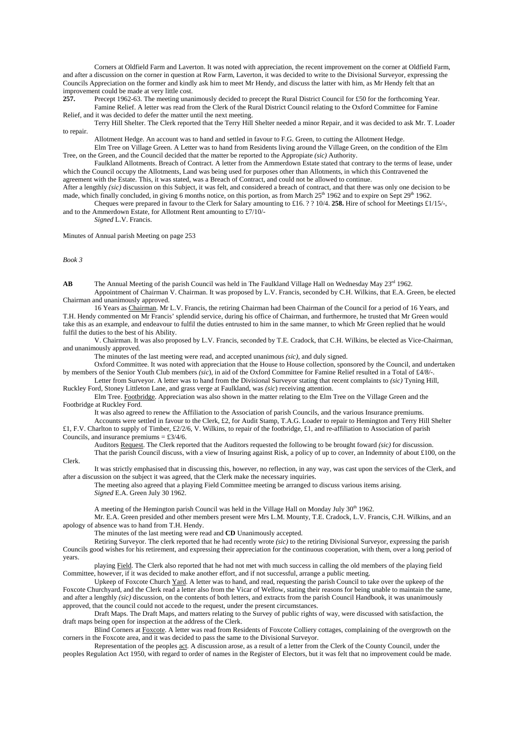Corners at Oldfield Farm and Laverton. It was noted with appreciation, the recent improvement on the corner at Oldfield Farm, and after a discussion on the corner in question at Row Farm, Laverton, it was decided to write to the Divisional Surveyor, expressing the Councils Appreciation on the former and kindly ask him to meet Mr Hendy, and discuss the latter with him, as Mr Hendy felt that an improvement could be made at very little cost.

**257.** Precept 1962-63. The meeting unanimously decided to precept the Rural District Council for £50 for the forthcoming Year.

Famine Relief. A letter was read from the Clerk of the Rural District Council relating to the Oxford Committee for Famine Relief, and it was decided to defer the matter until the next meeting.

Terry Hill Shelter. The Clerk reported that the Terry Hill Shelter needed a minor Repair, and it was decided to ask Mr. T. Loader to repair.

Allotment Hedge. An account was to hand and settled in favour to F.G. Green, to cutting the Allotment Hedge.

Elm Tree on Village Green. A Letter was to hand from Residents living around the Village Green, on the condition of the Elm Tree, on the Green, and the Council decided that the matter be reported to the Appropiate *(sic)* Authority.

Faulkland Allotments. Breach of Contract. A letter from the Ammerdown Estate stated that contrary to the terms of lease, under which the Council occupy the Allotments, Land was being used for purposes other than Allotments, in which this Contravened the agreement with the Estate. This, it was stated, was a Breach of Contract, and could not be allowed to continue.

After a lengthly *(sic)* discussion on this Subject, it was felt, and considered a breach of contract, and that there was only one decision to be made, which finally concluded, in giving 6 months notice, on this portion, as from March 25th 1962 and to expire on Sept 29th 1962.

Cheques were prepared in favour to the Clerk for Salary amounting to £16. ? ? 10/4. **258.** Hire of school for Meetings £1/15/-, and to the Ammerdown Estate, for Allotment Rent amounting to £7/10/-

*Signed* L.V. Francis.

Minutes of Annual parish Meeting on page 253

*Book 3*

**AB** The Annual Meeting of the parish Council was held in The Faulkland Village Hall on Wednesday May 23rd 1962.

Appointment of Chairman V. Chairman. It was proposed by L.V. Francis, seconded by C.H. Wilkins, that E.A. Green, be elected Chairman and unanimously approved.

16 Years as Chairman. Mr L.V. Francis, the retiring Chairman had been Chairman of the Council for a period of 16 Years, and T.H. Hendy commented on Mr Francis' splendid service, during his office of Chairman, and furthermore, he trusted that Mr Green would take this as an example, and endeavour to fulfil the duties entrusted to him in the same manner, to which Mr Green replied that he would fulfil the duties to the best of his Ability.

V. Chairman. It was also proposed by L.V. Francis, seconded by T.E. Cradock, that C.H. Wilkins, be elected as Vice-Chairman, and unanimously approved.

The minutes of the last meeting were read, and accepted unanimous *(sic)*, and duly signed.

Oxford Committee. It was noted with appreciation that the House to House collection, sponsored by the Council, and undertaken by members of the Senior Youth Club members *(sic)*, in aid of the Oxford Committee for Famine Relief resulted in a Total of £4/8/-.

Letter from Surveyor. A letter was to hand from the Divisional Surveyor stating that recent complaints to *(sic)* Tyning Hill, Ruckley Ford, Stoney Littleton Lane, and grass verge at Faulkland, was *(sic)* receiving attention.

Elm Tree. Footbridge. Appreciation was also shown in the matter relating to the Elm Tree on the Village Green and the Footbridge at Ruckley Ford.

It was also agreed to renew the Affiliation to the Association of parish Councils, and the various Insurance premiums.

Accounts were settled in favour to the Clerk, £2, for Audit Stamp, T.A.G. Loader to repair to Hemington and Terry Hill Shelter £1, F.V. Charlton to supply of Timber, £2/2/6, V. Wilkins, to repair of the footbridge, £1, and re-affiliation to Association of parish Councils, and insurance premiums = £3/4/6.

Auditors Request. The Clerk reported that the Auditors requested the following to be brought foward *(sic)* for discussion.

That the parish Council discuss, with a view of Insuring against Risk, a policy of up to cover, an Indemnity of about £100, on the Clerk.

It was strictly emphasised that in discussing this, however, no reflection, in any way, was cast upon the services of the Clerk, and after a discussion on the subject it was agreed, that the Clerk make the necessary inquiries.

The meeting also agreed that a playing Field Committee meeting be arranged to discuss various items arising.

*Signed* E.A. Green July 30 1962.

A meeting of the Hemington parish Council was held in the Village Hall on Monday July 30th 1962.

Mr. E.A. Green presided and other members present were Mrs L.M. Mounty, T.E. Cradock, L.V. Francis, C.H. Wilkins, and an apology of absence was to hand from T.H. Hendy.

The minutes of the last meeting were read and **CD** Unanimously accepted.

Retiring Surveyor. The clerk reported that he had recently wrote *(sic)* to the retiring Divisional Surveyor, expressing the parish Councils good wishes for his retirement, and expressing their appreciation for the continuous cooperation, with them, over a long period of years.

playing Field. The Clerk also reported that he had not met with much success in calling the old members of the playing field Committee, however, if it was decided to make another effort, and if not successful, arrange a public meeting.

Upkeep of Foxcote Church Yard. A letter was to hand, and read, requesting the parish Council to take over the upkeep of the Foxcote Churchyard, and the Clerk read a letter also from the Vicar of Wellow, stating their reasons for being unable to maintain the same, and after a lengthly *(sic)* discussion, on the contents of both letters, and extracts from the parish Council Handbook, it was unanimously approved, that the council could not accede to the request, under the present circumstances.

Draft Maps. The Draft Maps, and matters relating to the Survey of public rights of way, were discussed with satisfaction, the draft maps being open for inspection at the address of the Clerk.

Blind Corners at Foxcote. A letter was read from Residents of Foxcote Colliery cottages, complaining of the overgrowth on the corners in the Foxcote area, and it was decided to pass the same to the Divisional Surveyor.

Representation of the peoples act. A discussion arose, as a result of a letter from the Clerk of the County Council, under the peoples Regulation Act 1950, with regard to order of names in the Register of Electors, but it was felt that no improvement could be made.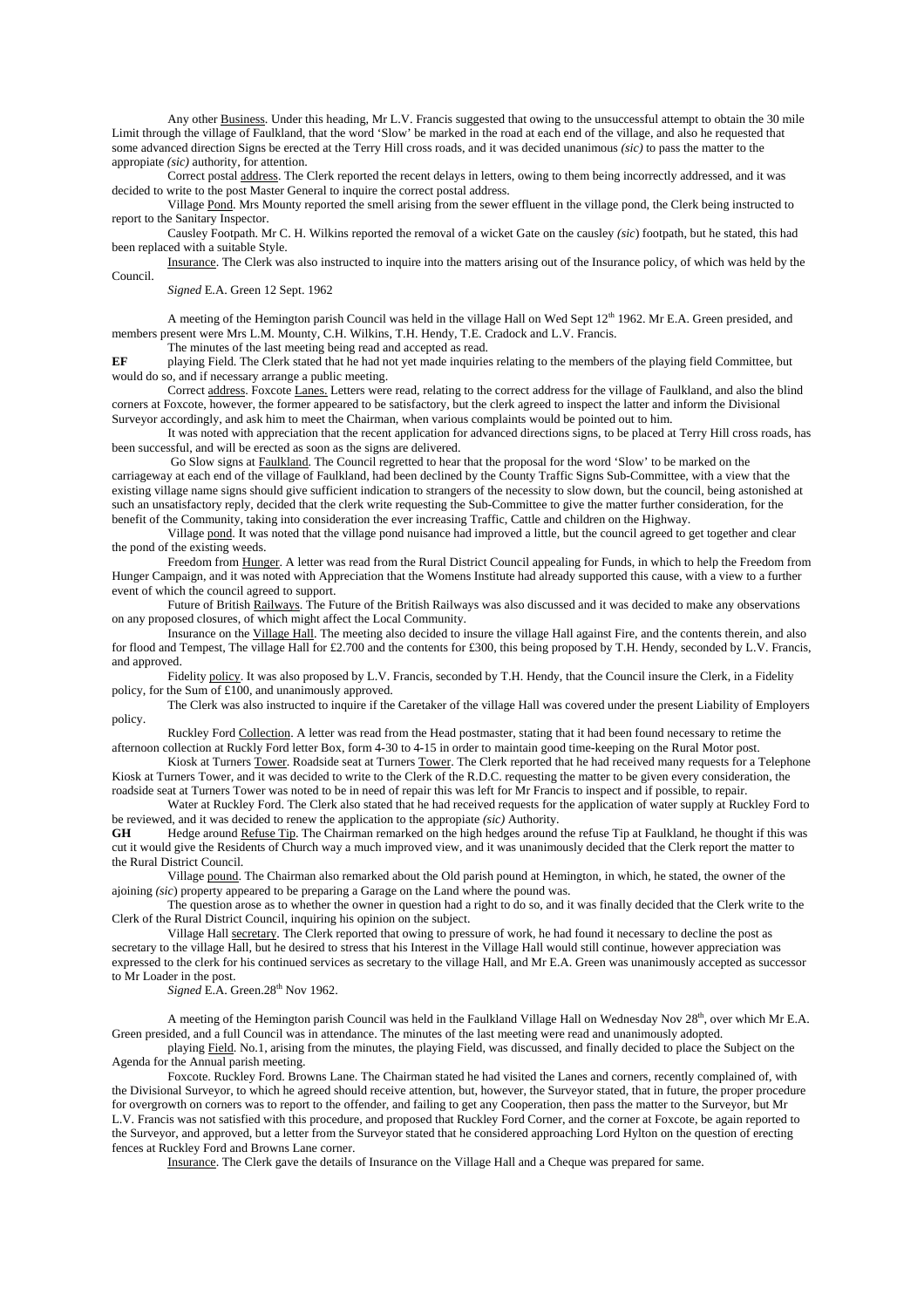Any other Business. Under this heading, Mr L.V. Francis suggested that owing to the unsuccessful attempt to obtain the 30 mile Limit through the village of Faulkland, that the word 'Slow' be marked in the road at each end of the village, and also he requested that some advanced direction Signs be erected at the Terry Hill cross roads, and it was decided unanimous *(sic)* to pass the matter to the appropiate *(sic)* authority, for attention.

Correct postal address. The Clerk reported the recent delays in letters, owing to them being incorrectly addressed, and it was decided to write to the post Master General to inquire the correct postal address.

Village Pond. Mrs Mounty reported the smell arising from the sewer effluent in the village pond, the Clerk being instructed to report to the Sanitary Inspector.

Causley Footpath. Mr C. H. Wilkins reported the removal of a wicket Gate on the causley *(sic)* footpath, but he stated, this had been replaced with a suitable Style.

Insurance. The Clerk was also instructed to inquire into the matters arising out of the Insurance policy, of which was held by the Council.

*Signed* E.A. Green 12 Sept. 1962

A meeting of the Hemington parish Council was held in the village Hall on Wed Sept 12th 1962. Mr E.A. Green presided, and members present were Mrs L.M. Mounty, C.H. Wilkins, T.H. Hendy, T.E. Cradock and L.V. Francis.

The minutes of the last meeting being read and accepted as read.

**EF** playing Field. The Clerk stated that he had not yet made inquiries relating to the members of the playing field Committee, but would do so, and if necessary arrange a public meeting.

Correct address. Foxcote Lanes. Letters were read, relating to the correct address for the village of Faulkland, and also the blind corners at Foxcote, however, the former appeared to be satisfactory, but the clerk agreed to inspect the latter and inform the Divisional Surveyor accordingly, and ask him to meet the Chairman, when various complaints would be pointed out to him.

It was noted with appreciation that the recent application for advanced directions signs, to be placed at Terry Hill cross roads, has been successful, and will be erected as soon as the signs are delivered.

Go Slow signs at Faulkland. The Council regretted to hear that the proposal for the word 'Slow' to be marked on the carriageway at each end of the village of Faulkland, had been declined by the County Traffic Signs Sub-Committee, with a view that the existing village name signs should give sufficient indication to strangers of the necessity to slow down, but the council, being astonished at such an unsatisfactory reply, decided that the clerk write requesting the Sub-Committee to give the matter further consideration, for the benefit of the Community, taking into consideration the ever increasing Traffic, Cattle and children on the Highway.

Village pond. It was noted that the village pond nuisance had improved a little, but the council agreed to get together and clear the pond of the existing weeds.

Freedom from Hunger. A letter was read from the Rural District Council appealing for Funds, in which to help the Freedom from Hunger Campaign, and it was noted with Appreciation that the Womens Institute had already supported this cause, with a view to a further event of which the council agreed to support.

Future of British Railways. The Future of the British Railways was also discussed and it was decided to make any observations on any proposed closures, of which might affect the Local Community.

Insurance on the Village Hall. The meeting also decided to insure the village Hall against Fire, and the contents therein, and also for flood and Tempest, The village Hall for £2.700 and the contents for £300, this being proposed by T.H. Hendy, seconded by L.V. Francis, and approved.

Fidelity policy. It was also proposed by L.V. Francis, seconded by T.H. Hendy, that the Council insure the Clerk, in a Fidelity policy, for the Sum of £100, and unanimously approved.

The Clerk was also instructed to inquire if the Caretaker of the village Hall was covered under the present Liability of Employers policy.

Ruckley Ford Collection. A letter was read from the Head postmaster, stating that it had been found necessary to retime the afternoon collection at Ruckly Ford letter Box, form 4-30 to 4-15 in order to maintain good time-keeping on the Rural Motor post.

Kiosk at Turners Tower. Roadside seat at Turners Tower. The Clerk reported that he had received many requests for a Telephone Kiosk at Turners Tower, and it was decided to write to the Clerk of the R.D.C. requesting the matter to be given every consideration, the roadside seat at Turners Tower was noted to be in need of repair this was left for Mr Francis to inspect and if possible, to repair.

Water at Ruckley Ford. The Clerk also stated that he had received requests for the application of water supply at Ruckley Ford to be reviewed, and it was decided to renew the application to the appropiate *(sic)* Authority.

**GH** Hedge around Refuse Tip. The Chairman remarked on the high hedges around the refuse Tip at Faulkland, he thought if this was cut it would give the Residents of Church way a much improved view, and it was unanimously decided that the Clerk report the matter to the Rural District Council.

Village pound. The Chairman also remarked about the Old parish pound at Hemington, in which, he stated, the owner of the ajoining *(sic)* property appeared to be preparing a Garage on the Land where the pound was.

The question arose as to whether the owner in question had a right to do so, and it was finally decided that the Clerk write to the Clerk of the Rural District Council, inquiring his opinion on the subject.

Village Hall secretary. The Clerk reported that owing to pressure of work, he had found it necessary to decline the post as secretary to the village Hall, but he desired to stress that his Interest in the Village Hall would still continue, however appreciation was expressed to the clerk for his continued services as secretary to the village Hall, and Mr E.A. Green was unanimously accepted as successor to Mr Loader in the post.

*Signed* E.A. Green.28th Nov 1962.

A meeting of the Hemington parish Council was held in the Faulkland Village Hall on Wednesday Nov 28th, over which Mr E.A. Green presided, and a full Council was in attendance. The minutes of the last meeting were read and unanimously adopted.

playing Field. No.1, arising from the minutes, the playing Field, was discussed, and finally decided to place the Subject on the Agenda for the Annual parish meeting.

Foxcote. Ruckley Ford. Browns Lane. The Chairman stated he had visited the Lanes and corners, recently complained of, with the Divisional Surveyor, to which he agreed should receive attention, but, however, the Surveyor stated, that in future, the proper procedure for overgrowth on corners was to report to the offender, and failing to get any Cooperation, then pass the matter to the Surveyor, but Mr L.V. Francis was not satisfied with this procedure, and proposed that Ruckley Ford Corner, and the corner at Foxcote, be again reported to the Surveyor, and approved, but a letter from the Surveyor stated that he considered approaching Lord Hylton on the question of erecting fences at Ruckley Ford and Browns Lane corner.

Insurance. The Clerk gave the details of Insurance on the Village Hall and a Cheque was prepared for same.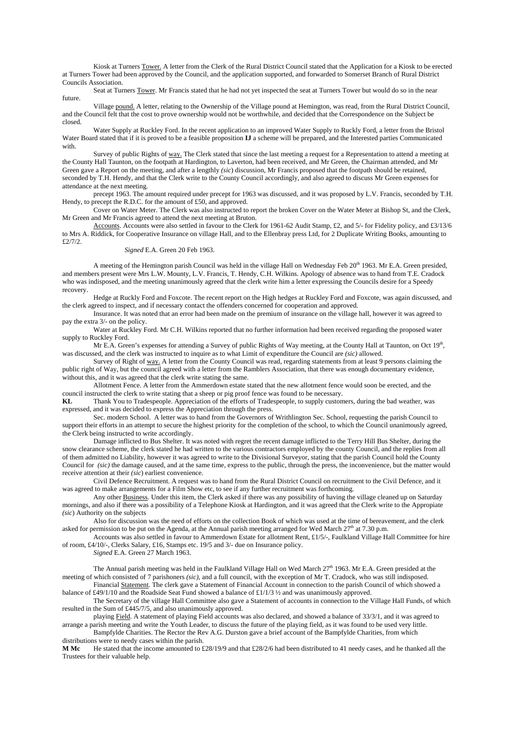Kiosk at Turners Tower. A letter from the Clerk of the Rural District Council stated that the Application for a Kiosk to be erected at Turners Tower had been approved by the Council, and the application supported, and forwarded to Somerset Branch of Rural District Councils Association.

Seat at Turners Tower. Mr Francis stated that he had not yet inspected the seat at Turners Tower but would do so in the near future.

Village pound. A letter, relating to the Ownership of the Village pound at Hemington, was read, from the Rural District Council, and the Council felt that the cost to prove ownership would not be worthwhile, and decided that the Correspondence on the Subject be closed.

Water Supply at Ruckley Ford. In the recent application to an improved Water Supply to Ruckly Ford, a letter from the Bristol Water Board stated that if it is proved to be a feasible proposition **IJ** a scheme will be prepared, and the Interested parties Communicated with.

Survey of public Rights of way. The Clerk stated that since the last meeting a request for a Representation to attend a meeting at the County Hall Taunton, on the footpath at Hardington, to Laverton, had been received, and Mr Green, the Chairman attended, and Mr Green gave a Report on the meeting, and after a lengthly *(sic)* discussion, Mr Francis proposed that the footpath should be retained, seconded by T.H. Hendy, and that the Clerk write to the County Council accordingly, and also agreed to discuss Mr Green expenses for attendance at the next meeting.

precept 1963. The amount required under precept for 1963 was discussed, and it was proposed by L.V. Francis, seconded by T.H. Hendy, to precept the R.D.C. for the amount of £50, and approved.

Cover on Water Meter. The Clerk was also instructed to report the broken Cover on the Water Meter at Bishop St, and the Clerk, Mr Green and Mr Francis agreed to attend the next meeting at Bruton.

Accounts. Accounts were also settled in favour to the Clerk for 1961-62 Audit Stamp, £2, and 5/- for Fidelity policy, and £3/13/6 to Mrs A. Riddick, for Cooperative Insurance on village Hall, and to the Ellenbray press Ltd, for 2 Duplicate Writing Books, amounting to £2/7/2.

*Signed* E.A. Green 20 Feb 1963.

A meeting of the Hemington parish Council was held in the village Hall on Wednesday Feb 20th 1963. Mr E.A. Green presided, and members present were Mrs L.W. Mounty, L.V. Francis, T. Hendy, C.H. Wilkins. Apology of absence was to hand from T.E. Cradock who was indisposed, and the meeting unanimously agreed that the clerk write him a letter expressing the Councils desire for a Speedy recovery.

Hedge at Ruckly Ford and Foxcote. The recent report on the High hedges at Ruckley Ford and Foxcote, was again discussed, and the clerk agreed to inspect, and if necessary contact the offenders concerned for cooperation and approved.

Insurance. It was noted that an error had been made on the premium of insurance on the village hall, however it was agreed to pay the extra 3/- on the policy.

Water at Ruckly Ford. Mr C.H. Wilkins reported that no further information had been received regarding the proposed water supply to Ruckley Ford.

Mr E.A. Green's expenses for attending a Survey of public Rights of Way meeting, at the County Hall at Taunton, on Oct 19th, was discussed, and the clerk was instructed to inquire as to what Limit of expenditure the Council are *(sic)* allowed.

Survey of Right of way. A letter from the County Council was read, regarding statements from at least 9 persons claiming the public right of Way, but the council agreed with a letter from the Ramblers Association, that there was enough documentary evidence, without this, and it was agreed that the clerk write stating the same.

Allotment Fence. A letter from the Ammerdown estate stated that the new allotment fence would soon be erected, and the council instructed the clerk to write stating that a sheep or pig proof fence was found to be necessary.

**KL** Thank You to Tradespeople. Appreciation of the efforts of Tradespeople, to supply customers, during the bad weather, was expressed, and it was decided to express the Appreciation through the press.

Sec. modern School. A letter was to hand from the Governors of Writhlington Sec. School, requesting the parish Council to support their efforts in an attempt to secure the highest priority for the completion of the school, to which the Council unanimously agreed, the Clerk being instructed to write accordingly.

Damage inflicted to Bus Shelter. It was noted with regret the recent damage inflicted to the Terry Hill Bus Shelter, during the snow clearance scheme, the clerk stated he had written to the various contractors employed by the county Council, and the replies from all of them admitted no Liability, however it was agreed to write to the Divisional Surveyor, stating that the parish Council hold the County Council for *(sic)* the damage caused, and at the same time, express to the public, through the press, the inconvenience, but the matter would receive attention at their *(sic)* earliest convenience.

Civil Defence Recruitment. A request was to hand from the Rural District Council on recruitment to the Civil Defence, and it was agreed to make arrangements for a Film Show etc, to see if any further recruitment was forthcoming.

Any other Business. Under this item, the Clerk asked if there was any possibility of having the village cleaned up on Saturday mornings, and also if there was a possibility of a Telephone Kiosk at Hardington, and it was agreed that the Clerk write to the Appropiate *(sic)* Authority on the subjects

Also for discussion was the need of efforts on the collection Book of which was used at the time of bereavement, and the clerk asked for permission to be put on the Agenda, at the Annual parish meeting arranged for Wed March 27th at 7.30 p.m.

Accounts was also settled in favour to Ammerdown Estate for allotment Rent, £1/5/-, Faulkland Village Hall Committee for hire of room, £4/10/-, Clerks Salary, £16, Stamps etc. 19/5 and 3/- due on Insurance policy.

*Signed* E.A. Green 27 March 1963.

The Annual parish meeting was held in the Faulkland Village Hall on Wed March 27th 1963. Mr E.A. Green presided at the meeting of which consisted of 7 parishoners *(sic)*, and a full council, with the exception of Mr T. Cradock, who was still indisposed.

Financial Statement. The clerk gave a Statement of Financial Account in connection to the parish Council of which showed a balance of £49/1/10 and the Roadside Seat Fund showed a balance of £1/1/3 ½ and was unanimously approved.

The Secretary of the village Hall Committee also gave a Statement of accounts in connection to the Village Hall Funds, of which resulted in the Sum of £445/7/5, and also unanimously approved.

playing Field. A statement of playing Field accounts was also declared, and showed a balance of 33/3/1, and it was agreed to arrange a parish meeting and write the Youth Leader, to discuss the future of the playing field, as it was found to be used very little.

Bampfylde Charities. The Rector the Rev A.G. Durston gave a brief account of the Bampfylde Charities, from which distributions were to needy cases within the parish.

**M Mc** He stated that the income amounted to £28/19/9 and that £28/2/6 had been distributed to 41 needy cases, and he thanked all the Trustees for their valuable help.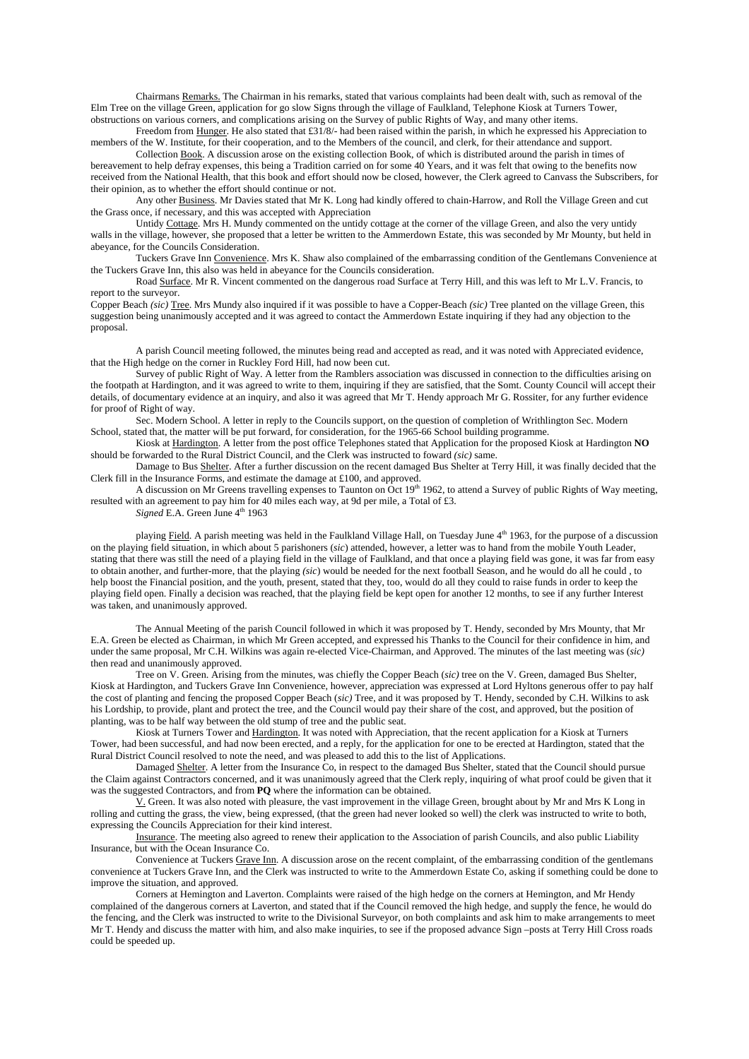Chairmans Remarks. The Chairman in his remarks, stated that various complaints had been dealt with, such as removal of the Elm Tree on the village Green, application for go slow Signs through the village of Faulkland, Telephone Kiosk at Turners Tower, obstructions on various corners, and complications arising on the Survey of public Rights of Way, and many other items.

Freedom from Hunger. He also stated that £31/8/- had been raised within the parish, in which he expressed his Appreciation to members of the W. Institute, for their cooperation, and to the Members of the council, and clerk, for their attendance and support.

Collection Book. A discussion arose on the existing collection Book, of which is distributed around the parish in times of bereavement to help defray expenses, this being a Tradition carried on for some 40 Years, and it was felt that owing to the benefits now received from the National Health, that this book and effort should now be closed, however, the Clerk agreed to Canvass the Subscribers, for their opinion, as to whether the effort should continue or not.

Any other Business. Mr Davies stated that Mr K. Long had kindly offered to chain-Harrow, and Roll the Village Green and cut the Grass once, if necessary, and this was accepted with Appreciation

Untidy Cottage. Mrs H. Mundy commented on the untidy cottage at the corner of the village Green, and also the very untidy walls in the village, however, she proposed that a letter be written to the Ammerdown Estate, this was seconded by Mr Mounty, but held in abeyance, for the Councils Consideration.

Tuckers Grave Inn Convenience. Mrs K. Shaw also complained of the embarrassing condition of the Gentlemans Convenience at the Tuckers Grave Inn, this also was held in abeyance for the Councils consideration.

Road Surface. Mr R. Vincent commented on the dangerous road Surface at Terry Hill, and this was left to Mr L.V. Francis, to report to the surveyor.

Copper Beach *(sic)* Tree. Mrs Mundy also inquired if it was possible to have a Copper-Beach *(sic)* Tree planted on the village Green, this suggestion being unanimously accepted and it was agreed to contact the Ammerdown Estate inquiring if they had any objection to the proposal.

A parish Council meeting followed, the minutes being read and accepted as read, and it was noted with Appreciated evidence, that the High hedge on the corner in Ruckley Ford Hill, had now been cut.

Survey of public Right of Way. A letter from the Ramblers association was discussed in connection to the difficulties arising on the footpath at Hardington, and it was agreed to write to them, inquiring if they are satisfied, that the Somt. County Council will accept their details, of documentary evidence at an inquiry, and also it was agreed that Mr T. Hendy approach Mr G. Rossiter, for any further evidence for proof of Right of way.

Sec. Modern School. A letter in reply to the Councils support, on the question of completion of Writhlington Sec. Modern School, stated that, the matter will be put forward, for consideration, for the 1965-66 School building programme.

Kiosk at Hardington. A letter from the post office Telephones stated that Application for the proposed Kiosk at Hardington **NO** should be forwarded to the Rural District Council, and the Clerk was instructed to foward *(sic)* same.

Damage to Bus Shelter. After a further discussion on the recent damaged Bus Shelter at Terry Hill, it was finally decided that the Clerk fill in the Insurance Forms, and estimate the damage at £100, and approved.

A discussion on Mr Greens travelling expenses to Taunton on Oct 19th 1962, to attend a Survey of public Rights of Way meeting, resulted with an agreement to pay him for 40 miles each way, at 9d per mile, a Total of £3.

*Signed* E.A. Green June 4th 1963

playing Field. A parish meeting was held in the Faulkland Village Hall, on Tuesday June 4th 1963, for the purpose of a discussion on the playing field situation, in which about 5 parishoners (*sic*) attended, however, a letter was to hand from the mobile Youth Leader, stating that there was still the need of a playing field in the village of Faulkland, and that once a playing field was gone, it was far from easy to obtain another, and further-more, that the playing *(sic*) would be needed for the next football Season, and he would do all he could , to help boost the Financial position, and the youth, present, stated that they, too, would do all they could to raise funds in order to keep the playing field open. Finally a decision was reached, that the playing field be kept open for another 12 months, to see if any further Interest was taken, and unanimously approved.

The Annual Meeting of the parish Council followed in which it was proposed by T. Hendy, seconded by Mrs Mounty, that Mr E.A. Green be elected as Chairman, in which Mr Green accepted, and expressed his Thanks to the Council for their confidence in him, and under the same proposal, Mr C.H. Wilkins was again re-elected Vice-Chairman, and Approved. The minutes of the last meeting was (*sic)* then read and unanimously approved.

Tree on V. Green. Arising from the minutes, was chiefly the Copper Beach (*sic)* tree on the V. Green, damaged Bus Shelter, Kiosk at Hardington, and Tuckers Grave Inn Convenience, however, appreciation was expressed at Lord Hyltons generous offer to pay half the cost of planting and fencing the proposed Copper Beach (*sic)* Tree, and it was proposed by T. Hendy, seconded by C.H. Wilkins to ask his Lordship, to provide, plant and protect the tree, and the Council would pay their share of the cost, and approved, but the position of planting, was to be half way between the old stump of tree and the public seat.

Kiosk at Turners Tower and Hardington. It was noted with Appreciation, that the recent application for a Kiosk at Turners Tower, had been successful, and had now been erected, and a reply, for the application for one to be erected at Hardington, stated that the Rural District Council resolved to note the need, and was pleased to add this to the list of Applications.

Damaged Shelter. A letter from the Insurance Co, in respect to the damaged Bus Shelter, stated that the Council should pursue the Claim against Contractors concerned, and it was unanimously agreed that the Clerk reply, inquiring of what proof could be given that it was the suggested Contractors, and from **PQ** where the information can be obtained.

V. Green. It was also noted with pleasure, the vast improvement in the village Green, brought about by Mr and Mrs K Long in rolling and cutting the grass, the view, being expressed, (that the green had never looked so well) the clerk was instructed to write to both, expressing the Councils Appreciation for their kind interest.

Insurance. The meeting also agreed to renew their application to the Association of parish Councils, and also public Liability Insurance, but with the Ocean Insurance Co.

Convenience at Tuckers Grave Inn. A discussion arose on the recent complaint, of the embarrassing condition of the gentlemans convenience at Tuckers Grave Inn, and the Clerk was instructed to write to the Ammerdown Estate Co, asking if something could be done to improve the situation, and approved.

Corners at Hemington and Laverton. Complaints were raised of the high hedge on the corners at Hemington, and Mr Hendy complained of the dangerous corners at Laverton, and stated that if the Council removed the high hedge, and supply the fence, he would do the fencing, and the Clerk was instructed to write to the Divisional Surveyor, on both complaints and ask him to make arrangements to meet Mr T. Hendy and discuss the matter with him, and also make inquiries, to see if the proposed advance Sign –posts at Terry Hill Cross roads could be speeded up.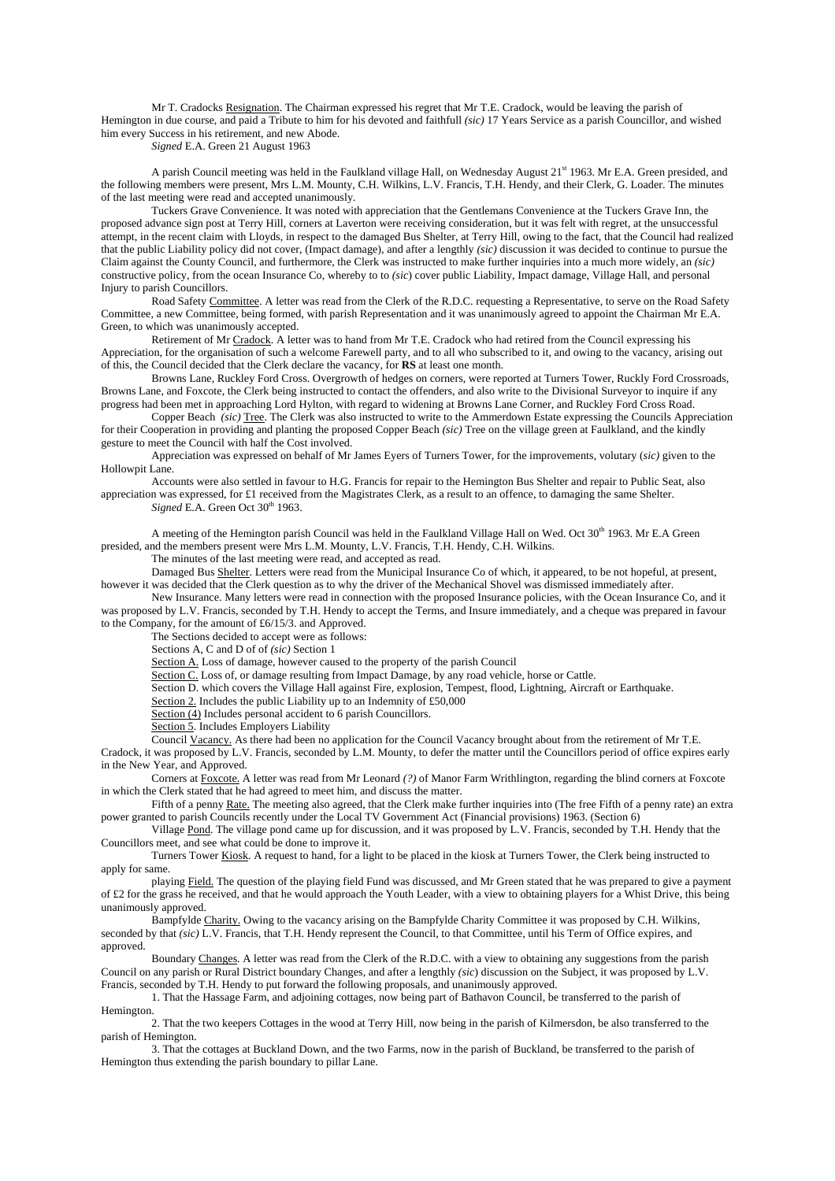Mr T. Cradocks <u>Resignation</u>. The Chairman expressed his regret that Mr T.E. Cradock, would be leaving the parish of Hemington in due course, and paid a Tribute to him for his devoted and faithfull *(sic)* 17 Years Service as a parish Councillor, and wished him every Success in his retirement, and new Abode.

*Signed* E.A. Green 21 August 1963

A parish Council meeting was held in the Faulkland village Hall, on Wednesday August 21st 1963. Mr E.A. Green presided, and the following members were present, Mrs L.M. Mounty, C.H. Wilkins, L.V. Francis, T.H. Hendy, and their Clerk, G. Loader. The minutes of the last meeting were read and accepted unanimously.

Tuckers Grave Convenience. It was noted with appreciation that the Gentlemans Convenience at the Tuckers Grave Inn, the proposed advance sign post at Terry Hill, corners at Laverton were receiving consideration, but it was felt with regret, at the unsuccessful attempt, in the recent claim with Lloyds, in respect to the damaged Bus Shelter, at Terry Hill, owing to the fact, that the Council had realized that the public Liability policy did not cover, (Impact damage), and after a lengthly *(sic)* discussion it was decided to continue to pursue the Claim against the County Council, and furthermore, the Clerk was instructed to make further inquiries into a much more widely, an *(sic)* constructive policy, from the ocean Insurance Co, whereby to to *(sic)* cover public Liability, Impact damage, Village Hall, and personal Injury to parish Councillors.

Road Safety <u>Committee</u>. A letter was read from the Clerk of the R.D.C. requesting a Representative, to serve on the Road Safety Committee, a new Committee, being formed, with parish Representation and it was unanimously agreed to appoint the Chairman Mr E.A. Green, to which was unanimously accepted.

Retirement of Mr <u>Cradock</u>. A letter was to hand from Mr T.E. Cradock who had retired from the Council expressing his Appreciation, for the organisation of such a welcome Farewell party, and to all who subscribed to it, and owing to the vacancy, arising out of this, the Council decided that the Clerk declare the vacancy, for **RS** at least one month.

Browns Lane, Ruckley Ford Cross. Overgrowth of hedges on corners, were reported at Turners Tower, Ruckly Ford Crossroads, Browns Lane, and Foxcote, the Clerk being instructed to contact the offenders, and also write to the Divisional Surveyor to inquire if any progress had been met in approaching Lord Hylton, with regard to widening at Browns Lane Corner, and Ruckley Ford Cross Road.

Copper Beach *(sic)* <u>Tree</u>. The Clerk was also instructed to write to the Ammerdown Estate expressing the Councils Appreciation for their Cooperation in providing and planting the proposed Copper Beach *(sic)* Tree on the village green at Faulkland, and the kindly gesture to meet the Council with half the Cost involved.

Appreciation was expressed on behalf of Mr James Eyers of Turners Tower, for the improvements, volutary *(sic)* given to the Hollowpit Lane.

Accounts were also settled in favour to H.G. Francis for repair to the Hemington Bus Shelter and repair to Public Seat, also appreciation was expressed, for £1 received from the Magistrates Clerk, as a result to an offence, to damaging the same Shelter.

*Signed* E.A. Green Oct 30th 1963.

A meeting of the Hemington parish Council was held in the Faulkland Village Hall on Wed. Oct 30th 1963. Mr E.A Green presided, and the members present were Mrs L.M. Mounty, L.V. Francis, T.H. Hendy, C.H. Wilkins.

The minutes of the last meeting were read, and accepted as read.

Damaged Bus <u>Shelter</u>. Letters were read from the Municipal Insurance Co of which, it appeared, to be not hopeful, at present, however it was decided that the Clerk question as to why the driver of the Mechanical Shovel was dismissed immediately after.

New Insurance. Many letters were read in connection with the proposed Insurance policies, with the Ocean Insurance Co, and it was proposed by L.V. Francis, seconded by T.H. Hendy to accept the Terms, and Insure immediately, and a cheque was prepared in favour to the Company, for the amount of £6/15/3. and Approved.

The Sections decided to accept were as follows:

Sections A, C and D of of *(sic)* Section 1

<u>Section A.</u> Loss of damage, however caused to the property of the parish Council

<u>Section C.</u> Loss of, or damage resulting from Impact Damage, by any road vehicle, horse or Cattle.

Section D. which covers the Village Hall against Fire, explosion, Tempest, flood, Lightning, Aircraft or Earthquake.

<u>Section 2.</u> Includes the public Liability up to an Indemnity of £50,000

<u>Section (4)</u> Includes personal accident to 6 parish Councillors.

<u>Section 5</u>. Includes Employers Liability

Council <u>Vacancy.</u> As there had been no application for the Council Vacancy brought about from the retirement of Mr T.E. Cradock, it was proposed by L.V. Francis, seconded by L.M. Mounty, to defer the matter until the Councillors period of office expires early in the New Year, and Approved.

Corners at <u>Foxcote.</u> A letter was read from Mr Leonard *(?)* of Manor Farm Writhlington, regarding the blind corners at Foxcote in which the Clerk stated that he had agreed to meet him, and discuss the matter.

Fifth of a penny <u>Rate.</u> The meeting also agreed, that the Clerk make further inquiries into (The free Fifth of a penny rate) an extra power granted to parish Councils recently under the Local TV Government Act (Financial provisions) 1963. (Section 6)

Village <u>Pond</u>. The village pond came up for discussion, and it was proposed by L.V. Francis, seconded by T.H. Hendy that the Councillors meet, and see what could be done to improve it.

Turners Tower <u>Kiosk</u>. A request to hand, for a light to be placed in the kiosk at Turners Tower, the Clerk being instructed to apply for same.

playing <u>Field.</u> The question of the playing field Fund was discussed, and Mr Green stated that he was prepared to give a payment of £2 for the grass he received, and that he would approach the Youth Leader, with a view to obtaining players for a Whist Drive, this being unanimously approved.

Bampfylde <u>Charity.</u> Owing to the vacancy arising on the Bampfylde Charity Committee it was proposed by C.H. Wilkins, seconded by that *(sic)* L.V. Francis, that T.H. Hendy represent the Council, to that Committee, until his Term of Office expires, and approved.

Boundary <u>Changes</u>. A letter was read from the Clerk of the R.D.C. with a view to obtaining any suggestions from the parish Council on any parish or Rural District boundary Changes, and after a lengthly *(sic)* discussion on the Subject, it was proposed by L.V. Francis, seconded by T.H. Hendy to put forward the following proposals, and unanimously approved.

1. That the Hassage Farm, and adjoining cottages, now being part of Bathavon Council, be transferred to the parish of Hemington.
2. That the two keepers Cottages in the wood at Terry Hill, now being in the parish of Kilmersdon, be also transferred to the parish of Hemington.
3. That the cottages at Buckland Down, and the two Farms, now in the parish of Buckland, be transferred to the parish of Hemington thus extending the parish boundary to pillar Lane.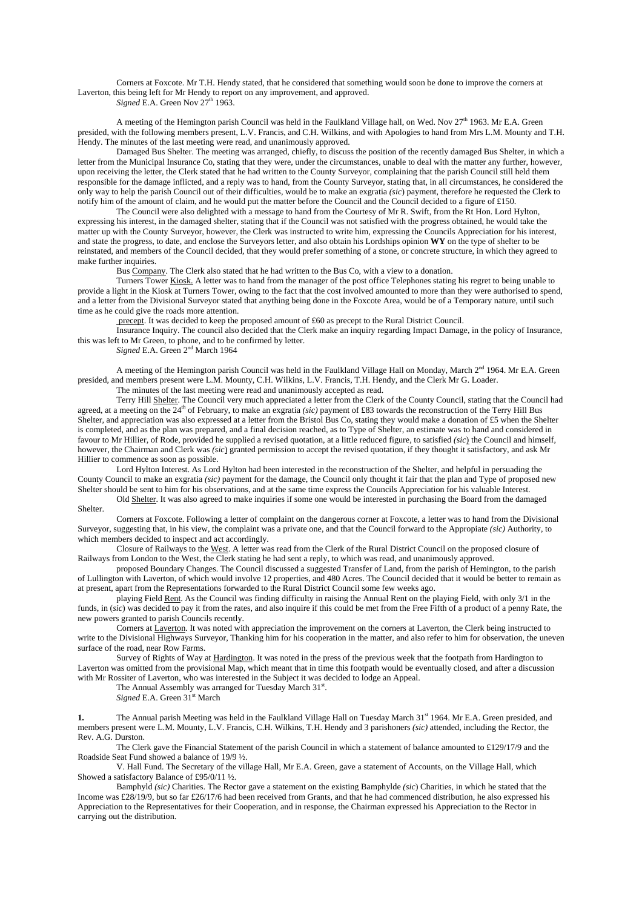Corners at Foxcote. Mr T.H. Hendy stated, that he considered that something would soon be done to improve the corners at Laverton, this being left for Mr Hendy to report on any improvement, and approved.

*Signed* E.A. Green Nov 27th 1963.

A meeting of the Hemington parish Council was held in the Faulkland Village hall, on Wed. Nov 27th 1963. Mr E.A. Green presided, with the following members present, L.V. Francis, and C.H. Wilkins, and with Apologies to hand from Mrs L.M. Mounty and T.H. Hendy. The minutes of the last meeting were read, and unanimously approved.

Damaged Bus Shelter. The meeting was arranged, chiefly, to discuss the position of the recently damaged Bus Shelter, in which a letter from the Municipal Insurance Co, stating that they were, under the circumstances, unable to deal with the matter any further, however, upon receiving the letter, the Clerk stated that he had written to the County Surveyor, complaining that the parish Council still held them responsible for the damage inflicted, and a reply was to hand, from the County Surveyor, stating that, in all circumstances, he considered the only way to help the parish Council out of their difficulties, would be to make an exgratia (*sic*) payment, therefore he requested the Clerk to notify him of the amount of claim, and he would put the matter before the Council and the Council decided to a figure of £150.

The Council were also delighted with a message to hand from the Courtesy of Mr R. Swift, from the Rt Hon. Lord Hylton, expressing his interest, in the damaged shelter, stating that if the Council was not satisfied with the progress obtained, he would take the matter up with the County Surveyor, however, the Clerk was instructed to write him, expressing the Councils Appreciation for his interest, and state the progress, to date, and enclose the Surveyors letter, and also obtain his Lordships opinion **WY** on the type of shelter to be reinstated, and members of the Council decided, that they would prefer something of a stone, or concrete structure, in which they agreed to make further inquiries.

Bus Company. The Clerk also stated that he had written to the Bus Co, with a view to a donation.

Turners Tower Kiosk. A letter was to hand from the manager of the post office Telephones stating his regret to being unable to provide a light in the Kiosk at Turners Tower, owing to the fact that the cost involved amounted to more than they were authorised to spend, and a letter from the Divisional Surveyor stated that anything being done in the Foxcote Area, would be of a Temporary nature, until such time as he could give the roads more attention.

precept. It was decided to keep the proposed amount of £60 as precept to the Rural District Council.

Insurance Inquiry. The council also decided that the Clerk make an inquiry regarding Impact Damage, in the policy of Insurance, this was left to Mr Green, to phone, and to be confirmed by letter.

*Signed* E.A. Green 2nd March 1964

A meeting of the Hemington parish Council was held in the Faulkland Village Hall on Monday, March 2nd 1964. Mr E.A. Green presided, and members present were L.M. Mounty, C.H. Wilkins, L.V. Francis, T.H. Hendy, and the Clerk Mr G. Loader.

The minutes of the last meeting were read and unanimously accepted as read.

Terry Hill Shelter. The Council very much appreciated a letter from the Clerk of the County Council, stating that the Council had agreed, at a meeting on the 24th of February, to make an exgratia (*sic*) payment of £83 towards the reconstruction of the Terry Hill Bus Shelter, and appreciation was also expressed at a letter from the Bristol Bus Co, stating they would make a donation of £5 when the Shelter is completed, and as the plan was prepared, and a final decision reached, as to Type of Shelter, an estimate was to hand and considered in favour to Mr Hillier, of Rode, provided he supplied a revised quotation, at a little reduced figure, to satisfied (*sic*) the Council and himself, however, the Chairman and Clerk was (*sic*) granted permission to accept the revised quotation, if they thought it satisfactory, and ask Mr Hillier to commence as soon as possible.

Lord Hylton Interest. As Lord Hylton had been interested in the reconstruction of the Shelter, and helpful in persuading the County Council to make an exgratia (*sic*) payment for the damage, the Council only thought it fair that the plan and Type of proposed new Shelter should be sent to him for his observations, and at the same time express the Councils Appreciation for his valuable Interest.

Old Shelter. It was also agreed to make inquiries if some one would be interested in purchasing the Board from the damaged Shelter.

Corners at Foxcote. Following a letter of complaint on the dangerous corner at Foxcote, a letter was to hand from the Divisional Surveyor, suggesting that, in his view, the complaint was a private one, and that the Council forward to the Appropiate (*sic*) Authority, to which members decided to inspect and act accordingly.

Closure of Railways to the West. A letter was read from the Clerk of the Rural District Council on the proposed closure of Railways from London to the West, the Clerk stating he had sent a reply, to which was read, and unanimously approved.

proposed Boundary Changes. The Council discussed a suggested Transfer of Land, from the parish of Hemington, to the parish of Lullington with Laverton, of which would involve 12 properties, and 480 Acres. The Council decided that it would be better to remain as at present, apart from the Representations forwarded to the Rural District Council some few weeks ago.

playing Field Rent. As the Council was finding difficulty in raising the Annual Rent on the playing Field, with only 3/1 in the funds, in (*sic*) was decided to pay it from the rates, and also inquire if this could be met from the Free Fifth of a product of a penny Rate, the new powers granted to parish Councils recently.

Corners at Laverton. It was noted with appreciation the improvement on the corners at Laverton, the Clerk being instructed to write to the Divisional Highways Surveyor, Thanking him for his cooperation in the matter, and also refer to him for observation, the uneven surface of the road, near Row Farms.

Survey of Rights of Way at Hardington. It was noted in the press of the previous week that the footpath from Hardington to Laverton was omitted from the provisional Map, which meant that in time this footpath would be eventually closed, and after a discussion with Mr Rossiter of Laverton, who was interested in the Subject it was decided to lodge an Appeal.

The Annual Assembly was arranged for Tuesday March 31st.

*Signed* E.A. Green 31st March

**1.** The Annual parish Meeting was held in the Faulkland Village Hall on Tuesday March 31st 1964. Mr E.A. Green presided, and members present were L.M. Mounty, L.V. Francis, C.H. Wilkins, T.H. Hendy and 3 parishoners (*sic*) attended, including the Rector, the Rev. A.G. Durston.

The Clerk gave the Financial Statement of the parish Council in which a statement of balance amounted to £129/17/9 and the Roadside Seat Fund showed a balance of 19/9 ½.

V. Hall Fund. The Secretary of the village Hall, Mr E.A. Green, gave a statement of Accounts, on the Village Hall, which Showed a satisfactory Balance of £95/0/11 ½.

Bamphyld (*sic*) Charities. The Rector gave a statement on the existing Bamphylde (*sic*) Charities, in which he stated that the Income was £28/19/9, but so far £26/17/6 had been received from Grants, and that he had commenced distribution, he also expressed his Appreciation to the Representatives for their Cooperation, and in response, the Chairman expressed his Appreciation to the Rector in carrying out the distribution.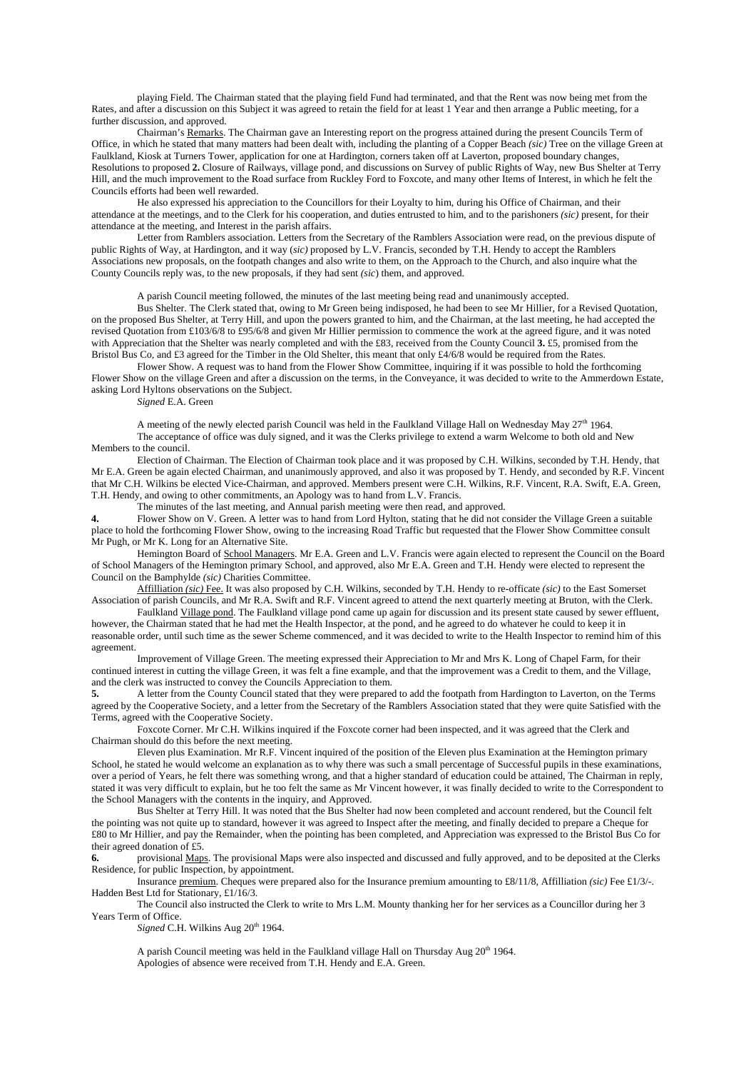playing Field. The Chairman stated that the playing field Fund had terminated, and that the Rent was now being met from the Rates, and after a discussion on this Subject it was agreed to retain the field for at least 1 Year and then arrange a Public meeting, for a further discussion, and approved.

Chairman's Remarks. The Chairman gave an Interesting report on the progress attained during the present Councils Term of Office, in which he stated that many matters had been dealt with, including the planting of a Copper Beach *(sic)* Tree on the village Green at Faulkland, Kiosk at Turners Tower, application for one at Hardington, corners taken off at Laverton, proposed boundary changes, Resolutions to proposed **2.** Closure of Railways, village pond, and discussions on Survey of public Rights of Way, new Bus Shelter at Terry Hill, and the much improvement to the Road surface from Ruckley Ford to Foxcote, and many other Items of Interest, in which he felt the Councils efforts had been well rewarded.

He also expressed his appreciation to the Councillors for their Loyalty to him, during his Office of Chairman, and their attendance at the meetings, and to the Clerk for his cooperation, and duties entrusted to him, and to the parishoners *(sic)* present, for their attendance at the meeting, and Interest in the parish affairs.

Letter from Ramblers association. Letters from the Secretary of the Ramblers Association were read, on the previous dispute of public Rights of Way, at Hardington, and it way (*sic)* proposed by L.V. Francis, seconded by T.H. Hendy to accept the Ramblers Associations new proposals, on the footpath changes and also write to them, on the Approach to the Church, and also inquire what the County Councils reply was, to the new proposals, if they had sent *(sic*) them, and approved.

A parish Council meeting followed, the minutes of the last meeting being read and unanimously accepted.

Bus Shelter. The Clerk stated that, owing to Mr Green being indisposed, he had been to see Mr Hillier, for a Revised Quotation, on the proposed Bus Shelter, at Terry Hill, and upon the powers granted to him, and the Chairman, at the last meeting, he had accepted the revised Quotation from £103/6/8 to £95/6/8 and given Mr Hillier permission to commence the work at the agreed figure, and it was noted with Appreciation that the Shelter was nearly completed and with the £83, received from the County Council **3.** £5, promised from the Bristol Bus Co, and £3 agreed for the Timber in the Old Shelter, this meant that only £4/6/8 would be required from the Rates.

Flower Show. A request was to hand from the Flower Show Committee, inquiring if it was possible to hold the forthcoming Flower Show on the village Green and after a discussion on the terms, in the Conveyance, it was decided to write to the Ammerdown Estate, asking Lord Hyltons observations on the Subject.

*Signed* E.A. Green

A meeting of the newly elected parish Council was held in the Faulkland Village Hall on Wednesday May 27th 1964.

The acceptance of office was duly signed, and it was the Clerks privilege to extend a warm Welcome to both old and New Members to the council.

Election of Chairman. The Election of Chairman took place and it was proposed by C.H. Wilkins, seconded by T.H. Hendy, that Mr E.A. Green be again elected Chairman, and unanimously approved, and also it was proposed by T. Hendy, and seconded by R.F. Vincent that Mr C.H. Wilkins be elected Vice-Chairman, and approved. Members present were C.H. Wilkins, R.F. Vincent, R.A. Swift, E.A. Green, T.H. Hendy, and owing to other commitments, an Apology was to hand from L.V. Francis.

The minutes of the last meeting, and Annual parish meeting were then read, and approved.

**4.** Flower Show on V. Green. A letter was to hand from Lord Hylton, stating that he did not consider the Village Green a suitable place to hold the forthcoming Flower Show, owing to the increasing Road Traffic but requested that the Flower Show Committee consult Mr Pugh, or Mr K. Long for an Alternative Site.

Hemington Board of School Managers. Mr E.A. Green and L.V. Francis were again elected to represent the Council on the Board of School Managers of the Hemington primary School, and approved, also Mr E.A. Green and T.H. Hendy were elected to represent the Council on the Bamphylde *(sic)* Charities Committee.

Affilliation *(sic)* Fee. It was also proposed by C.H. Wilkins, seconded by T.H. Hendy to re-officate *(sic)* to the East Somerset Association of parish Councils, and Mr R.A. Swift and R.F. Vincent agreed to attend the next quarterly meeting at Bruton, with the Clerk.

Faulkland Village pond. The Faulkland village pond came up again for discussion and its present state caused by sewer effluent, however, the Chairman stated that he had met the Health Inspector, at the pond, and he agreed to do whatever he could to keep it in reasonable order, until such time as the sewer Scheme commenced, and it was decided to write to the Health Inspector to remind him of this agreement.

Improvement of Village Green. The meeting expressed their Appreciation to Mr and Mrs K. Long of Chapel Farm, for their continued interest in cutting the village Green, it was felt a fine example, and that the improvement was a Credit to them, and the Village, and the clerk was instructed to convey the Councils Appreciation to them.

**5.** A letter from the County Council stated that they were prepared to add the footpath from Hardington to Laverton, on the Terms agreed by the Cooperative Society, and a letter from the Secretary of the Ramblers Association stated that they were quite Satisfied with the Terms, agreed with the Cooperative Society.

Foxcote Corner. Mr C.H. Wilkins inquired if the Foxcote corner had been inspected, and it was agreed that the Clerk and Chairman should do this before the next meeting.

Eleven plus Examination. Mr R.F. Vincent inquired of the position of the Eleven plus Examination at the Hemington primary School, he stated he would welcome an explanation as to why there was such a small percentage of Successful pupils in these examinations, over a period of Years, he felt there was something wrong, and that a higher standard of education could be attained, The Chairman in reply, stated it was very difficult to explain, but he too felt the same as Mr Vincent however, it was finally decided to write to the Correspondent to the School Managers with the contents in the inquiry, and Approved.

Bus Shelter at Terry Hill. It was noted that the Bus Shelter had now been completed and account rendered, but the Council felt the pointing was not quite up to standard, however it was agreed to Inspect after the meeting, and finally decided to prepare a Cheque for £80 to Mr Hillier, and pay the Remainder, when the pointing has been completed, and Appreciation was expressed to the Bristol Bus Co for their agreed donation of £5.

**6.** provisional Maps. The provisional Maps were also inspected and discussed and fully approved, and to be deposited at the Clerks Residence, for public Inspection, by appointment.

Insurance premium. Cheques were prepared also for the Insurance premium amounting to £8/11/8, Affilliation *(sic)* Fee £1/3/-. Hadden Best Ltd for Stationary, £1/16/3.

The Council also instructed the Clerk to write to Mrs L.M. Mounty thanking her for her services as a Councillor during her 3 Years Term of Office.

*Signed* C.H. Wilkins Aug 20th 1964.

A parish Council meeting was held in the Faulkland village Hall on Thursday Aug 20th 1964.

Apologies of absence were received from T.H. Hendy and E.A. Green.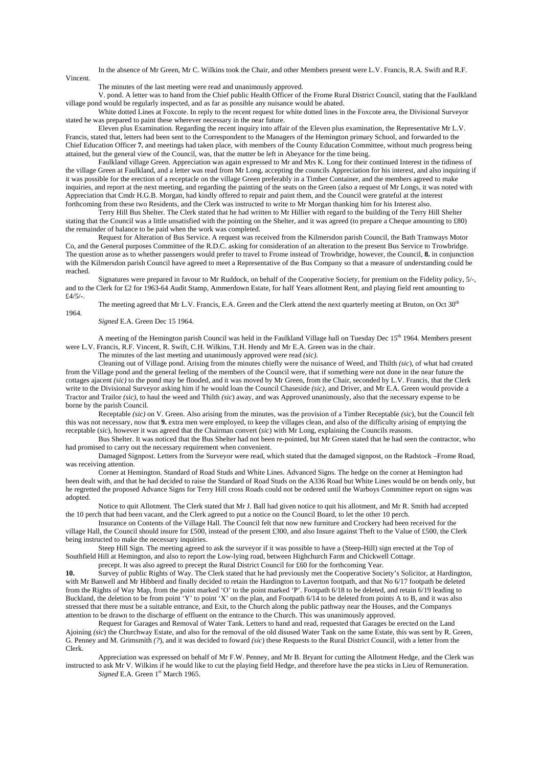In the absence of Mr Green, Mr C. Wilkins took the Chair, and other Members present were L.V. Francis, R.A. Swift and R.F. Vincent.

The minutes of the last meeting were read and unanimously approved.

V. pond. A letter was to hand from the Chief public Health Officer of the Frome Rural District Council, stating that the Faulkland village pond would be regularly inspected, and as far as possible any nuisance would be abated.

White dotted Lines at Foxcote. In reply to the recent request for white dotted lines in the Foxcote area, the Divisional Surveyor stated he was prepared to paint these wherever necessary in the near future.

Eleven plus Examination. Regarding the recent inquiry into affair of the Eleven plus examination, the Representative Mr L.V. Francis, stated that, letters had been sent to the Correspondent to the Managers of the Hemington primary School, and forwarded to the Chief Education Officer **7.** and meetings had taken place, with members of the County Education Committee, without much progress being attained, but the general view of the Council, was, that the matter be left in Abeyance for the time being.

Faulkland village Green. Appreciation was again expressed to Mr and Mrs K. Long for their continued Interest in the tidiness of the village Green at Faulkland, and a letter was read from Mr Long, accepting the councils Appreciation for his interest, and also inquiring if it was possible for the erection of a receptacle on the village Green preferably in a Timber Container, and the members agreed to make inquiries, and report at the next meeting, and regarding the painting of the seats on the Green (also a request of Mr Longs, it was noted with Appreciation that Cmdr H.G.B. Morgan, had kindly offered to repair and paint them, and the Council were grateful at the interest forthcoming from these two Residents, and the Clerk was instructed to write to Mr Morgan thanking him for his Interest also.

Terry Hill Bus Shelter. The Clerk stated that he had written to Mr Hillier with regard to the building of the Terry Hill Shelter stating that the Council was a little unsatisfied with the pointing on the Shelter, and it was agreed (to prepare a Cheque amounting to £80) the remainder of balance to be paid when the work was completed.

Request for Alteration of Bus Service. A request was received from the Kilmersdon parish Council, the Bath Tramways Motor Co, and the General purposes Committee of the R.D.C. asking for consideration of an alteration to the present Bus Service to Trowbridge. The question arose as to whether passengers would prefer to travel to Frome instead of Trowbridge, however, the Council, **8.** in conjunction with the Kilmersdon parish Council have agreed to meet a Representative of the Bus Company so that a measure of understanding could be reached.

Signatures were prepared in favour to Mr Ruddock, on behalf of the Cooperative Society, for premium on the Fidelity policy, 5/-, and to the Clerk for £2 for 1963-64 Audit Stamp, Ammerdown Estate, for half Years allotment Rent, and playing field rent amounting to £4/5/-.

The meeting agreed that Mr L.V. Francis, E.A. Green and the Clerk attend the next quarterly meeting at Bruton, on Oct 30th 1964.

*Signed* E.A. Green Dec 15 1964.

A meeting of the Hemington parish Council was held in the Faulkland Village hall on Tuesday Dec 15th 1964. Members present were L.V. Francis, R.F. Vincent, R. Swift, C.H. Wilkins, T.H. Hendy and Mr E.A. Green was in the chair.

The minutes of the last meeting and unanimously approved were read *(sic).*

Cleaning out of Village pond. Arising from the minutes chiefly were the nuisance of Weed, and Thilth *(sic*), of what had created from the Village pond and the general feeling of the members of the Council were, that if something were not done in the near future the cottages ajacent *(sic)* to the pond may be flooded, and it was moved by Mr Green, from the Chair, seconded by L.V. Francis, that the Clerk write to the Divisional Surveyor asking him if he would loan the Council Chaseside *(sic),* and Driver, and Mr E.A. Green would provide a Tractor and Trailor *(sic*), to haul the weed and Thilth *(sic*) away, and was Approved unanimously, also that the necessary expense to be borne by the parish Council.

Receptable *(sic)* on V. Green. Also arising from the minutes, was the provision of a Timber Receptable *(sic*), but the Council felt this was not necessary, now that **9.** extra men were employed, to keep the villages clean, and also of the difficulty arising of emptying the receptable (*sic*), however it was agreed that the Chairman convert (*sic*) with Mr Long, explaining the Councils reasons.

Bus Shelter. It was noticed that the Bus Shelter had not been re-pointed, but Mr Green stated that he had seen the contractor, who had promised to carry out the necessary requirement when convenient.

Damaged Signpost. Letters from the Surveyor were read, which stated that the damaged signpost, on the Radstock –Frome Road, was receiving attention.

Corner at Hemington. Standard of Road Studs and White Lines. Advanced Signs. The hedge on the corner at Hemington had been dealt with, and that he had decided to raise the Standard of Road Studs on the A336 Road but White Lines would be on bends only, but he regretted the proposed Advance Signs for Terry Hill cross Roads could not be ordered until the Warboys Committee report on signs was adopted.

Notice to quit Allotment. The Clerk stated that Mr J. Ball had given notice to quit his allotment, and Mr R. Smith had accepted the 10 perch that had been vacant, and the Clerk agreed to put a notice on the Council Board, to let the other 10 perch.

Insurance on Contents of the Village Hall. The Council felt that now new furniture and Crockery had been received for the village Hall, the Council should insure for £500, instead of the present £300, and also Insure against Theft to the Value of £500, the Clerk being instructed to make the necessary inquiries.

Steep Hill Sign. The meeting agreed to ask the surveyor if it was possible to have a (Steep-Hill) sign erected at the Top of Southfield Hill at Hemington, and also to report the Low-lying road, between Highchurch Farm and Chickwell Cottage.

precept. It was also agreed to precept the Rural District Council for £60 for the forthcoming Year.

**10.** Survey of public Rights of Way. The Clerk stated that he had previously met the Cooperative Society's Solicitor, at Hardington, with Mr Banwell and Mr Hibberd and finally decided to retain the Hardington to Laverton footpath, and that No 6/17 footpath be deleted from the Rights of Way Map, from the point marked 'O' to the point marked 'P'. Footpath 6/18 to be deleted, and retain 6/19 leading to Buckland, the deletion to be from point 'Y' to point 'X' on the plan, and Footpath 6/14 to be deleted from points A to B, and it was also stressed that there must be a suitable entrance, and Exit, to the Church along the public pathway near the Houses, and the Companys attention to be drawn to the discharge of effluent on the entrance to the Church. This was unanimously approved.

Request for Garages and Removal of Water Tank. Letters to hand and read, requested that Garages be erected on the Land Ajoining *(sic*) the Churchway Estate, and also for the removal of the old disused Water Tank on the same Estate, this was sent by R. Green, G. Penney and M. Grimsmith *(?*), and it was decided to foward *(sic*) these Requests to the Rural District Council, with a letter from the Clerk.

Appreciation was expressed on behalf of Mr F.W. Penney, and Mr B. Bryant for cutting the Allotment Hedge, and the Clerk was instructed to ask Mr V. Wilkins if he would like to cut the playing field Hedge, and therefore have the pea sticks in Lieu of Remuneration.

*Signed* E.A. Green 1st March 1965.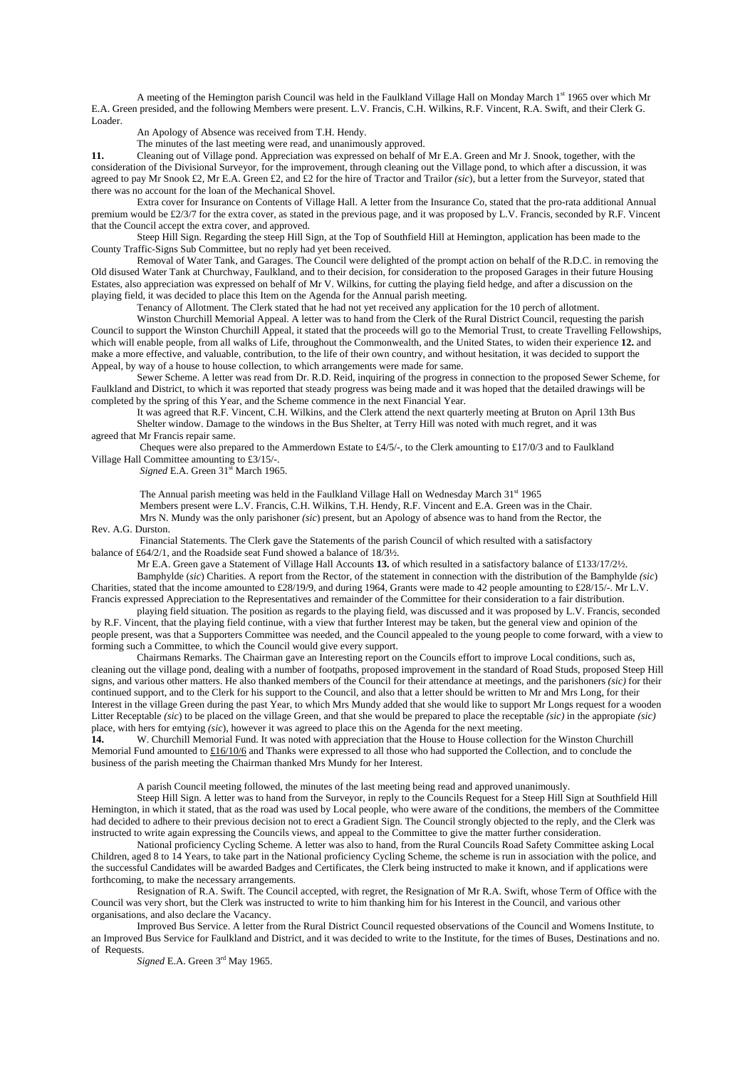A meeting of the Hemington parish Council was held in the Faulkland Village Hall on Monday March 1st 1965 over which Mr E.A. Green presided, and the following Members were present. L.V. Francis, C.H. Wilkins, R.F. Vincent, R.A. Swift, and their Clerk G. Loader.

An Apology of Absence was received from T.H. Hendy.

The minutes of the last meeting were read, and unanimously approved.

**11.** Cleaning out of Village pond. Appreciation was expressed on behalf of Mr E.A. Green and Mr J. Snook, together, with the consideration of the Divisional Surveyor, for the improvement, through cleaning out the Village pond, to which after a discussion, it was agreed to pay Mr Snook £2, Mr E.A. Green £2, and £2 for the hire of Tractor and Trailor *(sic*), but a letter from the Surveyor, stated that there was no account for the loan of the Mechanical Shovel.

Extra cover for Insurance on Contents of Village Hall. A letter from the Insurance Co, stated that the pro-rata additional Annual premium would be £2/3/7 for the extra cover, as stated in the previous page, and it was proposed by L.V. Francis, seconded by R.F. Vincent that the Council accept the extra cover, and approved.

Steep Hill Sign. Regarding the steep Hill Sign, at the Top of Southfield Hill at Hemington, application has been made to the County Traffic-Signs Sub Committee, but no reply had yet been received.

Removal of Water Tank, and Garages. The Council were delighted of the prompt action on behalf of the R.D.C. in removing the Old disused Water Tank at Churchway, Faulkland, and to their decision, for consideration to the proposed Garages in their future Housing Estates, also appreciation was expressed on behalf of Mr V. Wilkins, for cutting the playing field hedge, and after a discussion on the playing field, it was decided to place this Item on the Agenda for the Annual parish meeting.

Tenancy of Allotment. The Clerk stated that he had not yet received any application for the 10 perch of allotment.

Winston Churchill Memorial Appeal. A letter was to hand from the Clerk of the Rural District Council, requesting the parish Council to support the Winston Churchill Appeal, it stated that the proceeds will go to the Memorial Trust, to create Travelling Fellowships, which will enable people, from all walks of Life, throughout the Commonwealth, and the United States, to widen their experience **12.** and make a more effective, and valuable, contribution, to the life of their own country, and without hesitation, it was decided to support the Appeal, by way of a house to house collection, to which arrangements were made for same.

Sewer Scheme. A letter was read from Dr. R.D. Reid, inquiring of the progress in connection to the proposed Sewer Scheme, for Faulkland and District, to which it was reported that steady progress was being made and it was hoped that the detailed drawings will be completed by the spring of this Year, and the Scheme commence in the next Financial Year.

It was agreed that R.F. Vincent, C.H. Wilkins, and the Clerk attend the next quarterly meeting at Bruton on April 13th Bus Shelter window. Damage to the windows in the Bus Shelter, at Terry Hill was noted with much regret, and it was agreed that Mr Francis repair same.

Cheques were also prepared to the Ammerdown Estate to £4/5/-, to the Clerk amounting to £17/0/3 and to Faulkland Village Hall Committee amounting to £3/15/-.

*Signed* E.A. Green 31st March 1965.

The Annual parish meeting was held in the Faulkland Village Hall on Wednesday March 31st 1965

Members present were L.V. Francis, C.H. Wilkins, T.H. Hendy, R.F. Vincent and E.A. Green was in the Chair.

Mrs N. Mundy was the only parishoner *(sic*) present, but an Apology of absence was to hand from the Rector, the Rev. A.G. Durston.

Financial Statements. The Clerk gave the Statements of the parish Council of which resulted with a satisfactory balance of £64/2/1, and the Roadside seat Fund showed a balance of 18/3½.

Mr E.A. Green gave a Statement of Village Hall Accounts **13.** of which resulted in a satisfactory balance of £133/17/2½.

Bamphylde (*sic*) Charities. A report from the Rector, of the statement in connection with the distribution of the Bamphylde *(sic*) Charities, stated that the income amounted to £28/19/9, and during 1964, Grants were made to 42 people amounting to £28/15/-. Mr L.V. Francis expressed Appreciation to the Representatives and remainder of the Committee for their consideration to a fair distribution.

playing field situation. The position as regards to the playing field, was discussed and it was proposed by L.V. Francis, seconded by R.F. Vincent, that the playing field continue, with a view that further Interest may be taken, but the general view and opinion of the people present, was that a Supporters Committee was needed, and the Council appealed to the young people to come forward, with a view to forming such a Committee, to which the Council would give every support.

Chairmans Remarks. The Chairman gave an Interesting report on the Councils effort to improve Local conditions, such as, cleaning out the village pond, dealing with a number of footpaths, proposed improvement in the standard of Road Studs, proposed Steep Hill signs, and various other matters. He also thanked members of the Council for their attendance at meetings, and the parishoners *(sic)* for their continued support, and to the Clerk for his support to the Council, and also that a letter should be written to Mr and Mrs Long, for their Interest in the village Green during the past Year, to which Mrs Mundy added that she would like to support Mr Longs request for a wooden Litter Receptable *(sic*) to be placed on the village Green, and that she would be prepared to place the receptable *(sic)* in the appropiate *(sic)* place, with hers for emtying *(sic*), however it was agreed to place this on the Agenda for the next meeting.

**14.** W. Churchill Memorial Fund. It was noted with appreciation that the House to House collection for the Winston Churchill Memorial Fund amounted to <u>£16/10/6</u> and Thanks were expressed to all those who had supported the Collection, and to conclude the business of the parish meeting the Chairman thanked Mrs Mundy for her Interest.

A parish Council meeting followed, the minutes of the last meeting being read and approved unanimously.

Steep Hill Sign. A letter was to hand from the Surveyor, in reply to the Councils Request for a Steep Hill Sign at Southfield Hill Hemington, in which it stated, that as the road was used by Local people, who were aware of the conditions, the members of the Committee had decided to adhere to their previous decision not to erect a Gradient Sign. The Council strongly objected to the reply, and the Clerk was instructed to write again expressing the Councils views, and appeal to the Committee to give the matter further consideration.

National proficiency Cycling Scheme. A letter was also to hand, from the Rural Councils Road Safety Committee asking Local Children, aged 8 to 14 Years, to take part in the National proficiency Cycling Scheme, the scheme is run in association with the police, and the successful Candidates will be awarded Badges and Certificates, the Clerk being instructed to make it known, and if applications were forthcoming, to make the necessary arrangements.

Resignation of R.A. Swift. The Council accepted, with regret, the Resignation of Mr R.A. Swift, whose Term of Office with the Council was very short, but the Clerk was instructed to write to him thanking him for his Interest in the Council, and various other organisations, and also declare the Vacancy.

Improved Bus Service. A letter from the Rural District Council requested observations of the Council and Womens Institute, to an Improved Bus Service for Faulkland and District, and it was decided to write to the Institute, for the times of Buses, Destinations and no. of Requests.

*Signed* E.A. Green 3rd May 1965.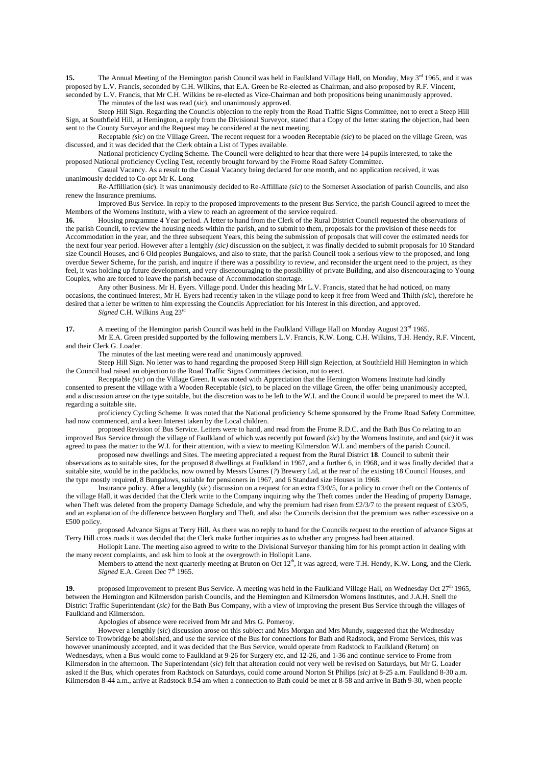**15.** The Annual Meeting of the Hemington parish Council was held in Faulkland Village Hall, on Monday, May 3rd 1965, and it was proposed by L.V. Francis, seconded by C.H. Wilkins, that E.A. Green be Re-elected as Chairman, and also proposed by R.F. Vincent, seconded by L.V. Francis, that Mr C.H. Wilkins be re-elected as Vice-Chairman and both propositions being unanimously approved.

The minutes of the last was read (*sic*), and unanimously approved.

Steep Hill Sign. Regarding the Councils objection to the reply from the Road Traffic Signs Committee, not to erect a Steep Hill Sign, at Southfield Hill, at Hemington, a reply from the Divisional Surveyor, stated that a Copy of the letter stating the objection, had been sent to the County Surveyor and the Request may be considered at the next meeting.

Receptable *(sic)* on the Village Green. The recent request for a wooden Receptable *(sic)* to be placed on the village Green, was discussed, and it was decided that the Clerk obtain a List of Types available.

National proficiency Cycling Scheme. The Council were delighted to hear that there were 14 pupils interested, to take the proposed National proficiency Cycling Test, recently brought forward by the Frome Road Safety Committee.

Casual Vacancy. As a result to the Casual Vacancy being declared for one month, and no application received, it was unanimously decided to Co-opt Mr K. Long

Re-Affilliation (*sic*). It was unanimously decided to Re-Affilliate *(sic)* to the Somerset Association of parish Councils, and also renew the Insurance premiums.

Improved Bus Service. In reply to the proposed improvements to the present Bus Service, the parish Council agreed to meet the Members of the Womens Institute, with a view to reach an agreement of the service required.

**16.** Housing programme 4 Year period. A letter to hand from the Clerk of the Rural District Council requested the observations of the parish Council, to review the housing needs within the parish, and to submit to them, proposals for the provision of these needs for Accommodation in the year, and the three subsequent Years, this being the submission of proposals that will cover the estimated needs for the next four year period. However after a lengthly *(sic)* discussion on the subject, it was finally decided to submit proposals for 10 Standard size Council Houses, and 6 Old peoples Bungalows, and also to state, that the parish Council took a serious view to the proposed, and long overdue Sewer Scheme, for the parish, and inquire if there was a possibility to review, and reconsider the urgent need to the project, as they feel, it was holding up future development, and very disencouraging to the possibility of private Building, and also disencouraging to Young Couples, who are forced to leave the parish because of Accommodation shortage.

Any other Business. Mr H. Eyers. Village pond. Under this heading Mr L.V. Francis, stated that he had noticed, on many occasions, the continued Interest, Mr H. Eyers had recently taken in the village pond to keep it free from Weed and Thilth (*sic*), therefore he desired that a letter be written to him expressing the Councils Appreciation for his Interest in this direction, and approved.

*Signed* C.H. Wilkins Aug 23rd

**17.** A meeting of the Hemington parish Council was held in the Faulkland Village Hall on Monday August 23rd 1965.

Mr E.A. Green presided supported by the following members L.V. Francis, K.W. Long, C.H. Wilkins, T.H. Hendy, R.F. Vincent, and their Clerk G. Loader.

The minutes of the last meeting were read and unanimously approved.

Steep Hill Sign. No letter was to hand regarding the proposed Steep Hill sign Rejection, at Southfield Hill Hemington in which the Council had raised an objection to the Road Traffic Signs Committees decision, not to erect.

Receptable *(sic)* on the Village Green. It was noted with Appreciation that the Hemington Womens Institute had kindly consented to present the village with a Wooden Receptable (*sic*), to be placed on the village Green, the offer being unanimously accepted, and a discussion arose on the type suitable, but the discretion was to be left to the W.I. and the Council would be prepared to meet the W.I. regarding a suitable site.

proficiency Cycling Scheme. It was noted that the National proficiency Scheme sponsored by the Frome Road Safety Committee, had now commenced, and a keen Interest taken by the Local children.

proposed Revision of Bus Service. Letters were to hand, and read from the Frome R.D.C. and the Bath Bus Co relating to an improved Bus Service through the village of Faulkland of which was recently put foward *(sic)* by the Womens Institute, and and (*sic)* it was agreed to pass the matter to the W.I. for their attention, with a view to meeting Kilmersdon W.I. and members of the parish Council.

proposed new dwellings and Sites. The meeting appreciated a request from the Rural District **18**. Council to submit their observations as to suitable sites, for the proposed 8 dwellings at Faulkland in 1967, and a further 6, in 1968, and it was finally decided that a suitable site, would be in the paddocks, now owned by Messrs Usures (*?*) Brewery Ltd, at the rear of the existing 18 Council Houses, and the type mostly required, 8 Bungalows, suitable for pensioners in 1967, and 6 Standard size Houses in 1968.

Insurance policy. After a lengthly (*sic*) discussion on a request for an extra £3/0/5, for a policy to cover theft on the Contents of the village Hall, it was decided that the Clerk write to the Company inquiring why the Theft comes under the Heading of property Damage, when Theft was deleted from the property Damage Schedule, and why the premium had risen from £2/3/7 to the present request of £3/0/5, and an explanation of the difference between Burglary and Theft, and also the Councils decision that the premium was rather excessive on a £500 policy.

proposed Advance Signs at Terry Hill. As there was no reply to hand for the Councils request to the erection of advance Signs at Terry Hill cross roads it was decided that the Clerk make further inquiries as to whether any progress had been attained.

Hollopit Lane. The meeting also agreed to write to the Divisional Surveyor thanking him for his prompt action in dealing with the many recent complaints, and ask him to look at the overgrowth in Hollopit Lane.

Members to attend the next quarterly meeting at Bruton on Oct 12th, it was agreed, were T.H. Hendy, K.W. Long, and the Clerk.

*Signed* E.A. Green Dec 7th 1965.

**19.** proposed Improvement to present Bus Service. A meeting was held in the Faulkland Village Hall, on Wednesday Oct 27th 1965, between the Hemington and Kilmersdon parish Councils, and the Hemington and Kilmersdon Womens Institutes, and J.A.H. Snell the District Traffic Superintendant (*sic)* for the Bath Bus Company, with a view of improving the present Bus Service through the villages of Faulkland and Kilmersdon.

Apologies of absence were received from Mr and Mrs G. Pomeroy.

However a lengthly (*sic*) discussion arose on this subject and Mrs Morgan and Mrs Mundy, suggested that the Wednesday Service to Trowbridge be abolished, and use the service of the Bus for connections for Bath and Radstock, and Frome Services, this was however unanimously accepted, and it was decided that the Bus Service, would operate from Radstock to Faulkland (Return) on Wednesdays, when a Bus would come to Faulkland at 9-26 for Surgery etc, and 12-26, and 1-36 and continue service to Frome from Kilmersdon in the afternoon. The Superintendant (*sic*) felt that alteration could not very well be revised on Saturdays, but Mr G. Loader asked if the Bus, which operates from Radstock on Saturdays, could come around Norton St Philips (*sic)* at 8-25 a.m. Faulkland 8-30 a.m. Kilmersdon 8-44 a.m., arrive at Radstock 8.54 am when a connection to Bath could be met at 8-58 and arrive in Bath 9-30, when people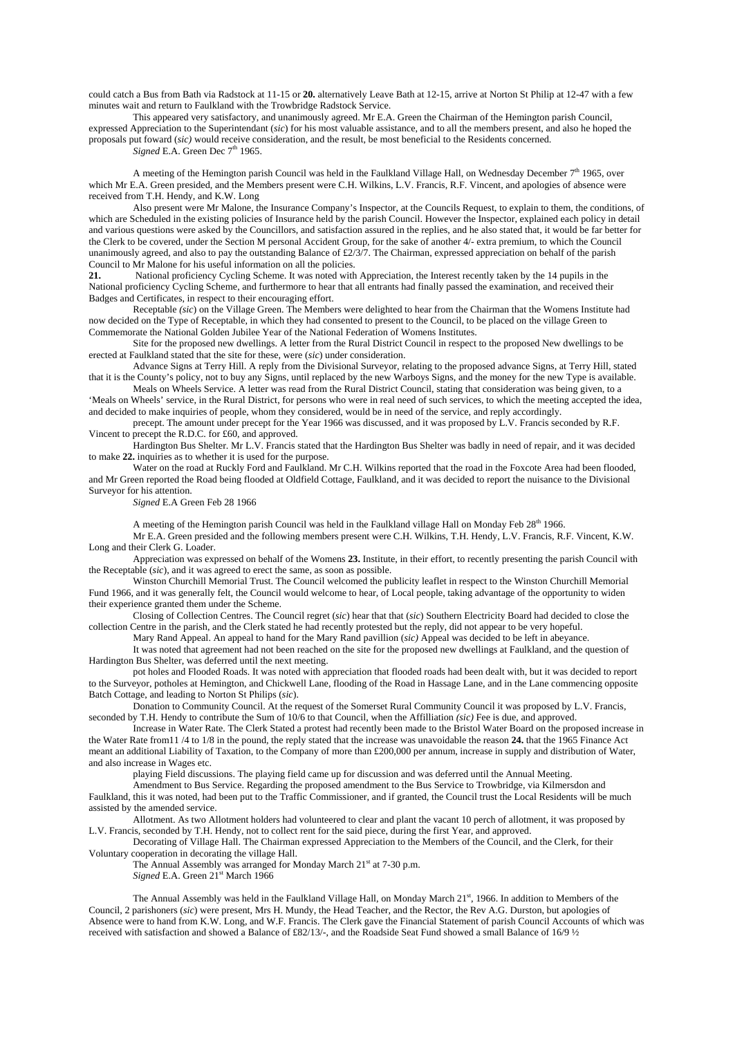could catch a Bus from Bath via Radstock at 11-15 or **20.** alternatively Leave Bath at 12-15, arrive at Norton St Philip at 12-47 with a few minutes wait and return to Faulkland with the Trowbridge Radstock Service.

This appeared very satisfactory, and unanimously agreed. Mr E.A. Green the Chairman of the Hemington parish Council, expressed Appreciation to the Superintendant (*sic*) for his most valuable assistance, and to all the members present, and also he hoped the proposals put foward (*sic)* would receive consideration, and the result, be most beneficial to the Residents concerned.

*Signed* E.A. Green Dec 7th 1965.

A meeting of the Hemington parish Council was held in the Faulkland Village Hall, on Wednesday December 7th 1965, over which Mr E.A. Green presided, and the Members present were C.H. Wilkins, L.V. Francis, R.F. Vincent, and apologies of absence were received from T.H. Hendy, and K.W. Long

Also present were Mr Malone, the Insurance Company's Inspector, at the Councils Request, to explain to them, the conditions, of which are Scheduled in the existing policies of Insurance held by the parish Council. However the Inspector, explained each policy in detail and various questions were asked by the Councillors, and satisfaction assured in the replies, and he also stated that, it would be far better for the Clerk to be covered, under the Section M personal Accident Group, for the sake of another 4/- extra premium, to which the Council unanimously agreed, and also to pay the outstanding Balance of £2/3/7. The Chairman, expressed appreciation on behalf of the parish Council to Mr Malone for his useful information on all the policies.

**21.** National proficiency Cycling Scheme. It was noted with Appreciation, the Interest recently taken by the 14 pupils in the National proficiency Cycling Scheme, and furthermore to hear that all entrants had finally passed the examination, and received their Badges and Certificates, in respect to their encouraging effort.

Receptable *(sic*) on the Village Green. The Members were delighted to hear from the Chairman that the Womens Institute had now decided on the Type of Receptable, in which they had consented to present to the Council, to be placed on the village Green to Commemorate the National Golden Jubilee Year of the National Federation of Womens Institutes.

Site for the proposed new dwellings. A letter from the Rural District Council in respect to the proposed New dwellings to be erected at Faulkland stated that the site for these, were (*sic*) under consideration.

Advance Signs at Terry Hill. A reply from the Divisional Surveyor, relating to the proposed advance Signs, at Terry Hill, stated that it is the County's policy, not to buy any Signs, until replaced by the new Warboys Signs, and the money for the new Type is available.

Meals on Wheels Service. A letter was read from the Rural District Council, stating that consideration was being given, to a 'Meals on Wheels' service, in the Rural District, for persons who were in real need of such services, to which the meeting accepted the idea, and decided to make inquiries of people, whom they considered, would be in need of the service, and reply accordingly.

precept. The amount under precept for the Year 1966 was discussed, and it was proposed by L.V. Francis seconded by R.F. Vincent to precept the R.D.C. for £60, and approved.

Hardington Bus Shelter. Mr L.V. Francis stated that the Hardington Bus Shelter was badly in need of repair, and it was decided to make **22.** inquiries as to whether it is used for the purpose.

Water on the road at Ruckly Ford and Faulkland. Mr C.H. Wilkins reported that the road in the Foxcote Area had been flooded, and Mr Green reported the Road being flooded at Oldfield Cottage, Faulkland, and it was decided to report the nuisance to the Divisional Surveyor for his attention.

*Signed* E.A Green Feb 28 1966

A meeting of the Hemington parish Council was held in the Faulkland village Hall on Monday Feb 28th 1966.

Mr E.A. Green presided and the following members present were C.H. Wilkins, T.H. Hendy, L.V. Francis, R.F. Vincent, K.W. Long and their Clerk G. Loader.

Appreciation was expressed on behalf of the Womens **23.** Institute, in their effort, to recently presenting the parish Council with the Receptable (*sic*), and it was agreed to erect the same, as soon as possible.

Winston Churchill Memorial Trust. The Council welcomed the publicity leaflet in respect to the Winston Churchill Memorial Fund 1966, and it was generally felt, the Council would welcome to hear, of Local people, taking advantage of the opportunity to widen their experience granted them under the Scheme.

Closing of Collection Centres. The Council regret (*sic*) hear that that (*sic*) Southern Electricity Board had decided to close the collection Centre in the parish, and the Clerk stated he had recently protested but the reply, did not appear to be very hopeful.

Mary Rand Appeal. An appeal to hand for the Mary Rand pavillion (*sic)* Appeal was decided to be left in abeyance.

It was noted that agreement had not been reached on the site for the proposed new dwellings at Faulkland, and the question of Hardington Bus Shelter, was deferred until the next meeting.

pot holes and Flooded Roads. It was noted with appreciation that flooded roads had been dealt with, but it was decided to report to the Surveyor, potholes at Hemington, and Chickwell Lane, flooding of the Road in Hassage Lane, and in the Lane commencing opposite Batch Cottage, and leading to Norton St Philips (*sic*).

Donation to Community Council. At the request of the Somerset Rural Community Council it was proposed by L.V. Francis, seconded by T.H. Hendy to contribute the Sum of 10/6 to that Council, when the Affilliation *(sic)* Fee is due, and approved.

Increase in Water Rate. The Clerk Stated a protest had recently been made to the Bristol Water Board on the proposed increase in the Water Rate from11 /4 to 1/8 in the pound, the reply stated that the increase was unavoidable the reason **24.** that the 1965 Finance Act meant an additional Liability of Taxation, to the Company of more than £200,000 per annum, increase in supply and distribution of Water, and also increase in Wages etc.

playing Field discussions. The playing field came up for discussion and was deferred until the Annual Meeting.

Amendment to Bus Service. Regarding the proposed amendment to the Bus Service to Trowbridge, via Kilmersdon and Faulkland, this it was noted, had been put to the Traffic Commissioner, and if granted, the Council trust the Local Residents will be much assisted by the amended service.

Allotment. As two Allotment holders had volunteered to clear and plant the vacant 10 perch of allotment, it was proposed by L.V. Francis, seconded by T.H. Hendy, not to collect rent for the said piece, during the first Year, and approved.

Decorating of Village Hall. The Chairman expressed Appreciation to the Members of the Council, and the Clerk, for their Voluntary cooperation in decorating the village Hall.

The Annual Assembly was arranged for Monday March 21st at 7-30 p.m.

*Signed* E.A. Green 21st March 1966

The Annual Assembly was held in the Faulkland Village Hall, on Monday March 21st, 1966. In addition to Members of the Council, 2 parishoners (*sic*) were present, Mrs H. Mundy, the Head Teacher, and the Rector, the Rev A.G. Durston, but apologies of Absence were to hand from K.W. Long, and W.F. Francis. The Clerk gave the Financial Statement of parish Council Accounts of which was received with satisfaction and showed a Balance of £82/13/-, and the Roadside Seat Fund showed a small Balance of 16/9 ½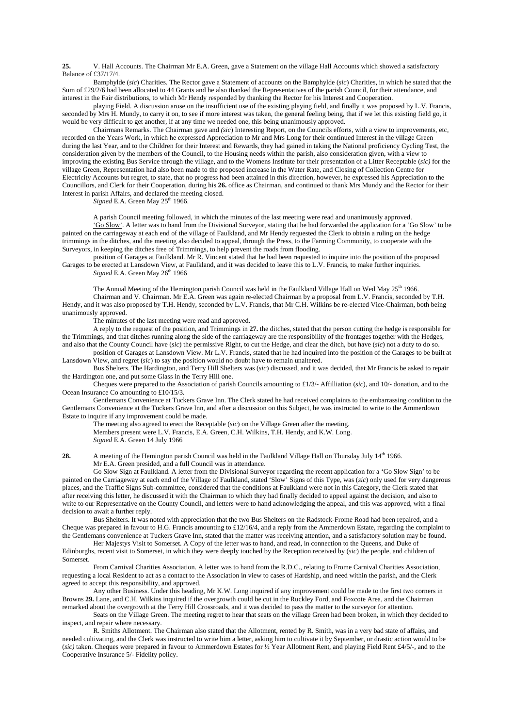**25.** V. Hall Accounts. The Chairman Mr E.A. Green, gave a Statement on the village Hall Accounts which showed a satisfactory Balance of £37/17/4.

Bamphylde (*sic*) Charities. The Rector gave a Statement of accounts on the Bamphylde (*sic*) Charities, in which he stated that the Sum of £29/2/6 had been allocated to 44 Grants and he also thanked the Representatives of the parish Council, for their attendance, and interest in the Fair distributions, to which Mr Hendy responded by thanking the Rector for his Interest and Cooperation.

playing Field. A discussion arose on the insufficient use of the existing playing field, and finally it was proposed by L.V. Francis, seconded by Mrs H. Mundy, to carry it on, to see if more interest was taken, the general feeling being, that if we let this existing field go, it would be very difficult to get another, if at any time we needed one, this being unanimously approved.

Chairmans Remarks. The Chairman gave and *(sic)* Interesting Report, on the Councils efforts, with a view to improvements, etc, recorded on the Years Work, in which he expressed Appreciation to Mr and Mrs Long for their continued Interest in the village Green during the last Year, and to the Children for their Interest and Rewards, they had gained in taking the National proficiency Cycling Test, the consideration given by the members of the Council, to the Housing needs within the parish, also consideration given, with a view to improving the existing Bus Service through the village, and to the Womens Institute for their presentation of a Litter Receptable (*sic)* for the village Green, Representation had also been made to the proposed increase in the Water Rate, and Closing of Collection Centre for Electricity Accounts but regret, to state, that no progress had been attained in this direction, however, he expressed his Appreciation to the Councillors, and Clerk for their Cooperation, during his **26.** office as Chairman, and continued to thank Mrs Mundy and the Rector for their Interest in parish Affairs, and declared the meeting closed.

*Signed* E.A. Green May 25th 1966.

A parish Council meeting followed, in which the minutes of the last meeting were read and unanimously approved.

'Go Slow'. A letter was to hand from the Divisional Surveyor, stating that he had forwarded the application for a 'Go Slow' to be painted on the carriageway at each end of the village of Faulkland, and Mr Hendy requested the Clerk to obtain a ruling on the hedge trimmings in the ditches, and the meeting also decided to appeal, through the Press, to the Farming Community, to cooperate with the Surveyors, in keeping the ditches free of Trimmings, to help prevent the roads from flooding.

position of Garages at Faulkland. Mr R. Vincent stated that he had been requested to inquire into the position of the proposed Garages to be erected at Lansdown View, at Faulkland, and it was decided to leave this to L.V. Francis, to make further inquiries.

*Signed* E.A. Green May 26th 1966

The Annual Meeting of the Hemington parish Council was held in the Faulkland Village Hall on Wed May 25th 1966.

Chairman and V. Chairman. Mr E.A. Green was again re-elected Chairman by a proposal from L.V. Francis, seconded by T.H. Hendy, and it was also proposed by T.H. Hendy, seconded by L.V. Francis, that Mr C.H. Wilkins be re-elected Vice-Chairman, both being unanimously approved.

The minutes of the last meeting were read and approved.

A reply to the request of the position, and Trimmings in **27.** the ditches, stated that the person cutting the hedge is responsible for the Trimmings, and that ditches running along the side of the carriageway are the responsibility of the frontages together with the Hedges, and also that the County Council have (*sic*) the permissive Right, to cut the Hedge, and clear the ditch, but have (*sic*) not a duty to do so.

position of Garages at Lansdown View. Mr L.V. Francis, stated that he had inquired into the position of the Garages to be built at Lansdown View, and regret (*sic*) to say the position would no doubt have to remain unaltered.

Bus Shelters. The Hardington, and Terry Hill Shelters was (*sic*) discussed, and it was decided, that Mr Francis be asked to repair the Hardington one, and put some Glass in the Terry Hill one.

Cheques were prepared to the Association of parish Councils amounting to £1/3/- Affilliation (*sic*), and 10/- donation, and to the Ocean Insurance Co amounting to £10/15/3.

Gentlemans Convenience at Tuckers Grave Inn. The Clerk stated he had received complaints to the embarrassing condition to the Gentlemans Convenience at the Tuckers Grave Inn, and after a discussion on this Subject, he was instructed to write to the Ammerdown Estate to inquire if any improvement could be made.

The meeting also agreed to erect the Receptable (*sic*) on the Village Green after the meeting.

Members present were L.V. Francis, E.A. Green, C.H. Wilkins, T.H. Hendy, and K.W. Long.

*Signed* E.A. Green 14 July 1966

**28.** A meeting of the Hemington parish Council was held in the Faulkland Village Hall on Thursday July 14th 1966.

Mr E.A. Green presided, and a full Council was in attendance.

Go Slow Sign at Faulkland. A letter from the Divisional Surveyor regarding the recent application for a 'Go Slow Sign' to be painted on the Carriageway at each end of the Village of Faulkland, stated 'Slow' Signs of this Type, was (*sic*) only used for very dangerous places, and the Traffic Signs Sub-committee, considered that the conditions at Faulkland were not in this Category, the Clerk stated that after receiving this letter, he discussed it with the Chairman to which they had finally decided to appeal against the decision, and also to write to our Representative on the County Council, and letters were to hand acknowledging the appeal, and this was approved, with a final decision to await a further reply.

Bus Shelters. It was noted with appreciation that the two Bus Shelters on the Radstock-Frome Road had been repaired, and a Cheque was prepared in favour to H.G. Francis amounting to £12/16/4, and a reply from the Ammerdown Estate, regarding the complaint to the Gentlemans convenience at Tuckers Grave Inn, stated that the matter was receiving attention, and a satisfactory solution may be found.

Her Majestys Visit to Somerset. A Copy of the letter was to hand, and read, in connection to the Queens, and Duke of Edinburghs, recent visit to Somerset, in which they were deeply touched by the Reception received by (*sic*) the people, and children of Somerset.

From Carnival Charities Association. A letter was to hand from the R.D.C., relating to Frome Carnival Charities Association, requesting a local Resident to act as a contact to the Association in view to cases of Hardship, and need within the parish, and the Clerk agreed to accept this responsibility, and approved.

Any other Business. Under this heading, Mr K.W. Long inquired if any improvement could be made to the first two corners in Browns **29.** Lane, and C.H. Wilkins inquired if the overgrowth could be cut in the Ruckley Ford, and Foxcote Area, and the Chairman remarked about the overgrowth at the Terry Hill Crossroads, and it was decided to pass the matter to the surveyor for attention.

Seats on the Village Green. The meeting regret to hear that seats on the village Green had been broken, in which they decided to inspect, and repair where necessary.

R. Smiths Allotment. The Chairman also stated that the Allotment, rented by R. Smith, was in a very bad state of affairs, and needed cultivating, and the Clerk was instructed to write him a letter, asking him to cultivate it by September, or drastic action would to be (*sic*) taken. Cheques were prepared in favour to Ammerdown Estates for ½ Year Allotment Rent, and playing Field Rent £4/5/-, and to the Cooperative Insurance 5/- Fidelity policy.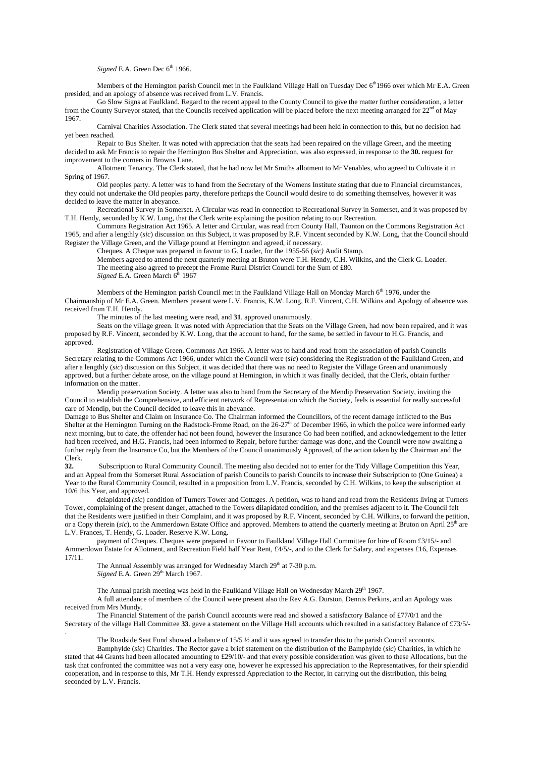*Signed* E.A. Green Dec 6th 1966.

Members of the Hemington parish Council met in the Faulkland Village Hall on Tuesday Dec 6th1966 over which Mr E.A. Green presided, and an apology of absence was received from L.V. Francis.

Go Slow Signs at Faulkland. Regard to the recent appeal to the County Council to give the matter further consideration, a letter from the County Surveyor stated, that the Councils received application will be placed before the next meeting arranged for 22nd of May 1967.

Carnival Charities Association. The Clerk stated that several meetings had been held in connection to this, but no decision had yet been reached.

Repair to Bus Shelter. It was noted with appreciation that the seats had been repaired on the village Green, and the meeting decided to ask Mr Francis to repair the Hemington Bus Shelter and Appreciation, was also expressed, in response to the **30.** request for improvement to the corners in Browns Lane.

Allotment Tenancy. The Clerk stated, that he had now let Mr Smiths allotment to Mr Venables, who agreed to Cultivate it in Spring of 1967.

Old peoples party. A letter was to hand from the Secretary of the Womens Institute stating that due to Financial circumstances, they could not undertake the Old peoples party, therefore perhaps the Council would desire to do something themselves, however it was decided to leave the matter in abeyance.

Recreational Survey in Somerset. A Circular was read in connection to Recreational Survey in Somerset, and it was proposed by T.H. Hendy, seconded by K.W. Long, that the Clerk write explaining the position relating to our Recreation.

Commons Registration Act 1965. A letter and Circular, was read from County Hall, Taunton on the Commons Registration Act 1965, and after a lengthly (*sic*) discussion on this Subject, it was proposed by R.F. Vincent seconded by K.W. Long, that the Council should Register the Village Green, and the Village pound at Hemington and agreed, if necessary.

Cheques. A Cheque was prepared in favour to G. Loader, for the 1955-56 (*sic)* Audit Stamp.

Members agreed to attend the next quarterly meeting at Bruton were T.H. Hendy, C.H. Wilkins, and the Clerk G. Loader.

The meeting also agreed to precept the Frome Rural District Council for the Sum of £80.

*Signed* E.A. Green March 6th 1967

Members of the Hemington parish Council met in the Faulkland Village Hall on Monday March 6th 1976, under the Chairmanship of Mr E.A. Green. Members present were L.V. Francis, K.W. Long, R.F. Vincent, C.H. Wilkins and Apology of absence was received from T.H. Hendy.

The minutes of the last meeting were read, and **31**. approved unanimously.

Seats on the village green. It was noted with Appreciation that the Seats on the Village Green, had now been repaired, and it was proposed by R.F. Vincent, seconded by K.W. Long, that the account to hand, for the same, be settled in favour to H.G. Francis, and approved.

Registration of Village Green. Commons Act 1966. A letter was to hand and read from the association of parish Councils Secretary relating to the Commons Act 1966, under which the Council were (*sic*) considering the Registration of the Faulkland Green, and after a lengthly (*sic*) discussion on this Subject, it was decided that there was no need to Register the Village Green and unanimously approved, but a further debate arose, on the village pound at Hemington, in which it was finally decided, that the Clerk, obtain further information on the matter.

Mendip preservation Society. A letter was also to hand from the Secretary of the Mendip Preservation Society, inviting the Council to establish the Comprehensive, and efficient network of Representation which the Society, feels is essential for really successful care of Mendip, but the Council decided to leave this in abeyance.

Damage to Bus Shelter and Claim on Insurance Co. The Chairman informed the Councillors, of the recent damage inflicted to the Bus Shelter at the Hemington Turning on the Radstock-Frome Road, on the 26-27th of December 1966, in which the police were informed early next morning, but to date, the offender had not been found, however the Insurance Co had been notified, and acknowledgement to the letter had been received, and H.G. Francis, had been informed to Repair, before further damage was done, and the Council were now awaiting a further reply from the Insurance Co, but the Members of the Council unanimously Approved, of the action taken by the Chairman and the Clerk.

**32.** Subscription to Rural Community Council. The meeting also decided not to enter for the Tidy Village Competition this Year, and an Appeal from the Somerset Rural Association of parish Councils to parish Councils to increase their Subscription to (One Guinea) a Year to the Rural Community Council, resulted in a proposition from L.V. Francis, seconded by C.H. Wilkins, to keep the subscription at 10/6 this Year, and approved.

delapidated *(sic*) condition of Turners Tower and Cottages. A petition, was to hand and read from the Residents living at Turners Tower, complaining of the present danger, attached to the Towers dilapidated condition, and the premises adjacent to it. The Council felt that the Residents were justified in their Complaint, and it was proposed by R.F. Vincent, seconded by C.H. Wilkins, to forward the petition, or a Copy therein (*sic*), to the Ammerdown Estate Office and approved. Members to attend the quarterly meeting at Bruton on April 25th are L.V. Frances, T. Hendy, G. Loader. Reserve K.W. Long.

payment of Cheques. Cheques were prepared in Favour to Faulkland Village Hall Committee for hire of Room £3/15/- and Ammerdown Estate for Allotment, and Recreation Field half Year Rent, £4/5/-, and to the Clerk for Salary, and expenses £16, Expenses 17/11.

The Annual Assembly was arranged for Wednesday March 29th at 7-30 p.m.

*Signed* E.A. Green 29th March 1967.

The Annual parish meeting was held in the Faulkland Village Hall on Wednesday March 29th 1967.

A full attendance of members of the Council were present also the Rev A.G. Durston, Dennis Perkins, and an Apology was received from Mrs Mundy.

The Financial Statement of the parish Council accounts were read and showed a satisfactory Balance of £77/0/1 and the Secretary of the village Hall Committee **33**. gave a statement on the Village Hall accounts which resulted in a satisfactory Balance of £73/5/-.

The Roadside Seat Fund showed a balance of 15/5 ½ and it was agreed to transfer this to the parish Council accounts.

Bamphylde (*sic*) Charities. The Rector gave a brief statement on the distribution of the Bamphylde (*sic*) Charities, in which he stated that 44 Grants had been allocated amounting to £29/10/- and that every possible consideration was given to these Allocations, but the task that confronted the committee was not a very easy one, however he expressed his appreciation to the Representatives, for their splendid cooperation, and in response to this, Mr T.H. Hendy expressed Appreciation to the Rector, in carrying out the distribution, this being seconded by L.V. Francis.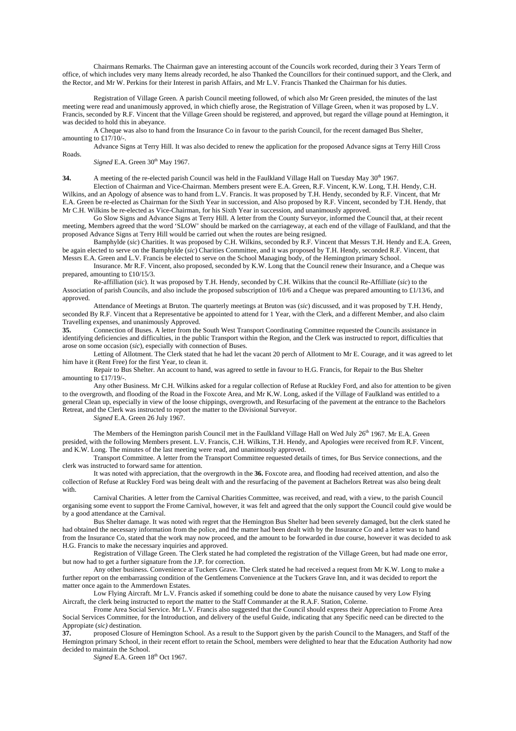Chairmans Remarks. The Chairman gave an interesting account of the Councils work recorded, during their 3 Years Term of office, of which includes very many Items already recorded, he also Thanked the Councillors for their continued support, and the Clerk, and the Rector, and Mr W. Perkins for their Interest in parish Affairs, and Mr L.V. Francis Thanked the Chairman for his duties.

Registration of Village Green. A parish Council meeting followed, of which also Mr Green presided, the minutes of the last meeting were read and unanimously approved, in which chiefly arose, the Registration of Village Green, when it was proposed by L.V. Francis, seconded by R.F. Vincent that the Village Green should be registered, and approved, but regard the village pound at Hemington, it was decided to hold this in abeyance.

A Cheque was also to hand from the Insurance Co in favour to the parish Council, for the recent damaged Bus Shelter, amounting to £17/10/-.

Advance Signs at Terry Hill. It was also decided to renew the application for the proposed Advance signs at Terry Hill Cross Roads.

*Signed* E.A. Green 30th May 1967.

**34.** A meeting of the re-elected parish Council was held in the Faulkland Village Hall on Tuesday May 30th 1967.

Election of Chairman and Vice-Chairman. Members present were E.A. Green, R.F. Vincent, K.W. Long, T.H. Hendy, C.H. Wilkins, and an Apology of absence was to hand from L.V. Francis. It was proposed by T.H. Hendy, seconded by R.F. Vincent, that Mr E.A. Green be re-elected as Chairman for the Sixth Year in succession, and Also proposed by R.F. Vincent, seconded by T.H. Hendy, that Mr C.H. Wilkins be re-elected as Vice-Chairman, for his Sixth Year in succession, and unanimously approved.

Go Slow Signs and Advance Signs at Terry Hill. A letter from the County Surveyor, informed the Council that, at their recent meeting, Members agreed that the word 'SLOW' should be marked on the carriageway, at each end of the village of Faulkland, and that the proposed Advance Signs at Terry Hill would be carried out when the routes are being resigned.

Bamphylde (*sic*) Charities. It was proposed by C.H. Wilkins, seconded by R.F. Vincent that Messrs T.H. Hendy and E.A. Green, be again elected to serve on the Bamphylde (*sic*) Charities Committee, and it was proposed by T.H. Hendy, seconded R.F. Vincent, that Messrs E.A. Green and L.V. Francis be elected to serve on the School Managing body, of the Hemington primary School.

Insurance. Mr R.F. Vincent, also proposed, seconded by K.W. Long that the Council renew their Insurance, and a Cheque was prepared, amounting to £10/15/3.

Re-affilliation (*sic*). It was proposed by T.H. Hendy, seconded by C.H. Wilkins that the council Re-Affilliate (*sic*) to the Association of parish Councils, and also include the proposed subscription of 10/6 and a Cheque was prepared amounting to £1/13/6, and approved.

Attendance of Meetings at Bruton. The quarterly meetings at Bruton was (*sic*) discussed, and it was proposed by T.H. Hendy, seconded By R.F. Vincent that a Representative be appointed to attend for 1 Year, with the Clerk, and a different Member, and also claim Travelling expenses, and unanimously Approved.

**35.** Connection of Buses. A letter from the South West Transport Coordinating Committee requested the Councils assistance in identifying deficiencies and difficulties, in the public Transport within the Region, and the Clerk was instructed to report, difficulties that arose on some occasion (*sic*), especially with connection of Buses.

Letting of Allotment. The Clerk stated that he had let the vacant 20 perch of Allotment to Mr E. Courage, and it was agreed to let him have it (Rent Free) for the first Year, to clean it.

Repair to Bus Shelter. An account to hand, was agreed to settle in favour to H.G. Francis, for Repair to the Bus Shelter amounting to £17/19/-.

Any other Business. Mr C.H. Wilkins asked for a regular collection of Refuse at Ruckley Ford, and also for attention to be given to the overgrowth, and flooding of the Road in the Foxcote Area, and Mr K.W. Long, asked if the Village of Faulkland was entitled to a general Clean up, especially in view of the loose chippings, overgrowth, and Resurfacing of the pavement at the entrance to the Bachelors Retreat, and the Clerk was instructed to report the matter to the Divisional Surveyor.

*Signed* E.A. Green 26 July 1967.

The Members of the Hemington parish Council met in the Faulkland Village Hall on Wed July 26th 1967. Mr E.A. Green presided, with the following Members present. L.V. Francis, C.H. Wilkins, T.H. Hendy, and Apologies were received from R.F. Vincent, and K.W. Long. The minutes of the last meeting were read, and unanimously approved.

Transport Committee. A letter from the Transport Committee requested details of times, for Bus Service connections, and the clerk was instructed to forward same for attention.

It was noted with appreciation, that the overgrowth in the **36.** Foxcote area, and flooding had received attention, and also the collection of Refuse at Ruckley Ford was being dealt with and the resurfacing of the pavement at Bachelors Retreat was also being dealt with.

Carnival Charities. A letter from the Carnival Charities Committee, was received, and read, with a view, to the parish Council organising some event to support the Frome Carnival, however, it was felt and agreed that the only support the Council could give would be by a good attendance at the Carnival.

Bus Shelter damage. It was noted with regret that the Hemington Bus Shelter had been severely damaged, but the clerk stated he had obtained the necessary information from the police, and the matter had been dealt with by the Insurance Co and a letter was to hand from the Insurance Co, stated that the work may now proceed, and the amount to be forwarded in due course, however it was decided to ask H.G. Francis to make the necessary inquiries and approved.

Registration of Village Green. The Clerk stated he had completed the registration of the Village Green, but had made one error, but now had to get a further signature from the J.P. for correction.

Any other business. Convenience at Tuckers Grave. The Clerk stated he had received a request from Mr K.W. Long to make a further report on the embarrassing condition of the Gentlemens Convenience at the Tuckers Grave Inn, and it was decided to report the matter once again to the Ammerdown Estates.

Low Flying Aircraft. Mr L.V. Francis asked if something could be done to abate the nuisance caused by very Low Flying Aircraft, the clerk being instructed to report the matter to the Staff Commander at the R.A.F. Station, Colerne.

Frome Area Social Service. Mr L.V. Francis also suggested that the Council should express their Appreciation to Frome Area Social Services Committee, for the Introduction, and delivery of the useful Guide, indicating that any Specific need can be directed to the Appropiate (*sic)* destination.

**37.** proposed Closure of Hemington School. As a result to the Support given by the parish Council to the Managers, and Staff of the Hemington primary School, in their recent effort to retain the School, members were delighted to hear that the Education Authority had now decided to maintain the School.

*Signed* E.A. Green 18th Oct 1967.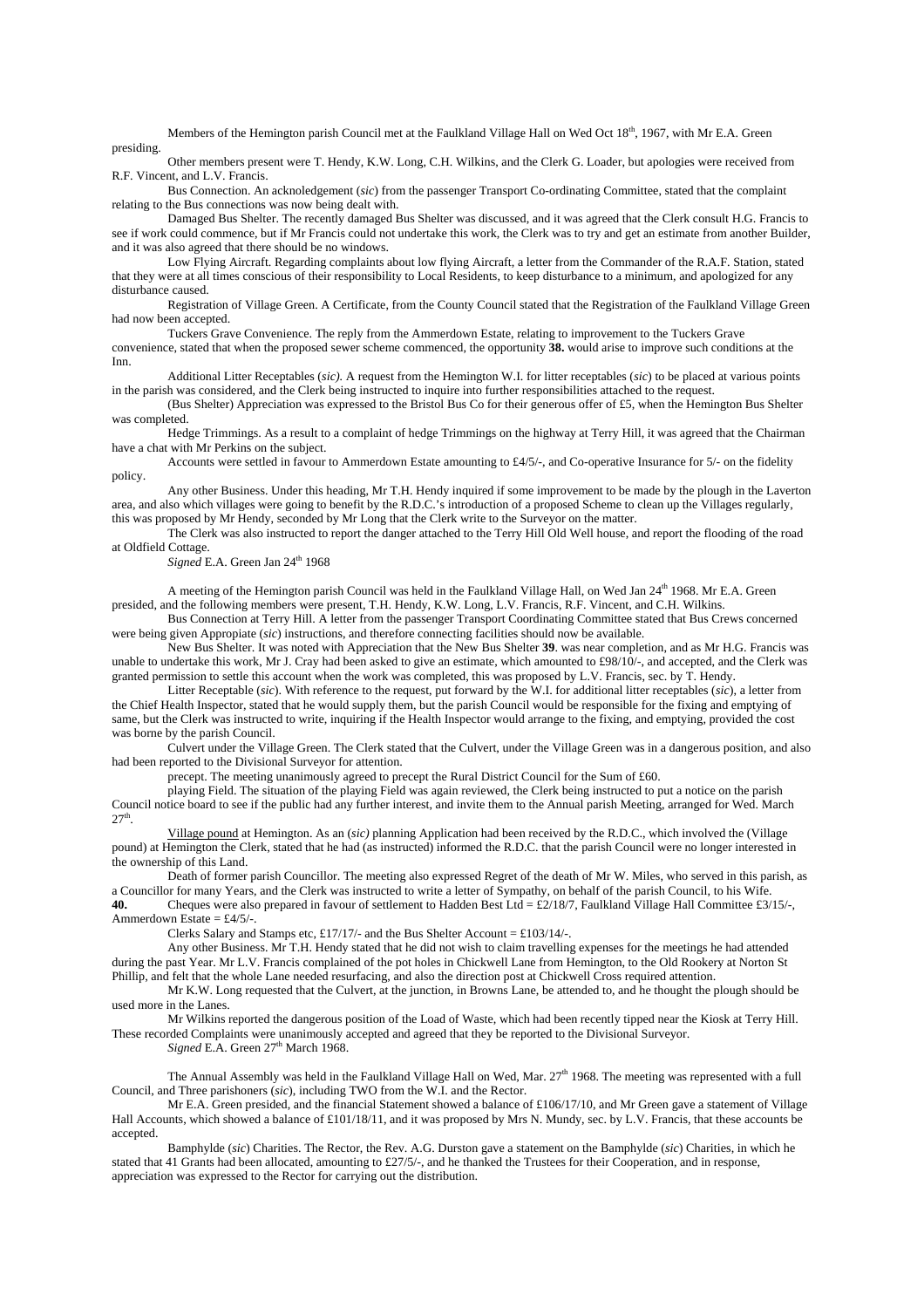Members of the Hemington parish Council met at the Faulkland Village Hall on Wed Oct 18th, 1967, with Mr E.A. Green presiding.

Other members present were T. Hendy, K.W. Long, C.H. Wilkins, and the Clerk G. Loader, but apologies were received from R.F. Vincent, and L.V. Francis.

Bus Connection. An acknoledgement (*sic*) from the passenger Transport Co-ordinating Committee, stated that the complaint relating to the Bus connections was now being dealt with.

Damaged Bus Shelter. The recently damaged Bus Shelter was discussed, and it was agreed that the Clerk consult H.G. Francis to see if work could commence, but if Mr Francis could not undertake this work, the Clerk was to try and get an estimate from another Builder, and it was also agreed that there should be no windows.

Low Flying Aircraft. Regarding complaints about low flying Aircraft, a letter from the Commander of the R.A.F. Station, stated that they were at all times conscious of their responsibility to Local Residents, to keep disturbance to a minimum, and apologized for any disturbance caused.

Registration of Village Green. A Certificate, from the County Council stated that the Registration of the Faulkland Village Green had now been accepted.

Tuckers Grave Convenience. The reply from the Ammerdown Estate, relating to improvement to the Tuckers Grave convenience, stated that when the proposed sewer scheme commenced, the opportunity **38.** would arise to improve such conditions at the Inn.

Additional Litter Receptables (*sic*). A request from the Hemington W.I. for litter receptables (*sic*) to be placed at various points in the parish was considered, and the Clerk being instructed to inquire into further responsibilities attached to the request.

(Bus Shelter) Appreciation was expressed to the Bristol Bus Co for their generous offer of £5, when the Hemington Bus Shelter was completed.

Hedge Trimmings. As a result to a complaint of hedge Trimmings on the highway at Terry Hill, it was agreed that the Chairman have a chat with Mr Perkins on the subject.

Accounts were settled in favour to Ammerdown Estate amounting to £4/5/-, and Co-operative Insurance for 5/- on the fidelity policy.

Any other Business. Under this heading, Mr T.H. Hendy inquired if some improvement to be made by the plough in the Laverton area, and also which villages were going to benefit by the R.D.C.'s introduction of a proposed Scheme to clean up the Villages regularly, this was proposed by Mr Hendy, seconded by Mr Long that the Clerk write to the Surveyor on the matter.

The Clerk was also instructed to report the danger attached to the Terry Hill Old Well house, and report the flooding of the road at Oldfield Cottage.

*Signed* E.A. Green Jan 24th 1968

A meeting of the Hemington parish Council was held in the Faulkland Village Hall, on Wed Jan 24th 1968. Mr E.A. Green presided, and the following members were present, T.H. Hendy, K.W. Long, L.V. Francis, R.F. Vincent, and C.H. Wilkins.

Bus Connection at Terry Hill. A letter from the passenger Transport Coordinating Committee stated that Bus Crews concerned were being given Appropiate (*sic*) instructions, and therefore connecting facilities should now be available.

New Bus Shelter. It was noted with Appreciation that the New Bus Shelter **39**. was near completion, and as Mr H.G. Francis was unable to undertake this work, Mr J. Cray had been asked to give an estimate, which amounted to £98/10/-, and accepted, and the Clerk was granted permission to settle this account when the work was completed, this was proposed by L.V. Francis, sec. by T. Hendy.

Litter Receptable (*sic*). With reference to the request, put forward by the W.I. for additional litter receptables (*sic*), a letter from the Chief Health Inspector, stated that he would supply them, but the parish Council would be responsible for the fixing and emptying of same, but the Clerk was instructed to write, inquiring if the Health Inspector would arrange to the fixing, and emptying, provided the cost was borne by the parish Council.

Culvert under the Village Green. The Clerk stated that the Culvert, under the Village Green was in a dangerous position, and also had been reported to the Divisional Surveyor for attention.

precept. The meeting unanimously agreed to precept the Rural District Council for the Sum of £60.

playing Field. The situation of the playing Field was again reviewed, the Clerk being instructed to put a notice on the parish Council notice board to see if the public had any further interest, and invite them to the Annual parish Meeting, arranged for Wed. March 27th.

Village pound at Hemington. As an (*sic)* planning Application had been received by the R.D.C., which involved the (Village pound) at Hemington the Clerk, stated that he had (as instructed) informed the R.D.C. that the parish Council were no longer interested in the ownership of this Land.

Death of former parish Councillor. The meeting also expressed Regret of the death of Mr W. Miles, who served in this parish, as a Councillor for many Years, and the Clerk was instructed to write a letter of Sympathy, on behalf of the parish Council, to his Wife.

**40.** Cheques were also prepared in favour of settlement to Hadden Best Ltd = £2/18/7, Faulkland Village Hall Committee £3/15/-, Ammerdown Estate = £4/5/-.

Clerks Salary and Stamps etc, £17/17/- and the Bus Shelter Account = £103/14/-.

Any other Business. Mr T.H. Hendy stated that he did not wish to claim travelling expenses for the meetings he had attended during the past Year. Mr L.V. Francis complained of the pot holes in Chickwell Lane from Hemington, to the Old Rookery at Norton St Phillip, and felt that the whole Lane needed resurfacing, and also the direction post at Chickwell Cross required attention.

Mr K.W. Long requested that the Culvert, at the junction, in Browns Lane, be attended to, and he thought the plough should be used more in the Lanes.

Mr Wilkins reported the dangerous position of the Load of Waste, which had been recently tipped near the Kiosk at Terry Hill. These recorded Complaints were unanimously accepted and agreed that they be reported to the Divisional Surveyor.

*Signed* E.A. Green 27th March 1968.

The Annual Assembly was held in the Faulkland Village Hall on Wed, Mar. 27th 1968. The meeting was represented with a full Council, and Three parishoners (*sic*), including TWO from the W.I. and the Rector.

Mr E.A. Green presided, and the financial Statement showed a balance of £106/17/10, and Mr Green gave a statement of Village Hall Accounts, which showed a balance of £101/18/11, and it was proposed by Mrs N. Mundy, sec. by L.V. Francis, that these accounts be accepted.

Bamphylde (*sic*) Charities. The Rector, the Rev. A.G. Durston gave a statement on the Bamphylde (*sic*) Charities, in which he stated that 41 Grants had been allocated, amounting to £27/5/-, and he thanked the Trustees for their Cooperation, and in response, appreciation was expressed to the Rector for carrying out the distribution.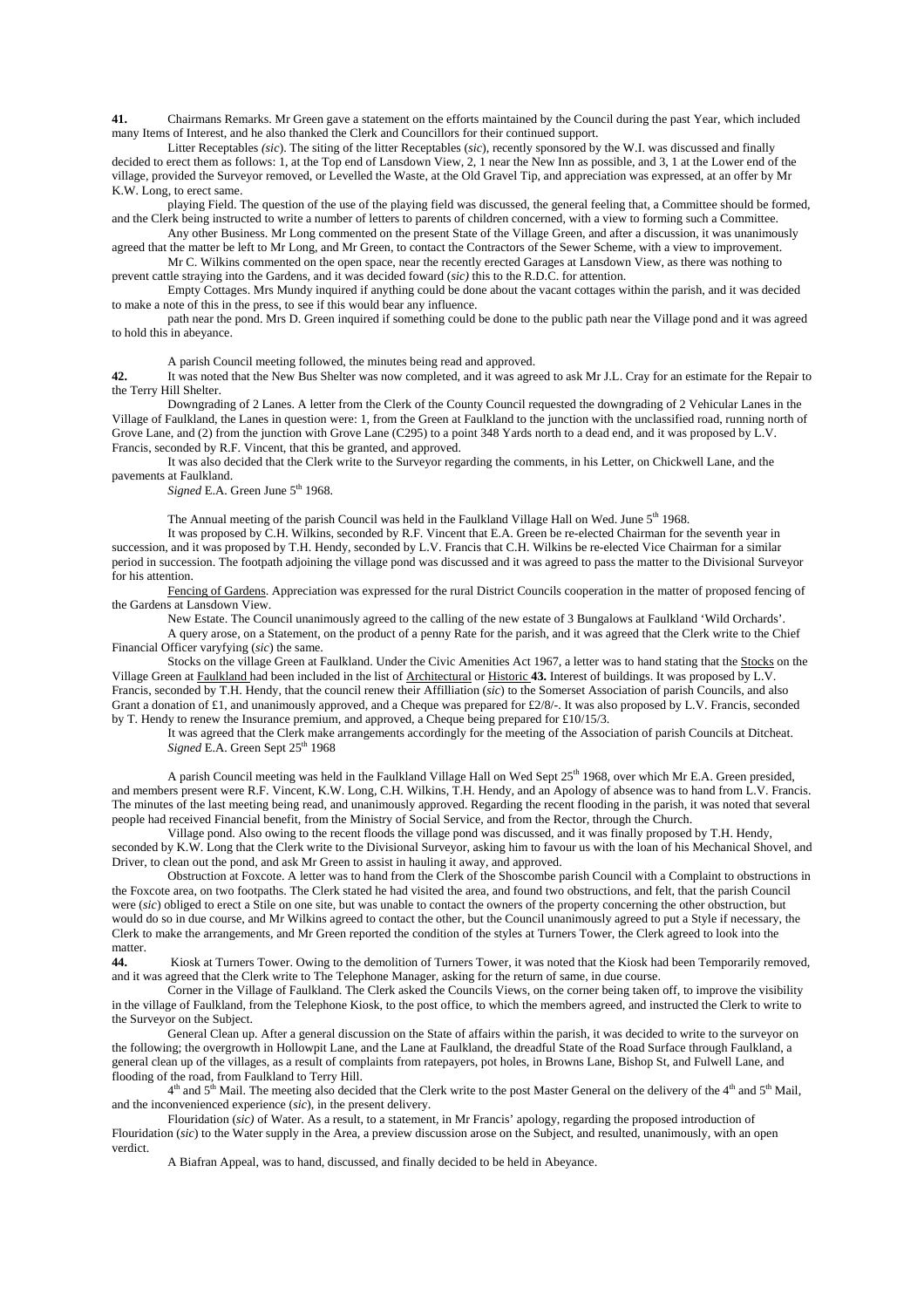**41.** Chairmans Remarks. Mr Green gave a statement on the efforts maintained by the Council during the past Year, which included many Items of Interest, and he also thanked the Clerk and Councillors for their continued support.

Litter Receptables *(sic)*. The siting of the litter Receptables (*sic*), recently sponsored by the W.I. was discussed and finally decided to erect them as follows: 1, at the Top end of Lansdown View, 2, 1 near the New Inn as possible, and 3, 1 at the Lower end of the village, provided the Surveyor removed, or Levelled the Waste, at the Old Gravel Tip, and appreciation was expressed, at an offer by Mr K.W. Long, to erect same.

playing Field. The question of the use of the playing field was discussed, the general feeling that, a Committee should be formed, and the Clerk being instructed to write a number of letters to parents of children concerned, with a view to forming such a Committee.

Any other Business. Mr Long commented on the present State of the Village Green, and after a discussion, it was unanimously agreed that the matter be left to Mr Long, and Mr Green, to contact the Contractors of the Sewer Scheme, with a view to improvement.

Mr C. Wilkins commented on the open space, near the recently erected Garages at Lansdown View, as there was nothing to prevent cattle straying into the Gardens, and it was decided foward (*sic)* this to the R.D.C. for attention.

Empty Cottages. Mrs Mundy inquired if anything could be done about the vacant cottages within the parish, and it was decided to make a note of this in the press, to see if this would bear any influence.

path near the pond. Mrs D. Green inquired if something could be done to the public path near the Village pond and it was agreed to hold this in abeyance.

A parish Council meeting followed, the minutes being read and approved.

**42.** It was noted that the New Bus Shelter was now completed, and it was agreed to ask Mr J.L. Cray for an estimate for the Repair to the Terry Hill Shelter.

Downgrading of 2 Lanes. A letter from the Clerk of the County Council requested the downgrading of 2 Vehicular Lanes in the Village of Faulkland, the Lanes in question were: 1, from the Green at Faulkland to the junction with the unclassified road, running north of Grove Lane, and (2) from the junction with Grove Lane (C295) to a point 348 Yards north to a dead end, and it was proposed by L.V. Francis, seconded by R.F. Vincent, that this be granted, and approved.

It was also decided that the Clerk write to the Surveyor regarding the comments, in his Letter, on Chickwell Lane, and the pavements at Faulkland.

*Signed* E.A. Green June 5th 1968.

The Annual meeting of the parish Council was held in the Faulkland Village Hall on Wed. June 5th 1968.

It was proposed by C.H. Wilkins, seconded by R.F. Vincent that E.A. Green be re-elected Chairman for the seventh year in succession, and it was proposed by T.H. Hendy, seconded by L.V. Francis that C.H. Wilkins be re-elected Vice Chairman for a similar period in succession. The footpath adjoining the village pond was discussed and it was agreed to pass the matter to the Divisional Surveyor for his attention.

<u>Fencing of Gardens</u>. Appreciation was expressed for the rural District Councils cooperation in the matter of proposed fencing of the Gardens at Lansdown View.

New Estate. The Council unanimously agreed to the calling of the new estate of 3 Bungalows at Faulkland 'Wild Orchards'.

A query arose, on a Statement, on the product of a penny Rate for the parish, and it was agreed that the Clerk write to the Chief Financial Officer varyfying (*sic*) the same.

Stocks on the village Green at Faulkland. Under the Civic Amenities Act 1967, a letter was to hand stating that the <u>Stocks</u> on the Village Green at <u>Faulkland</u> had been included in the list of <u>Architectural</u> or <u>Historic</u> **43.** Interest of buildings. It was proposed by L.V. Francis, seconded by T.H. Hendy, that the council renew their Affilliation (*sic*) to the Somerset Association of parish Councils, and also Grant a donation of £1, and unanimously approved, and a Cheque was prepared for £2/8/-. It was also proposed by L.V. Francis, seconded by T. Hendy to renew the Insurance premium, and approved, a Cheque being prepared for £10/15/3.

It was agreed that the Clerk make arrangements accordingly for the meeting of the Association of parish Councils at Ditcheat.

*Signed* E.A. Green Sept 25th 1968

A parish Council meeting was held in the Faulkland Village Hall on Wed Sept 25th 1968, over which Mr E.A. Green presided, and members present were R.F. Vincent, K.W. Long, C.H. Wilkins, T.H. Hendy, and an Apology of absence was to hand from L.V. Francis. The minutes of the last meeting being read, and unanimously approved. Regarding the recent flooding in the parish, it was noted that several people had received Financial benefit, from the Ministry of Social Service, and from the Rector, through the Church.

Village pond. Also owing to the recent floods the village pond was discussed, and it was finally proposed by T.H. Hendy, seconded by K.W. Long that the Clerk write to the Divisional Surveyor, asking him to favour us with the loan of his Mechanical Shovel, and Driver, to clean out the pond, and ask Mr Green to assist in hauling it away, and approved.

Obstruction at Foxcote. A letter was to hand from the Clerk of the Shoscombe parish Council with a Complaint to obstructions in the Foxcote area, on two footpaths. The Clerk stated he had visited the area, and found two obstructions, and felt, that the parish Council were (*sic*) obliged to erect a Stile on one site, but was unable to contact the owners of the property concerning the other obstruction, but would do so in due course, and Mr Wilkins agreed to contact the other, but the Council unanimously agreed to put a Style if necessary, the Clerk to make the arrangements, and Mr Green reported the condition of the styles at Turners Tower, the Clerk agreed to look into the matter.

**44.** Kiosk at Turners Tower. Owing to the demolition of Turners Tower, it was noted that the Kiosk had been Temporarily removed, and it was agreed that the Clerk write to The Telephone Manager, asking for the return of same, in due course.

Corner in the Village of Faulkland. The Clerk asked the Councils Views, on the corner being taken off, to improve the visibility in the village of Faulkland, from the Telephone Kiosk, to the post office, to which the members agreed, and instructed the Clerk to write to the Surveyor on the Subject.

General Clean up. After a general discussion on the State of affairs within the parish, it was decided to write to the surveyor on the following; the overgrowth in Hollowpit Lane, and the Lane at Faulkland, the dreadful State of the Road Surface through Faulkland, a general clean up of the villages, as a result of complaints from ratepayers, pot holes, in Browns Lane, Bishop St, and Fulwell Lane, and flooding of the road, from Faulkland to Terry Hill.

4th and 5th Mail. The meeting also decided that the Clerk write to the post Master General on the delivery of the 4th and 5th Mail, and the inconvenienced experience (*sic*), in the present delivery.

Flouridation (*sic)* of Water. As a result, to a statement, in Mr Francis' apology, regarding the proposed introduction of Flouridation (*sic*) to the Water supply in the Area, a preview discussion arose on the Subject, and resulted, unanimously, with an open verdict.

A Biafran Appeal, was to hand, discussed, and finally decided to be held in Abeyance.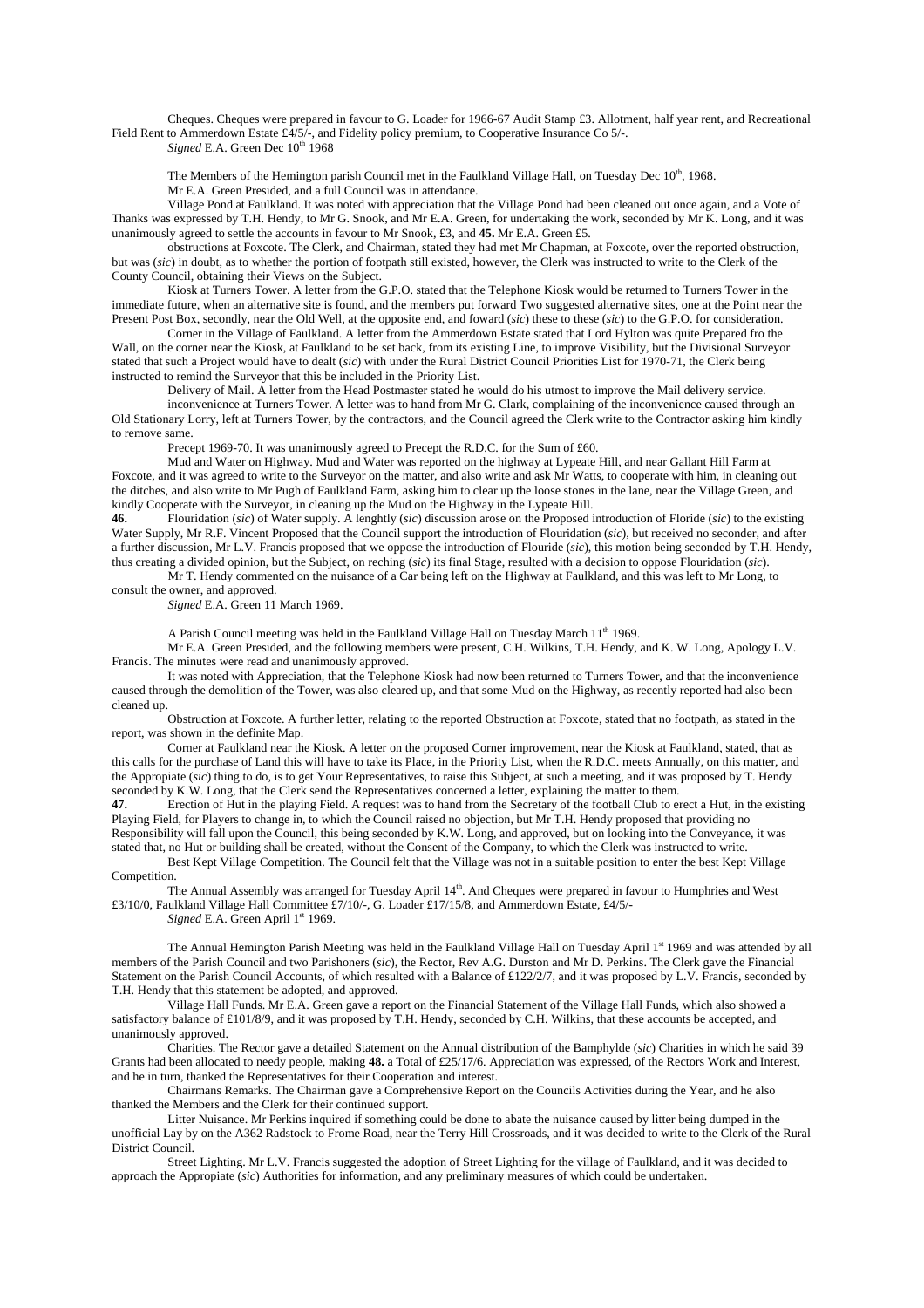Cheques. Cheques were prepared in favour to G. Loader for 1966-67 Audit Stamp £3. Allotment, half year rent, and Recreational Field Rent to Ammerdown Estate £4/5/-, and Fidelity policy premium, to Cooperative Insurance Co 5/-.

*Signed* E.A. Green Dec 10th 1968

The Members of the Hemington parish Council met in the Faulkland Village Hall, on Tuesday Dec 10th, 1968.

Mr E.A. Green Presided, and a full Council was in attendance.

Village Pond at Faulkland. It was noted with appreciation that the Village Pond had been cleaned out once again, and a Vote of Thanks was expressed by T.H. Hendy, to Mr G. Snook, and Mr E.A. Green, for undertaking the work, seconded by Mr K. Long, and it was unanimously agreed to settle the accounts in favour to Mr Snook, £3, and **45.** Mr E.A. Green £5.

obstructions at Foxcote. The Clerk, and Chairman, stated they had met Mr Chapman, at Foxcote, over the reported obstruction, but was (*sic*) in doubt, as to whether the portion of footpath still existed, however, the Clerk was instructed to write to the Clerk of the County Council, obtaining their Views on the Subject.

Kiosk at Turners Tower. A letter from the G.P.O. stated that the Telephone Kiosk would be returned to Turners Tower in the immediate future, when an alternative site is found, and the members put forward Two suggested alternative sites, one at the Point near the Present Post Box, secondly, near the Old Well, at the opposite end, and foward (*sic*) these to these (*sic*) to the G.P.O. for consideration.

Corner in the Village of Faulkland. A letter from the Ammerdown Estate stated that Lord Hylton was quite Prepared fro the Wall, on the corner near the Kiosk, at Faulkland to be set back, from its existing Line, to improve Visibility, but the Divisional Surveyor stated that such a Project would have to dealt (*sic*) with under the Rural District Council Priorities List for 1970-71, the Clerk being instructed to remind the Surveyor that this be included in the Priority List.

Delivery of Mail. A letter from the Head Postmaster stated he would do his utmost to improve the Mail delivery service.

inconvenience at Turners Tower. A letter was to hand from Mr G. Clark, complaining of the inconvenience caused through an Old Stationary Lorry, left at Turners Tower, by the contractors, and the Council agreed the Clerk write to the Contractor asking him kindly to remove same.

Precept 1969-70. It was unanimously agreed to Precept the R.D.C. for the Sum of £60.

Mud and Water on Highway. Mud and Water was reported on the highway at Lypeate Hill, and near Gallant Hill Farm at Foxcote, and it was agreed to write to the Surveyor on the matter, and also write and ask Mr Watts, to cooperate with him, in cleaning out the ditches, and also write to Mr Pugh of Faulkland Farm, asking him to clear up the loose stones in the lane, near the Village Green, and kindly Cooperate with the Surveyor, in cleaning up the Mud on the Highway in the Lypeate Hill.

**46.** Flouridation (*sic*) of Water supply. A lenghtly (*sic*) discussion arose on the Proposed introduction of Floride (*sic*) to the existing Water Supply, Mr R.F. Vincent Proposed that the Council support the introduction of Flouridation (*sic*), but received no seconder, and after a further discussion, Mr L.V. Francis proposed that we oppose the introduction of Flouride (*sic*), this motion being seconded by T.H. Hendy, thus creating a divided opinion, but the Subject, on reching (*sic*) its final Stage, resulted with a decision to oppose Flouridation (*sic*).

Mr T. Hendy commented on the nuisance of a Car being left on the Highway at Faulkland, and this was left to Mr Long, to consult the owner, and approved.

*Signed* E.A. Green 11 March 1969.

A Parish Council meeting was held in the Faulkland Village Hall on Tuesday March 11th 1969.

Mr E.A. Green Presided, and the following members were present, C.H. Wilkins, T.H. Hendy, and K. W. Long, Apology L.V. Francis. The minutes were read and unanimously approved.

It was noted with Appreciation, that the Telephone Kiosk had now been returned to Turners Tower, and that the inconvenience caused through the demolition of the Tower, was also cleared up, and that some Mud on the Highway, as recently reported had also been cleaned up.

Obstruction at Foxcote. A further letter, relating to the reported Obstruction at Foxcote, stated that no footpath, as stated in the report, was shown in the definite Map.

Corner at Faulkland near the Kiosk. A letter on the proposed Corner improvement, near the Kiosk at Faulkland, stated, that as this calls for the purchase of Land this will have to take its Place, in the Priority List, when the R.D.C. meets Annually, on this matter, and the Appropiate (*sic*) thing to do, is to get Your Representatives, to raise this Subject, at such a meeting, and it was proposed by T. Hendy seconded by K.W. Long, that the Clerk send the Representatives concerned a letter, explaining the matter to them.

**47.** Erection of Hut in the playing Field. A request was to hand from the Secretary of the football Club to erect a Hut, in the existing Playing Field, for Players to change in, to which the Council raised no objection, but Mr T.H. Hendy proposed that providing no Responsibility will fall upon the Council, this being seconded by K.W. Long, and approved, but on looking into the Conveyance, it was stated that, no Hut or building shall be created, without the Consent of the Company, to which the Clerk was instructed to write.

Best Kept Village Competition. The Council felt that the Village was not in a suitable position to enter the best Kept Village Competition.

The Annual Assembly was arranged for Tuesday April 14th. And Cheques were prepared in favour to Humphries and West £3/10/0, Faulkland Village Hall Committee £7/10/-, G. Loader £17/15/8, and Ammerdown Estate, £4/5/-

*Signed* E.A. Green April 1st 1969.

The Annual Hemington Parish Meeting was held in the Faulkland Village Hall on Tuesday April 1st 1969 and was attended by all members of the Parish Council and two Parishoners (*sic*), the Rector, Rev A.G. Durston and Mr D. Perkins. The Clerk gave the Financial Statement on the Parish Council Accounts, of which resulted with a Balance of £122/2/7, and it was proposed by L.V. Francis, seconded by T.H. Hendy that this statement be adopted, and approved.

Village Hall Funds. Mr E.A. Green gave a report on the Financial Statement of the Village Hall Funds, which also showed a satisfactory balance of £101/8/9, and it was proposed by T.H. Hendy, seconded by C.H. Wilkins, that these accounts be accepted, and unanimously approved.

Charities. The Rector gave a detailed Statement on the Annual distribution of the Bamphylde (*sic*) Charities in which he said 39 Grants had been allocated to needy people, making **48.** a Total of £25/17/6. Appreciation was expressed, of the Rectors Work and Interest, and he in turn, thanked the Representatives for their Cooperation and interest.

Chairmans Remarks. The Chairman gave a Comprehensive Report on the Councils Activities during the Year, and he also thanked the Members and the Clerk for their continued support.

Litter Nuisance. Mr Perkins inquired if something could be done to abate the nuisance caused by litter being dumped in the unofficial Lay by on the A362 Radstock to Frome Road, near the Terry Hill Crossroads, and it was decided to write to the Clerk of the Rural District Council.

Street Lighting. Mr L.V. Francis suggested the adoption of Street Lighting for the village of Faulkland, and it was decided to approach the Appropiate (*sic*) Authorities for information, and any preliminary measures of which could be undertaken.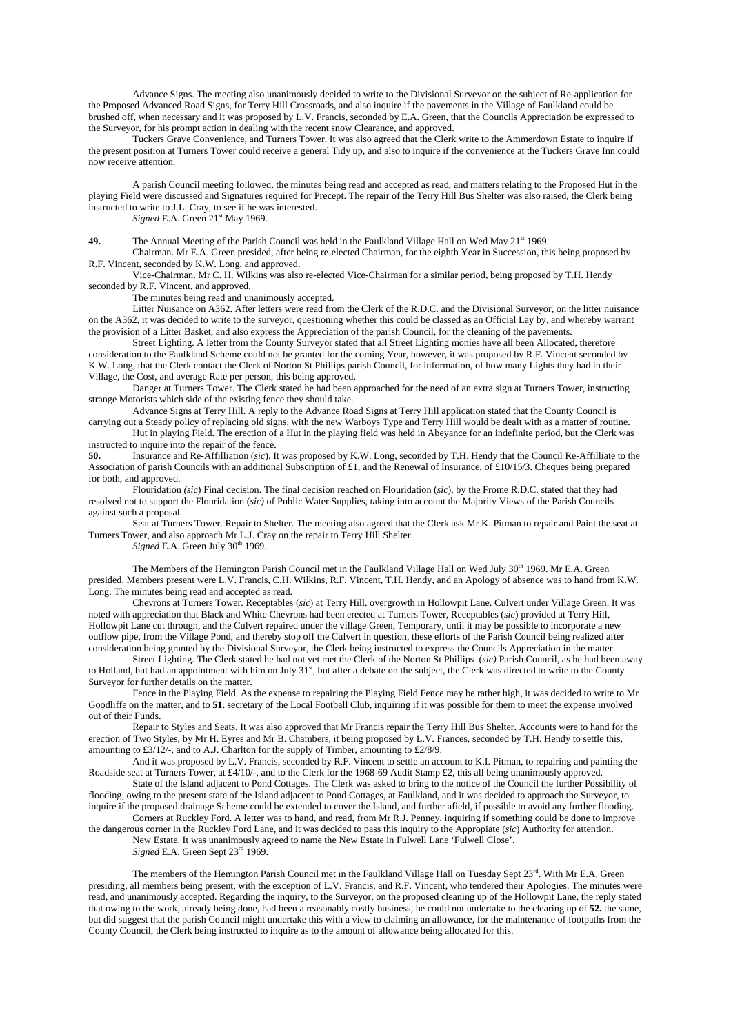Advance Signs. The meeting also unanimously decided to write to the Divisional Surveyor on the subject of Re-application for the Proposed Advanced Road Signs, for Terry Hill Crossroads, and also inquire if the pavements in the Village of Faulkland could be brushed off, when necessary and it was proposed by L.V. Francis, seconded by E.A. Green, that the Councils Appreciation be expressed to the Surveyor, for his prompt action in dealing with the recent snow Clearance, and approved.

Tuckers Grave Convenience, and Turners Tower. It was also agreed that the Clerk write to the Ammerdown Estate to inquire if the present position at Turners Tower could receive a general Tidy up, and also to inquire if the convenience at the Tuckers Grave Inn could now receive attention.

A parish Council meeting followed, the minutes being read and accepted as read, and matters relating to the Proposed Hut in the playing Field were discussed and Signatures required for Precept. The repair of the Terry Hill Bus Shelter was also raised, the Clerk being instructed to write to J.L. Cray, to see if he was interested.

*Signed* E.A. Green 21st May 1969.

**49.** The Annual Meeting of the Parish Council was held in the Faulkland Village Hall on Wed May 21st 1969.

Chairman. Mr E.A. Green presided, after being re-elected Chairman, for the eighth Year in Succession, this being proposed by R.F. Vincent, seconded by K.W. Long, and approved.

Vice-Chairman. Mr C. H. Wilkins was also re-elected Vice-Chairman for a similar period, being proposed by T.H. Hendy seconded by R.F. Vincent, and approved.

The minutes being read and unanimously accepted.

Litter Nuisance on A362. After letters were read from the Clerk of the R.D.C. and the Divisional Surveyor, on the litter nuisance on the A362, it was decided to write to the surveyor, questioning whether this could be classed as an Official Lay by, and whereby warrant the provision of a Litter Basket, and also express the Appreciation of the parish Council, for the cleaning of the pavements.

Street Lighting. A letter from the County Surveyor stated that all Street Lighting monies have all been Allocated, therefore consideration to the Faulkland Scheme could not be granted for the coming Year, however, it was proposed by R.F. Vincent seconded by K.W. Long, that the Clerk contact the Clerk of Norton St Phillips parish Council, for information, of how many Lights they had in their Village, the Cost, and average Rate per person, this being approved.

Danger at Turners Tower. The Clerk stated he had been approached for the need of an extra sign at Turners Tower, instructing strange Motorists which side of the existing fence they should take.

Advance Signs at Terry Hill. A reply to the Advance Road Signs at Terry Hill application stated that the County Council is carrying out a Steady policy of replacing old signs, with the new Warboys Type and Terry Hill would be dealt with as a matter of routine.

Hut in playing Field. The erection of a Hut in the playing field was held in Abeyance for an indefinite period, but the Clerk was instructed to inquire into the repair of the fence.

**50.** Insurance and Re-Affilliation (*sic*). It was proposed by K.W. Long, seconded by T.H. Hendy that the Council Re-Affilliate to the Association of parish Councils with an additional Subscription of £1, and the Renewal of Insurance, of £10/15/3. Cheques being prepared for both, and approved.

Flouridation *(sic*) Final decision. The final decision reached on Flouridation (*sic*), by the Frome R.D.C. stated that they had resolved not to support the Flouridation (*sic)* of Public Water Supplies, taking into account the Majority Views of the Parish Councils against such a proposal.

Seat at Turners Tower. Repair to Shelter. The meeting also agreed that the Clerk ask Mr K. Pitman to repair and Paint the seat at Turners Tower, and also approach Mr L.J. Cray on the repair to Terry Hill Shelter.

*Signed* E.A. Green July 30th 1969.

The Members of the Hemington Parish Council met in the Faulkland Village Hall on Wed July 30th 1969. Mr E.A. Green presided. Members present were L.V. Francis, C.H. Wilkins, R.F. Vincent, T.H. Hendy, and an Apology of absence was to hand from K.W. Long. The minutes being read and accepted as read.

Chevrons at Turners Tower. Receptables (*sic*) at Terry Hill. overgrowth in Hollowpit Lane. Culvert under Village Green. It was noted with appreciation that Black and White Chevrons had been erected at Turners Tower, Receptables (*sic*) provided at Terry Hill, Hollowpit Lane cut through, and the Culvert repaired under the village Green, Temporary, until it may be possible to incorporate a new outflow pipe, from the Village Pond, and thereby stop off the Culvert in question, these efforts of the Parish Council being realized after consideration being granted by the Divisional Surveyor, the Clerk being instructed to express the Councils Appreciation in the matter.

Street Lighting. The Clerk stated he had not yet met the Clerk of the Norton St Phillips (*sic)* Parish Council, as he had been away to Holland, but had an appointment with him on July 31st, but after a debate on the subject, the Clerk was directed to write to the County Surveyor for further details on the matter.

Fence in the Playing Field. As the expense to repairing the Playing Field Fence may be rather high, it was decided to write to Mr Goodliffe on the matter, and to **51.** secretary of the Local Football Club, inquiring if it was possible for them to meet the expense involved out of their Funds.

Repair to Styles and Seats. It was also approved that Mr Francis repair the Terry Hill Bus Shelter. Accounts were to hand for the erection of Two Styles, by Mr H. Eyres and Mr B. Chambers, it being proposed by L.V. Frances, seconded by T.H. Hendy to settle this, amounting to £3/12/-, and to A.J. Charlton for the supply of Timber, amounting to £2/8/9.

And it was proposed by L.V. Francis, seconded by R.F. Vincent to settle an account to K.I. Pitman, to repairing and painting the Roadside seat at Turners Tower, at £4/10/-, and to the Clerk for the 1968-69 Audit Stamp £2, this all being unanimously approved.

State of the Island adjacent to Pond Cottages. The Clerk was asked to bring to the notice of the Council the further Possibility of flooding, owing to the present state of the Island adjacent to Pond Cottages, at Faulkland, and it was decided to approach the Surveyor, to inquire if the proposed drainage Scheme could be extended to cover the Island, and further afield, if possible to avoid any further flooding.

Corners at Ruckley Ford. A letter was to hand, and read, from Mr R.J. Penney, inquiring if something could be done to improve the dangerous corner in the Ruckley Ford Lane, and it was decided to pass this inquiry to the Appropiate (*sic*) Authority for attention.

<u>New Estate</u>. It was unanimously agreed to name the New Estate in Fulwell Lane 'Fulwell Close'.

*Signed* E.A. Green Sept 23rd 1969.

The members of the Hemington Parish Council met in the Faulkland Village Hall on Tuesday Sept 23rd. With Mr E.A. Green presiding, all members being present, with the exception of L.V. Francis, and R.F. Vincent, who tendered their Apologies. The minutes were read, and unanimously accepted. Regarding the inquiry, to the Surveyor, on the proposed cleaning up of the Hollowpit Lane, the reply stated that owing to the work, already being done, had been a reasonably costly business, he could not undertake to the clearing up of **52.** the same, but did suggest that the parish Council might undertake this with a view to claiming an allowance, for the maintenance of footpaths from the County Council, the Clerk being instructed to inquire as to the amount of allowance being allocated for this.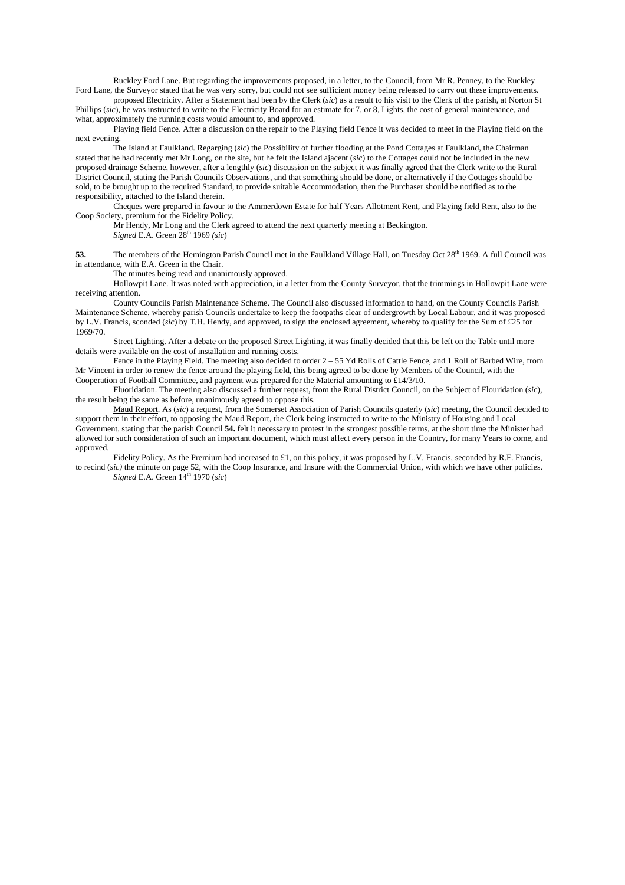Ruckley Ford Lane. But regarding the improvements proposed, in a letter, to the Council, from Mr R. Penney, to the Ruckley Ford Lane, the Surveyor stated that he was very sorry, but could not see sufficient money being released to carry out these improvements.

proposed Electricity. After a Statement had been by the Clerk (*sic*) as a result to his visit to the Clerk of the parish, at Norton St Phillips (*sic*), he was instructed to write to the Electricity Board for an estimate for 7, or 8, Lights, the cost of general maintenance, and what, approximately the running costs would amount to, and approved.

Playing field Fence. After a discussion on the repair to the Playing field Fence it was decided to meet in the Playing field on the next evening.

The Island at Faulkland. Regarging (*sic*) the Possibility of further flooding at the Pond Cottages at Faulkland, the Chairman stated that he had recently met Mr Long, on the site, but he felt the Island ajacent (*sic*) to the Cottages could not be included in the new proposed drainage Scheme, however, after a lengthly (*sic*) discussion on the subject it was finally agreed that the Clerk write to the Rural District Council, stating the Parish Councils Observations, and that something should be done, or alternatively if the Cottages should be sold, to be brought up to the required Standard, to provide suitable Accommodation, then the Purchaser should be notified as to the responsibility, attached to the Island therein.

Cheques were prepared in favour to the Ammerdown Estate for half Years Allotment Rent, and Playing field Rent, also to the Coop Society, premium for the Fidelity Policy.

Mr Hendy, Mr Long and the Clerk agreed to attend the next quarterly meeting at Beckington.

*Signed* E.A. Green 28th 1969 (*sic*)

**53.** The members of the Hemington Parish Council met in the Faulkland Village Hall, on Tuesday Oct 28th 1969. A full Council was in attendance, with E.A. Green in the Chair.

The minutes being read and unanimously approved.

Hollowpit Lane. It was noted with appreciation, in a letter from the County Surveyor, that the trimmings in Hollowpit Lane were receiving attention.

County Councils Parish Maintenance Scheme. The Council also discussed information to hand, on the County Councils Parish Maintenance Scheme, whereby parish Councils undertake to keep the footpaths clear of undergrowth by Local Labour, and it was proposed by L.V. Francis, sconded (*sic*) by T.H. Hendy, and approved, to sign the enclosed agreement, whereby to qualify for the Sum of £25 for 1969/70.

Street Lighting. After a debate on the proposed Street Lighting, it was finally decided that this be left on the Table until more details were available on the cost of installation and running costs.

Fence in the Playing Field. The meeting also decided to order 2 – 55 Yd Rolls of Cattle Fence, and 1 Roll of Barbed Wire, from Mr Vincent in order to renew the fence around the playing field, this being agreed to be done by Members of the Council, with the Cooperation of Football Committee, and payment was prepared for the Material amounting to £14/3/10.

Fluoridation. The meeting also discussed a further request, from the Rural District Council, on the Subject of Flouridation (*sic*), the result being the same as before, unanimously agreed to oppose this.

Maud Report. As (*sic*) a request, from the Somerset Association of Parish Councils quaterly (*sic*) meeting, the Council decided to support them in their effort, to opposing the Maud Report, the Clerk being instructed to write to the Ministry of Housing and Local Government, stating that the parish Council **54.** felt it necessary to protest in the strongest possible terms, at the short time the Minister had allowed for such consideration of such an important document, which must affect every person in the Country, for many Years to come, and approved.

Fidelity Policy. As the Premium had increased to £1, on this policy, it was proposed by L.V. Francis, seconded by R.F. Francis, to recind (*sic*) the minute on page 52, with the Coop Insurance, and Insure with the Commercial Union, with which we have other policies.

*Signed* E.A. Green 14th 1970 (*sic*)